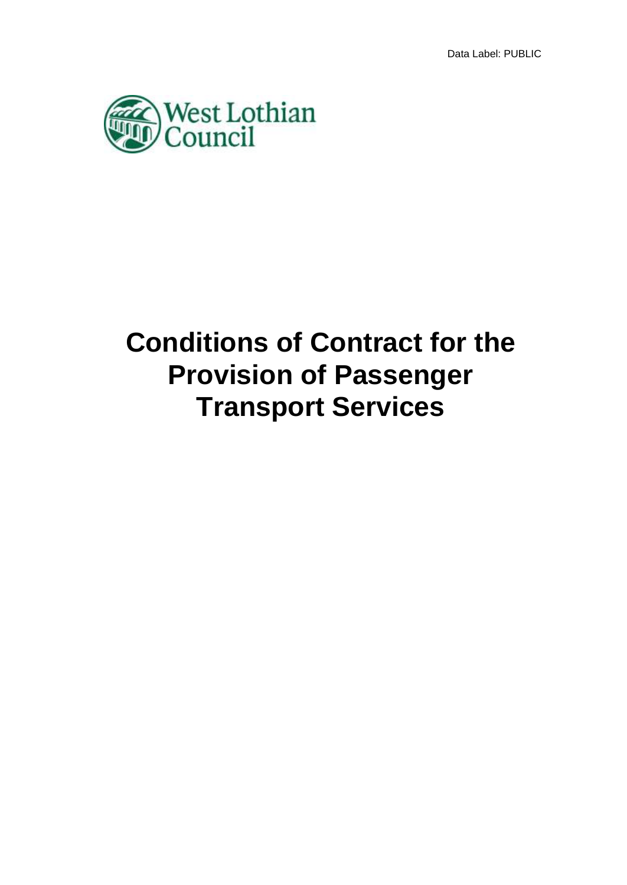Data Label: PUBLIC

West Lothian Council

# Conditions of Contract for the Provision of Passenger Transport Services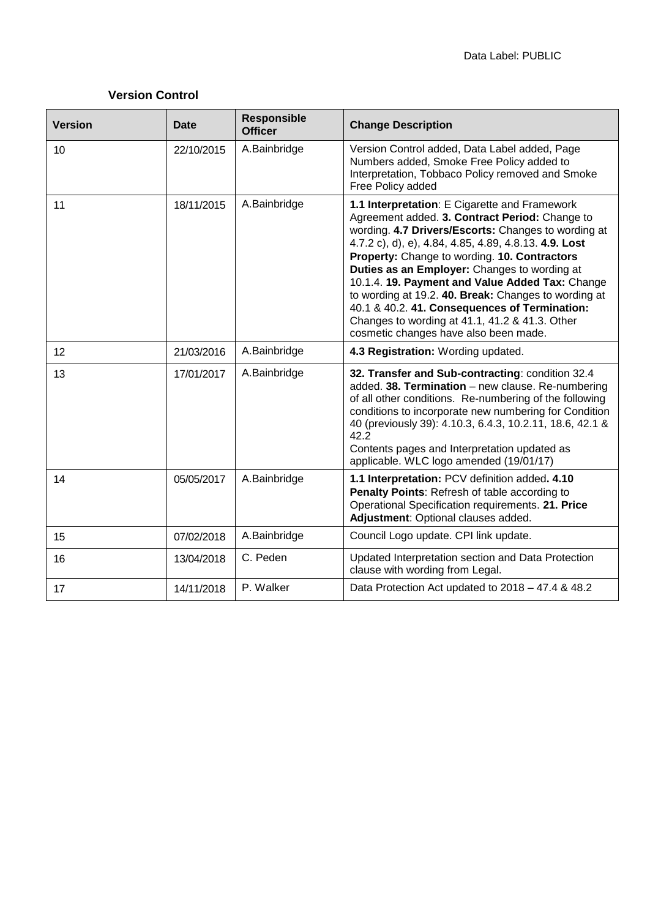Data Label: PUBLIC

## Version Control

| Version | Date | Responsible Officer | Change Description |
|---|---|---|---|
| 10 | 22/10/2015 | A.Bainbridge | Version Control added, Data Label added, Page Numbers added, Smoke Free Policy added to Interpretation, Tobbaco Policy removed and Smoke Free Policy added |
| 11 | 18/11/2015 | A.Bainbridge | **1.1 Interpretation**: E Cigarette and Framework Agreement added. **3. Contract Period:** Change to wording. **4.7 Drivers/Escorts:** Changes to wording at 4.7.2 c), d), e), 4.84, 4.85, 4.89, 4.8.13. **4.9. Lost Property:** Change to wording. **10. Contractors Duties as an Employer:** Changes to wording at 10.1.4. **19. Payment and Value Added Tax:** Change to wording at 19.2. **40. Break:** Changes to wording at 40.1 & 40.2. **41. Consequences of Termination:** Changes to wording at 41.1, 41.2 & 41.3. Other cosmetic changes have also been made. |
| 12 | 21/03/2016 | A.Bainbridge | **4.3 Registration:** Wording updated. |
| 13 | 17/01/2017 | A.Bainbridge | **32. Transfer and Sub-contracting**: condition 32.4 added. **38. Termination** – new clause. Re-numbering of all other conditions. Re-numbering of the following conditions to incorporate new numbering for Condition 40 (previously 39): 4.10.3, 6.4.3, 10.2.11, 18.6, 42.1 & 42.2<br>Contents pages and Interpretation updated as applicable. WLC logo amended (19/01/17) |
| 14 | 05/05/2017 | A.Bainbridge | **1.1 Interpretation:** PCV definition added**. 4.10 Penalty Points**: Refresh of table according to Operational Specification requirements. **21. Price Adjustment**: Optional clauses added. |
| 15 | 07/02/2018 | A.Bainbridge | Council Logo update. CPI link update. |
| 16 | 13/04/2018 | C. Peden | Updated Interpretation section and Data Protection clause with wording from Legal. |
| 17 | 14/11/2018 | P. Walker | Data Protection Act updated to 2018 – 47.4 & 48.2 |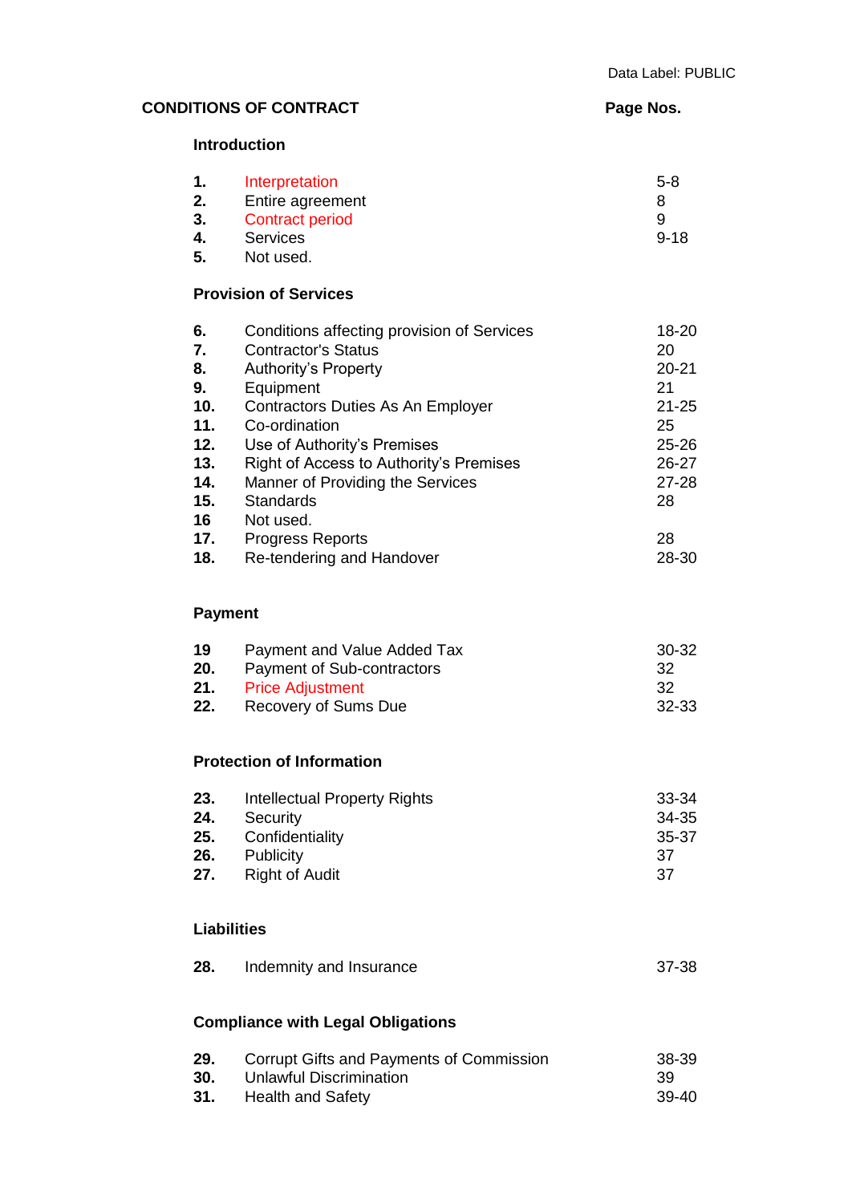Data Label: PUBLIC

## CONDITIONS OF CONTRACT

| | | Page Nos. |
|---|---|---|
| **Introduction** | | |
| **1.** | Interpretation | 5-8 |
| **2.** | Entire agreement | 8 |
| **3.** | Contract period | 9 |
| **4.** | Services | 9-18 |
| **5.** | Not used. | |
| **Provision of Services** | | |
| **6.** | Conditions affecting provision of Services | 18-20 |
| **7.** | Contractor's Status | 20 |
| **8.** | Authority's Property | 20-21 |
| **9.** | Equipment | 21 |
| **10.** | Contractors Duties As An Employer | 21-25 |
| **11.** | Co-ordination | 25 |
| **12.** | Use of Authority's Premises | 25-26 |
| **13.** | Right of Access to Authority's Premises | 26-27 |
| **14.** | Manner of Providing the Services | 27-28 |
| **15.** | Standards | 28 |
| **16** | Not used. | |
| **17.** | Progress Reports | 28 |
| **18.** | Re-tendering and Handover | 28-30 |
| **Payment** | | |
| **19** | Payment and Value Added Tax | 30-32 |
| **20.** | Payment of Sub-contractors | 32 |
| **21.** | Price Adjustment | 32 |
| **22.** | Recovery of Sums Due | 32-33 |
| **Protection of Information** | | |
| **23.** | Intellectual Property Rights | 33-34 |
| **24.** | Security | 34-35 |
| **25.** | Confidentiality | 35-37 |
| **26.** | Publicity | 37 |
| **27.** | Right of Audit | 37 |
| **Liabilities** | | |
| **28.** | Indemnity and Insurance | 37-38 |
| **Compliance with Legal Obligations** | | |
| **29.** | Corrupt Gifts and Payments of Commission | 38-39 |
| **30.** | Unlawful Discrimination | 39 |
| **31.** | Health and Safety | 39-40 |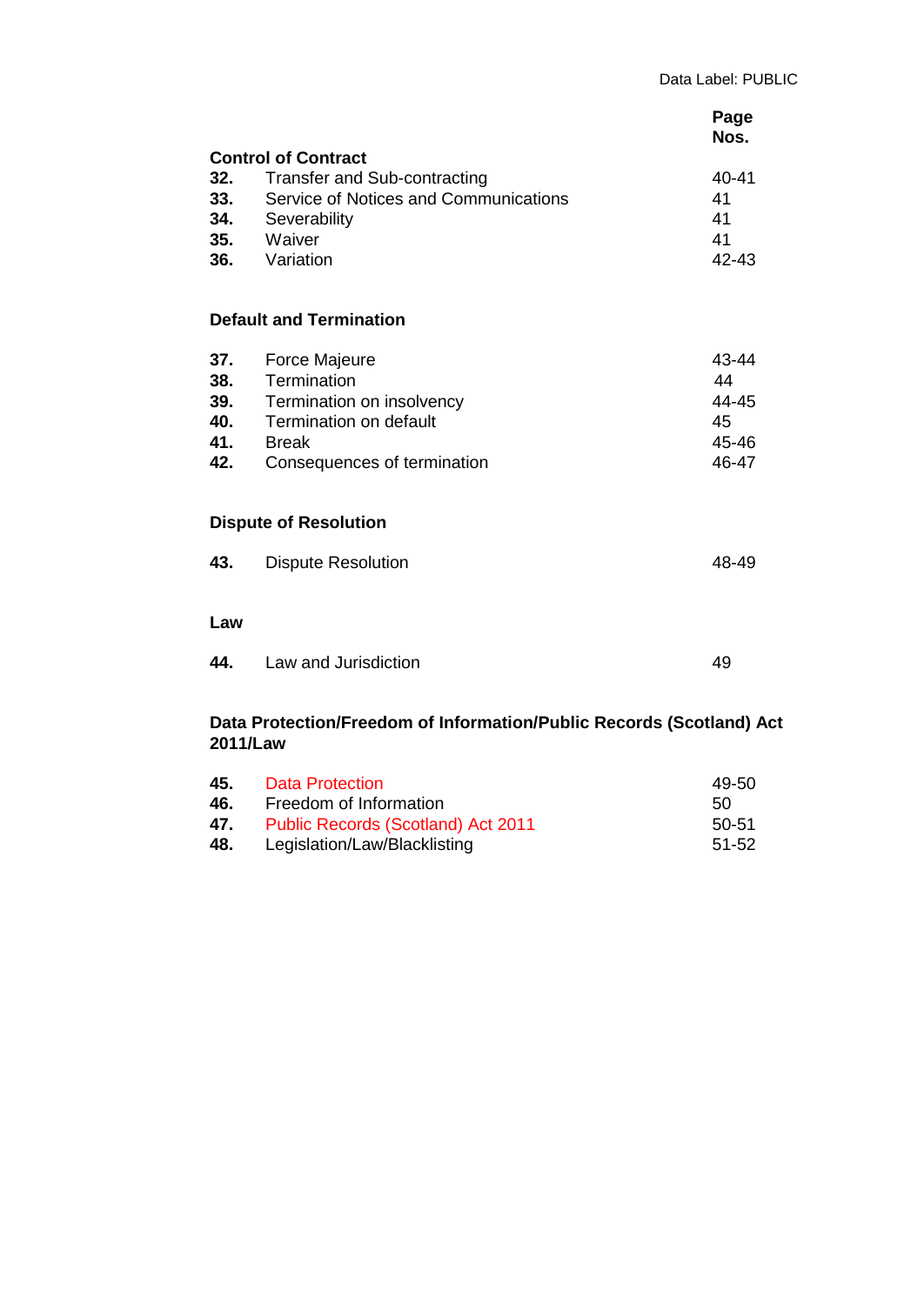Data Label: PUBLIC

| | | Page Nos. |
|---|---|---|
| **Control of Contract** | | |
| **32.** | Transfer and Sub-contracting | 40-41 |
| **33.** | Service of Notices and Communications | 41 |
| **34.** | Severability | 41 |
| **35.** | Waiver | 41 |
| **36.** | Variation | 42-43 |
| **Default and Termination** | | |
| **37.** | Force Majeure | 43-44 |
| **38.** | Termination | 44 |
| **39.** | Termination on insolvency | 44-45 |
| **40.** | Termination on default | 45 |
| **41.** | Break | 45-46 |
| **42.** | Consequences of termination | 46-47 |
| **Dispute of Resolution** | | |
| **43.** | Dispute Resolution | 48-49 |
| **Law** | | |
| **44.** | Law and Jurisdiction | 49 |
| **Data Protection/Freedom of Information/Public Records (Scotland) Act 2011/Law** | | |
| **45.** | Data Protection | 49-50 |
| **46.** | Freedom of Information | 50 |
| **47.** | Public Records (Scotland) Act 2011 | 50-51 |
| **48.** | Legislation/Law/Blacklisting | 51-52 |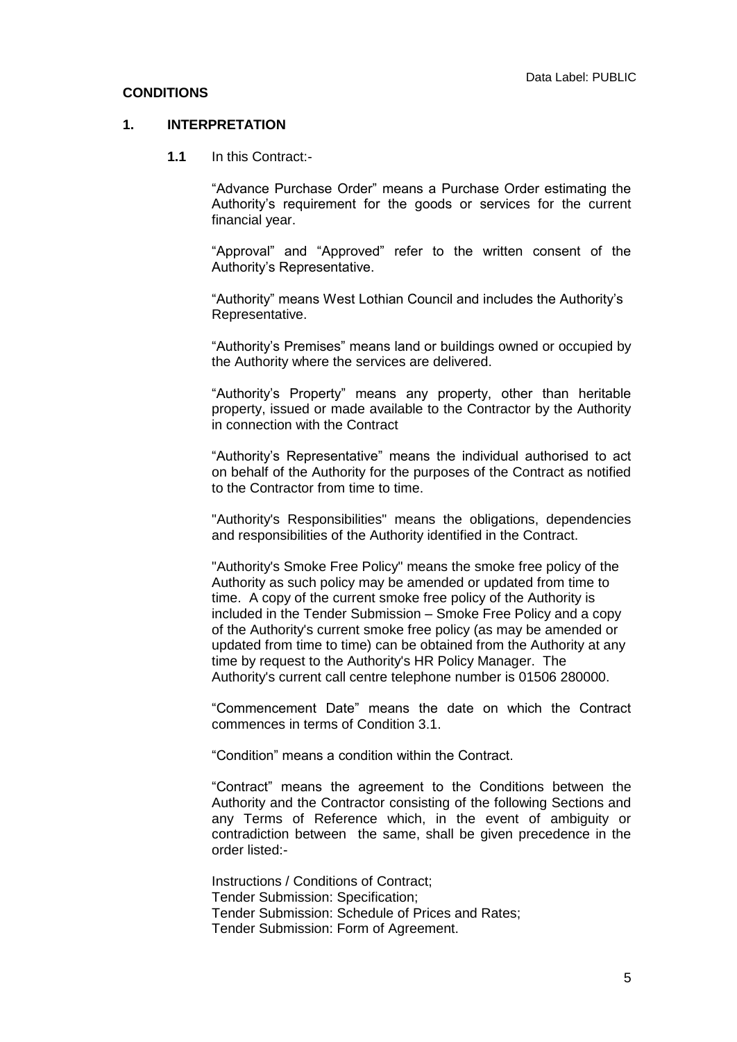Data Label: PUBLIC

## CONDITIONS

### 1. INTERPRETATION

**1.1** In this Contract:-

"Advance Purchase Order" means a Purchase Order estimating the Authority's requirement for the goods or services for the current financial year.

"Approval" and "Approved" refer to the written consent of the Authority's Representative.

"Authority" means West Lothian Council and includes the Authority's Representative.

"Authority's Premises" means land or buildings owned or occupied by the Authority where the services are delivered.

"Authority's Property" means any property, other than heritable property, issued or made available to the Contractor by the Authority in connection with the Contract

"Authority's Representative" means the individual authorised to act on behalf of the Authority for the purposes of the Contract as notified to the Contractor from time to time.

"Authority's Responsibilities" means the obligations, dependencies and responsibilities of the Authority identified in the Contract.

"Authority's Smoke Free Policy" means the smoke free policy of the Authority as such policy may be amended or updated from time to time. A copy of the current smoke free policy of the Authority is included in the Tender Submission – Smoke Free Policy and a copy of the Authority's current smoke free policy (as may be amended or updated from time to time) can be obtained from the Authority at any time by request to the Authority's HR Policy Manager. The Authority's current call centre telephone number is 01506 280000.

"Commencement Date" means the date on which the Contract commences in terms of Condition 3.1.

"Condition" means a condition within the Contract.

"Contract" means the agreement to the Conditions between the Authority and the Contractor consisting of the following Sections and any Terms of Reference which, in the event of ambiguity or contradiction between the same, shall be given precedence in the order listed:-

Instructions / Conditions of Contract;
Tender Submission: Specification;
Tender Submission: Schedule of Prices and Rates;
Tender Submission: Form of Agreement.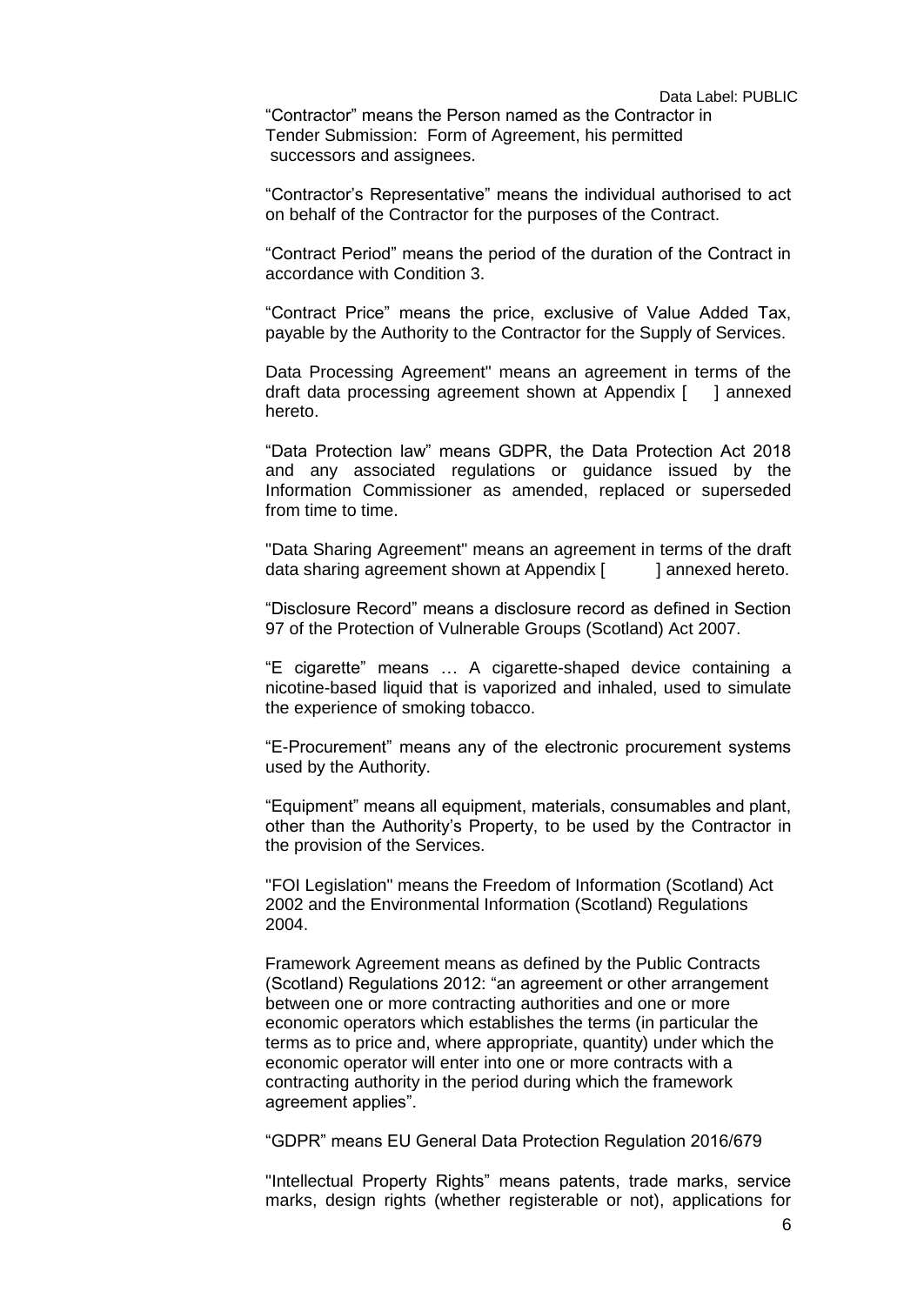"Contractor" means the Person named as the Contractor in Tender Submission: Form of Agreement, his permitted successors and assignees.

"Contractor's Representative" means the individual authorised to act on behalf of the Contractor for the purposes of the Contract.

"Contract Period" means the period of the duration of the Contract in accordance with Condition 3.

"Contract Price" means the price, exclusive of Value Added Tax, payable by the Authority to the Contractor for the Supply of Services.

Data Processing Agreement" means an agreement in terms of the draft data processing agreement shown at Appendix [ ] annexed hereto.

"Data Protection law" means GDPR, the Data Protection Act 2018 and any associated regulations or guidance issued by the Information Commissioner as amended, replaced or superseded from time to time.

"Data Sharing Agreement" means an agreement in terms of the draft data sharing agreement shown at Appendix [ ] annexed hereto.

"Disclosure Record" means a disclosure record as defined in Section 97 of the Protection of Vulnerable Groups (Scotland) Act 2007.

"E cigarette" means … A cigarette-shaped device containing a nicotine-based liquid that is vaporized and inhaled, used to simulate the experience of smoking tobacco.

"E-Procurement" means any of the electronic procurement systems used by the Authority.

"Equipment" means all equipment, materials, consumables and plant, other than the Authority's Property, to be used by the Contractor in the provision of the Services.

"FOI Legislation" means the Freedom of Information (Scotland) Act 2002 and the Environmental Information (Scotland) Regulations 2004.

Framework Agreement means as defined by the Public Contracts (Scotland) Regulations 2012: "an agreement or other arrangement between one or more contracting authorities and one or more economic operators which establishes the terms (in particular the terms as to price and, where appropriate, quantity) under which the economic operator will enter into one or more contracts with a contracting authority in the period during which the framework agreement applies".

"GDPR" means EU General Data Protection Regulation 2016/679

"Intellectual Property Rights" means patents, trade marks, service marks, design rights (whether registerable or not), applications for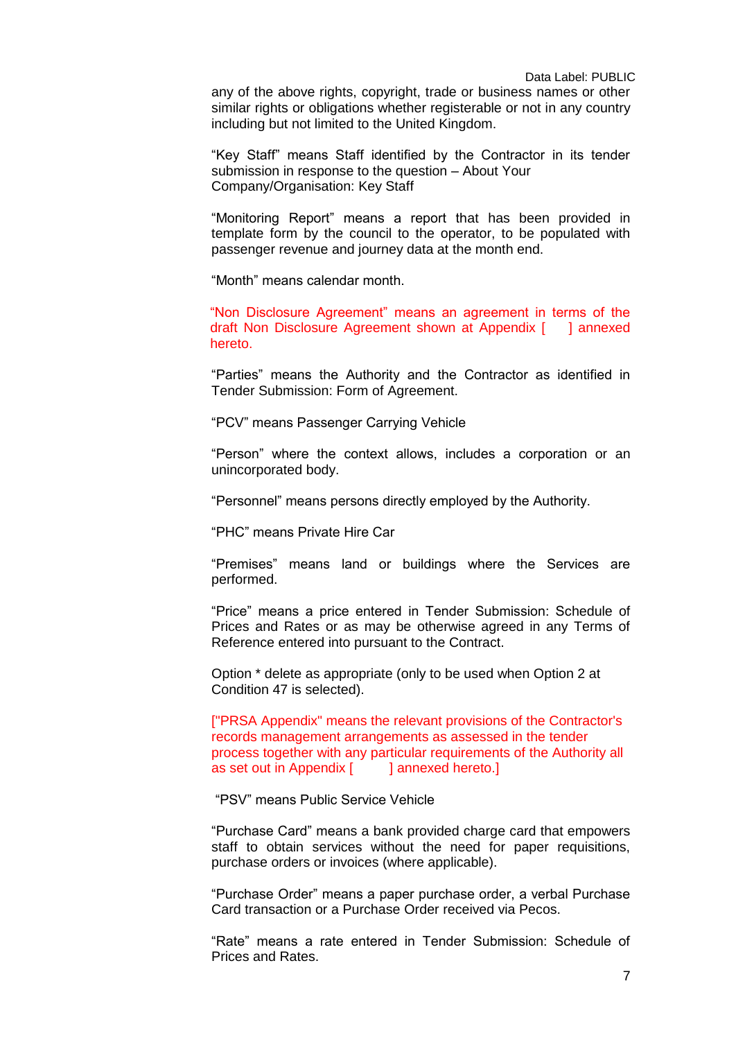any of the above rights, copyright, trade or business names or other similar rights or obligations whether registerable or not in any country including but not limited to the United Kingdom.

“Key Staff” means Staff identified by the Contractor in its tender submission in response to the question – About Your Company/Organisation: Key Staff

“Monitoring Report” means a report that has been provided in template form by the council to the operator, to be populated with passenger revenue and journey data at the month end.

“Month” means calendar month.

“Non Disclosure Agreement” means an agreement in terms of the draft Non Disclosure Agreement shown at Appendix [ ] annexed hereto.

“Parties” means the Authority and the Contractor as identified in Tender Submission: Form of Agreement.

“PCV” means Passenger Carrying Vehicle

“Person” where the context allows, includes a corporation or an unincorporated body.

“Personnel” means persons directly employed by the Authority.

“PHC” means Private Hire Car

“Premises” means land or buildings where the Services are performed.

“Price” means a price entered in Tender Submission: Schedule of Prices and Rates or as may be otherwise agreed in any Terms of Reference entered into pursuant to the Contract.

Option * delete as appropriate (only to be used when Option 2 at Condition 47 is selected).

["PRSA Appendix" means the relevant provisions of the Contractor's records management arrangements as assessed in the tender process together with any particular requirements of the Authority all as set out in Appendix [ ] annexed hereto.]

“PSV” means Public Service Vehicle

“Purchase Card” means a bank provided charge card that empowers staff to obtain services without the need for paper requisitions, purchase orders or invoices (where applicable).

“Purchase Order” means a paper purchase order, a verbal Purchase Card transaction or a Purchase Order received via Pecos.

“Rate” means a rate entered in Tender Submission: Schedule of Prices and Rates.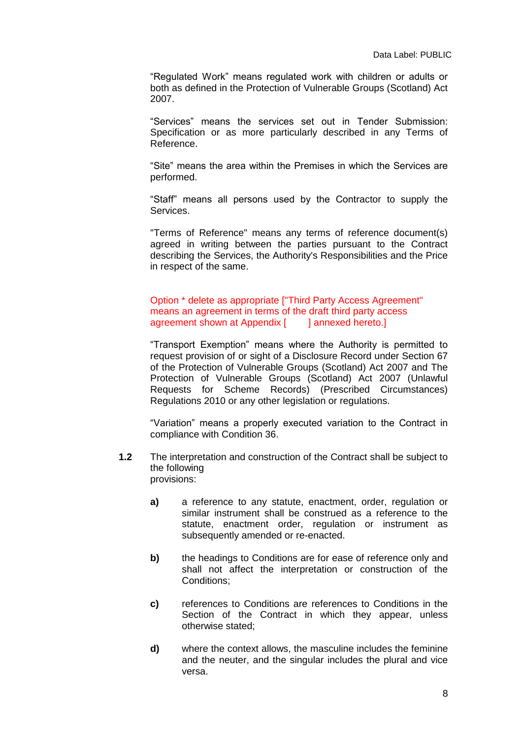"Regulated Work" means regulated work with children or adults or both as defined in the Protection of Vulnerable Groups (Scotland) Act 2007.

"Services" means the services set out in Tender Submission: Specification or as more particularly described in any Terms of Reference.

"Site" means the area within the Premises in which the Services are performed.

"Staff" means all persons used by the Contractor to supply the Services.

"Terms of Reference" means any terms of reference document(s) agreed in writing between the parties pursuant to the Contract describing the Services, the Authority's Responsibilities and the Price in respect of the same.

Option * delete as appropriate ["Third Party Access Agreement" means an agreement in terms of the draft third party access agreement shown at Appendix [ ] annexed hereto.]

"Transport Exemption" means where the Authority is permitted to request provision of or sight of a Disclosure Record under Section 67 of the Protection of Vulnerable Groups (Scotland) Act 2007 and The Protection of Vulnerable Groups (Scotland) Act 2007 (Unlawful Requests for Scheme Records) (Prescribed Circumstances) Regulations 2010 or any other legislation or regulations.

"Variation" means a properly executed variation to the Contract in compliance with Condition 36.

**1.2** The interpretation and construction of the Contract shall be subject to the following provisions:

**a)** a reference to any statute, enactment, order, regulation or similar instrument shall be construed as a reference to the statute, enactment order, regulation or instrument as subsequently amended or re-enacted.

**b)** the headings to Conditions are for ease of reference only and shall not affect the interpretation or construction of the Conditions;

**c)** references to Conditions are references to Conditions in the Section of the Contract in which they appear, unless otherwise stated;

**d)** where the context allows, the masculine includes the feminine and the neuter, and the singular includes the plural and vice versa.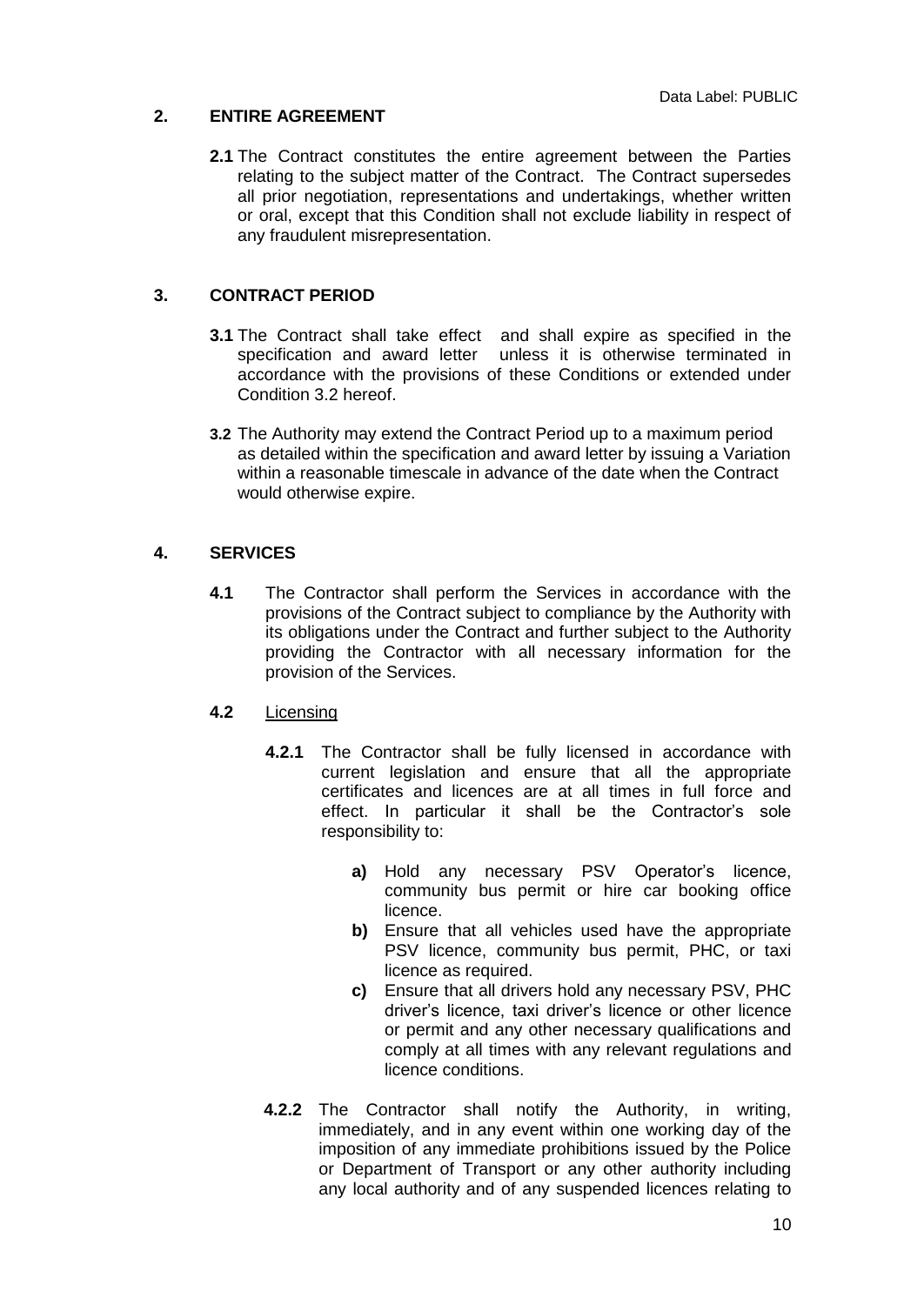## 2. ENTIRE AGREEMENT

**2.1** The Contract constitutes the entire agreement between the Parties relating to the subject matter of the Contract. The Contract supersedes all prior negotiation, representations and undertakings, whether written or oral, except that this Condition shall not exclude liability in respect of any fraudulent misrepresentation.

## 3. CONTRACT PERIOD

**3.1** The Contract shall take effect and shall expire as specified in the specification and award letter unless it is otherwise terminated in accordance with the provisions of these Conditions or extended under Condition 3.2 hereof.

**3.2** The Authority may extend the Contract Period up to a maximum period as detailed within the specification and award letter by issuing a Variation within a reasonable timescale in advance of the date when the Contract would otherwise expire.

## 4. SERVICES

**4.1** The Contractor shall perform the Services in accordance with the provisions of the Contract subject to compliance by the Authority with its obligations under the Contract and further subject to the Authority providing the Contractor with all necessary information for the provision of the Services.

**4.2** Licensing

**4.2.1** The Contractor shall be fully licensed in accordance with current legislation and ensure that all the appropriate certificates and licences are at all times in full force and effect. In particular it shall be the Contractor's sole responsibility to:

- **a)** Hold any necessary PSV Operator's licence, community bus permit or hire car booking office licence.
- **b)** Ensure that all vehicles used have the appropriate PSV licence, community bus permit, PHC, or taxi licence as required.
- **c)** Ensure that all drivers hold any necessary PSV, PHC driver's licence, taxi driver's licence or other licence or permit and any other necessary qualifications and comply at all times with any relevant regulations and licence conditions.

**4.2.2** The Contractor shall notify the Authority, in writing, immediately, and in any event within one working day of the imposition of any immediate prohibitions issued by the Police or Department of Transport or any other authority including any local authority and of any suspended licences relating to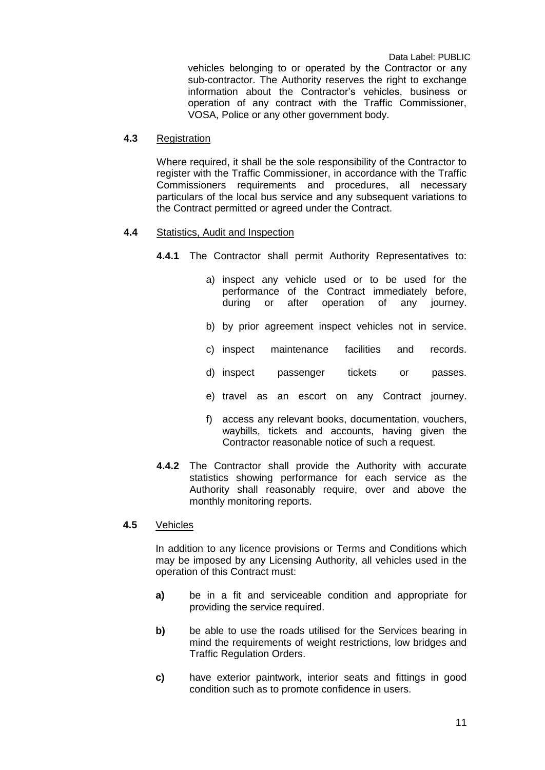vehicles belonging to or operated by the Contractor or any sub-contractor. The Authority reserves the right to exchange information about the Contractor's vehicles, business or operation of any contract with the Traffic Commissioner, VOSA, Police or any other government body.

**4.3** Registration

Where required, it shall be the sole responsibility of the Contractor to register with the Traffic Commissioner, in accordance with the Traffic Commissioners requirements and procedures, all necessary particulars of the local bus service and any subsequent variations to the Contract permitted or agreed under the Contract.

**4.4** Statistics, Audit and Inspection

**4.4.1** The Contractor shall permit Authority Representatives to:

a) inspect any vehicle used or to be used for the performance of the Contract immediately before, during or after operation of any journey.

b) by prior agreement inspect vehicles not in service.

c) inspect maintenance facilities and records.

d) inspect passenger tickets or passes.

e) travel as an escort on any Contract journey.

f) access any relevant books, documentation, vouchers, waybills, tickets and accounts, having given the Contractor reasonable notice of such a request.

**4.4.2** The Contractor shall provide the Authority with accurate statistics showing performance for each service as the Authority shall reasonably require, over and above the monthly monitoring reports.

**4.5** Vehicles

In addition to any licence provisions or Terms and Conditions which may be imposed by any Licensing Authority, all vehicles used in the operation of this Contract must:

**a)** be in a fit and serviceable condition and appropriate for providing the service required.

**b)** be able to use the roads utilised for the Services bearing in mind the requirements of weight restrictions, low bridges and Traffic Regulation Orders.

**c)** have exterior paintwork, interior seats and fittings in good condition such as to promote confidence in users.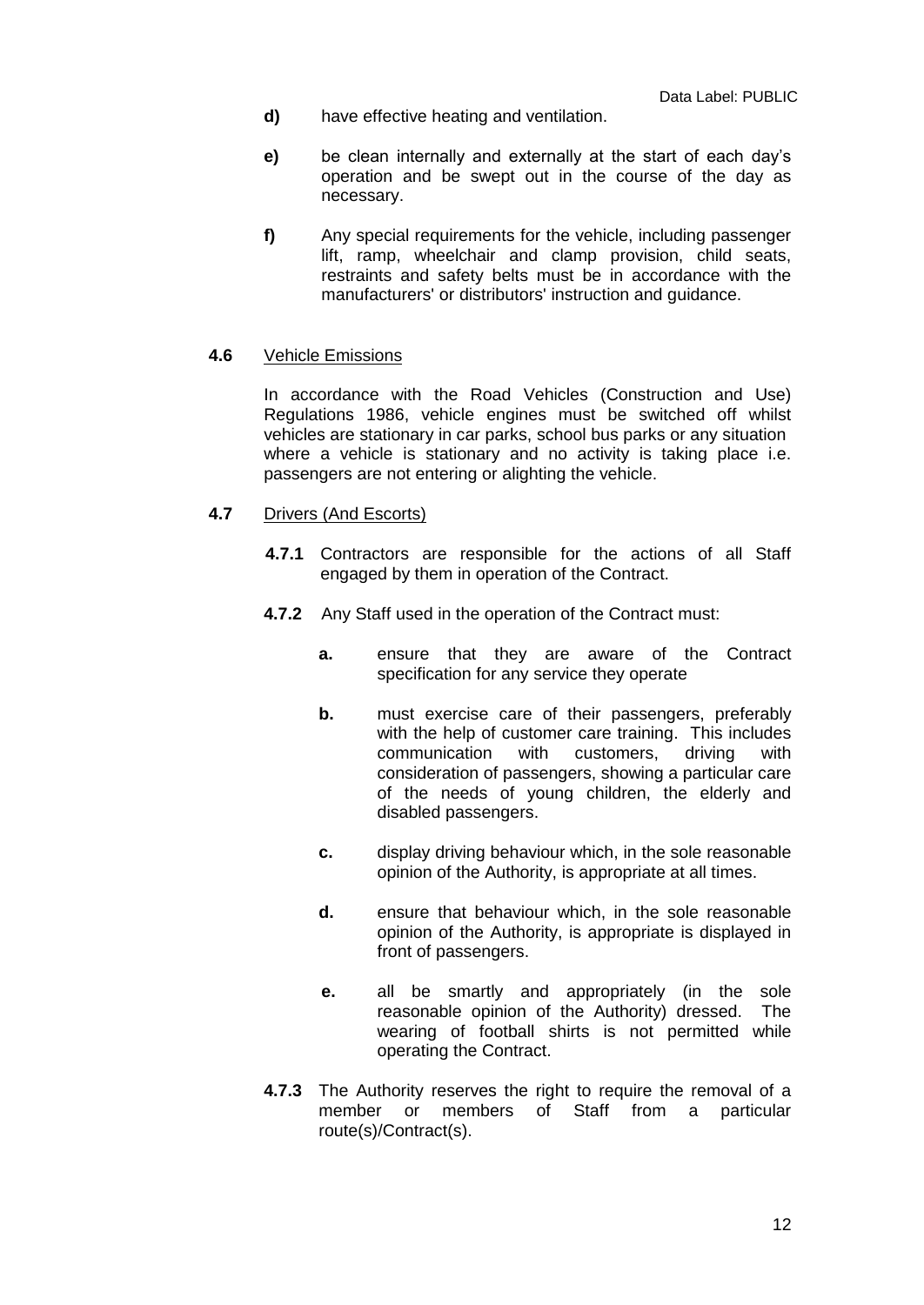**d)** have effective heating and ventilation.

**e)** be clean internally and externally at the start of each day's operation and be swept out in the course of the day as necessary.

**f)** Any special requirements for the vehicle, including passenger lift, ramp, wheelchair and clamp provision, child seats, restraints and safety belts must be in accordance with the manufacturers' or distributors' instruction and guidance.

**4.6** Vehicle Emissions

In accordance with the Road Vehicles (Construction and Use) Regulations 1986, vehicle engines must be switched off whilst vehicles are stationary in car parks, school bus parks or any situation where a vehicle is stationary and no activity is taking place i.e. passengers are not entering or alighting the vehicle.

**4.7** Drivers (And Escorts)

**4.7.1** Contractors are responsible for the actions of all Staff engaged by them in operation of the Contract.

**4.7.2** Any Staff used in the operation of the Contract must:

**a.** ensure that they are aware of the Contract specification for any service they operate

**b.** must exercise care of their passengers, preferably with the help of customer care training. This includes communication with customers, driving with consideration of passengers, showing a particular care of the needs of young children, the elderly and disabled passengers.

**c.** display driving behaviour which, in the sole reasonable opinion of the Authority, is appropriate at all times.

**d.** ensure that behaviour which, in the sole reasonable opinion of the Authority, is appropriate is displayed in front of passengers.

**e.** all be smartly and appropriately (in the sole reasonable opinion of the Authority) dressed. The wearing of football shirts is not permitted while operating the Contract.

**4.7.3** The Authority reserves the right to require the removal of a member or members of Staff from a particular route(s)/Contract(s).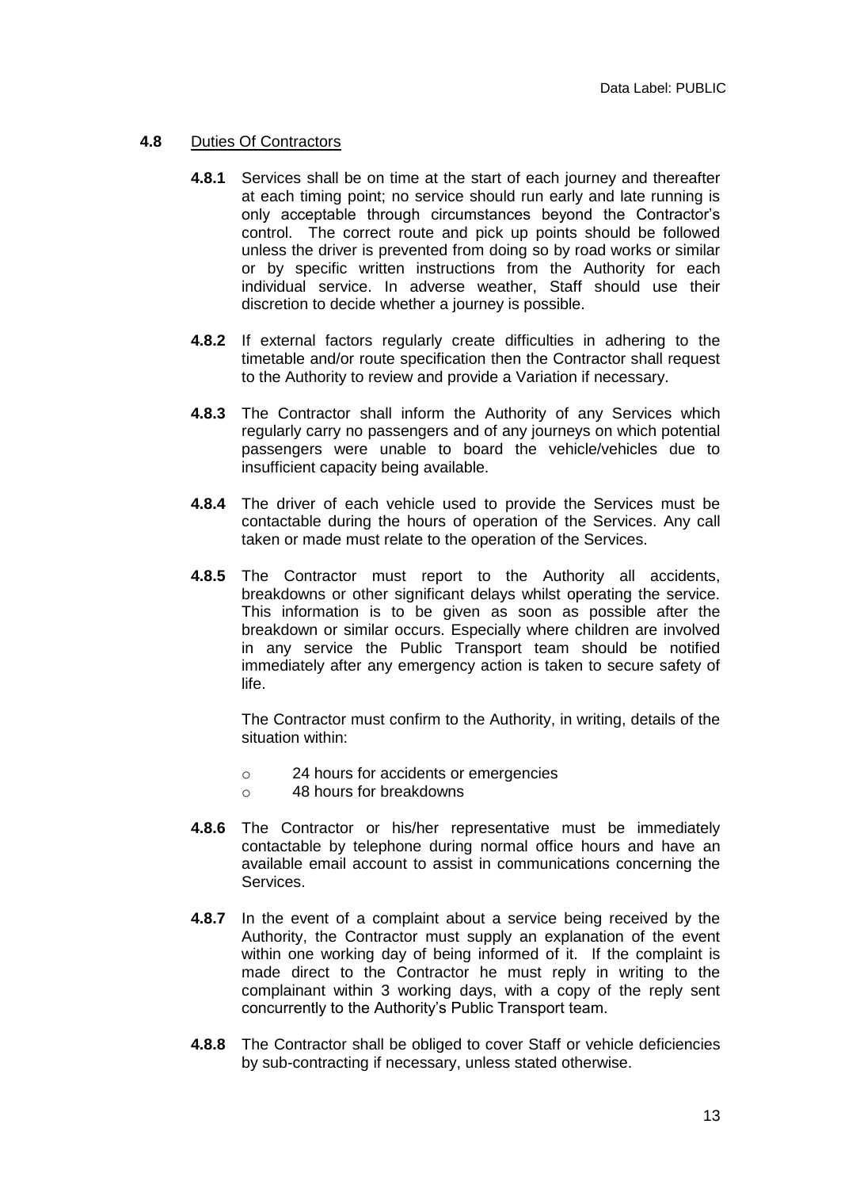### **4.8** Duties Of Contractors

**4.8.1** Services shall be on time at the start of each journey and thereafter at each timing point; no service should run early and late running is only acceptable through circumstances beyond the Contractor's control. The correct route and pick up points should be followed unless the driver is prevented from doing so by road works or similar or by specific written instructions from the Authority for each individual service. In adverse weather, Staff should use their discretion to decide whether a journey is possible.

**4.8.2** If external factors regularly create difficulties in adhering to the timetable and/or route specification then the Contractor shall request to the Authority to review and provide a Variation if necessary.

**4.8.3** The Contractor shall inform the Authority of any Services which regularly carry no passengers and of any journeys on which potential passengers were unable to board the vehicle/vehicles due to insufficient capacity being available.

**4.8.4** The driver of each vehicle used to provide the Services must be contactable during the hours of operation of the Services. Any call taken or made must relate to the operation of the Services.

**4.8.5** The Contractor must report to the Authority all accidents, breakdowns or other significant delays whilst operating the service. This information is to be given as soon as possible after the breakdown or similar occurs. Especially where children are involved in any service the Public Transport team should be notified immediately after any emergency action is taken to secure safety of life.

The Contractor must confirm to the Authority, in writing, details of the situation within:

- 24 hours for accidents or emergencies
- 48 hours for breakdowns

**4.8.6** The Contractor or his/her representative must be immediately contactable by telephone during normal office hours and have an available email account to assist in communications concerning the Services.

**4.8.7** In the event of a complaint about a service being received by the Authority, the Contractor must supply an explanation of the event within one working day of being informed of it. If the complaint is made direct to the Contractor he must reply in writing to the complainant within 3 working days, with a copy of the reply sent concurrently to the Authority's Public Transport team.

**4.8.8** The Contractor shall be obliged to cover Staff or vehicle deficiencies by sub-contracting if necessary, unless stated otherwise.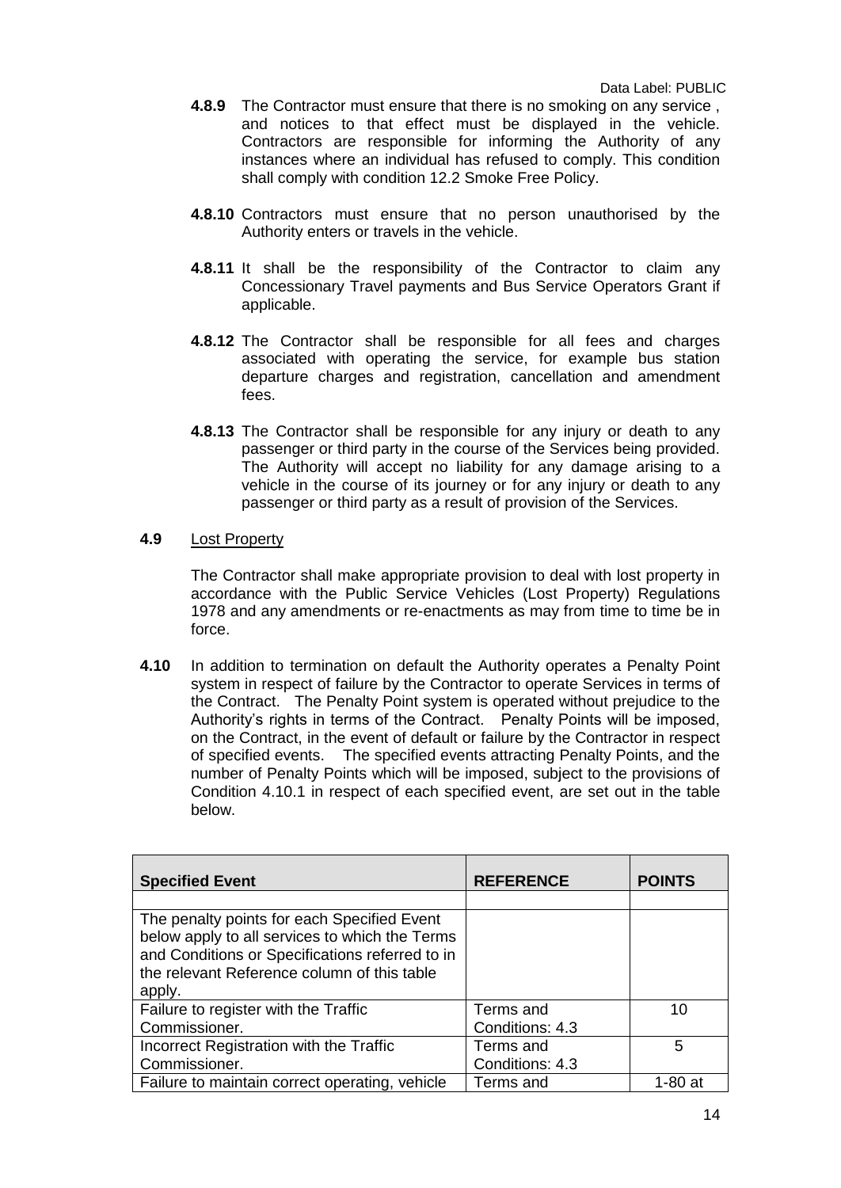**4.8.9** The Contractor must ensure that there is no smoking on any service , and notices to that effect must be displayed in the vehicle. Contractors are responsible for informing the Authority of any instances where an individual has refused to comply. This condition shall comply with condition 12.2 Smoke Free Policy.

**4.8.10** Contractors must ensure that no person unauthorised by the Authority enters or travels in the vehicle.

**4.8.11** It shall be the responsibility of the Contractor to claim any Concessionary Travel payments and Bus Service Operators Grant if applicable.

**4.8.12** The Contractor shall be responsible for all fees and charges associated with operating the service, for example bus station departure charges and registration, cancellation and amendment fees.

**4.8.13** The Contractor shall be responsible for any injury or death to any passenger or third party in the course of the Services being provided. The Authority will accept no liability for any damage arising to a vehicle in the course of its journey or for any injury or death to any passenger or third party as a result of provision of the Services.

**4.9** Lost Property

The Contractor shall make appropriate provision to deal with lost property in accordance with the Public Service Vehicles (Lost Property) Regulations 1978 and any amendments or re-enactments as may from time to time be in force.

**4.10** In addition to termination on default the Authority operates a Penalty Point system in respect of failure by the Contractor to operate Services in terms of the Contract. The Penalty Point system is operated without prejudice to the Authority's rights in terms of the Contract. Penalty Points will be imposed, on the Contract, in the event of default or failure by the Contractor in respect of specified events. The specified events attracting Penalty Points, and the number of Penalty Points which will be imposed, subject to the provisions of Condition 4.10.1 in respect of each specified event, are set out in the table below.

| Specified Event | REFERENCE | POINTS |
|---|---|---|
| | | |
| The penalty points for each Specified Event below apply to all services to which the Terms and Conditions or Specifications referred to in the relevant Reference column of this table apply. | | |
| Failure to register with the Traffic Commissioner. | Terms and Conditions: 4.3 | 10 |
| Incorrect Registration with the Traffic Commissioner. | Terms and Conditions: 4.3 | 5 |
| Failure to maintain correct operating, vehicle | Terms and | 1-80 at |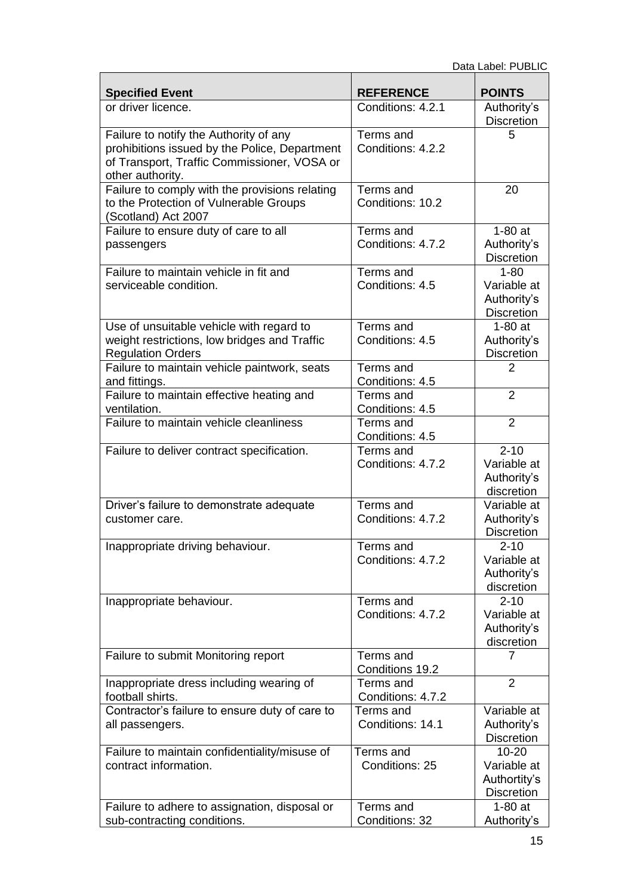| Specified Event | REFERENCE | POINTS |
|---|---|---|
| or driver licence. | Conditions: 4.2.1 | Authority's Discretion |
| Failure to notify the Authority of any prohibitions issued by the Police, Department of Transport, Traffic Commissioner, VOSA or other authority. | Terms and Conditions: 4.2.2 | 5 |
| Failure to comply with the provisions relating to the Protection of Vulnerable Groups (Scotland) Act 2007 | Terms and Conditions: 10.2 | 20 |
| Failure to ensure duty of care to all passengers | Terms and Conditions: 4.7.2 | 1-80 at Authority's Discretion |
| Failure to maintain vehicle in fit and serviceable condition. | Terms and Conditions: 4.5 | 1-80 Variable at Authority's Discretion |
| Use of unsuitable vehicle with regard to weight restrictions, low bridges and Traffic Regulation Orders | Terms and Conditions: 4.5 | 1-80 at Authority's Discretion |
| Failure to maintain vehicle paintwork, seats and fittings. | Terms and Conditions: 4.5 | 2 |
| Failure to maintain effective heating and ventilation. | Terms and Conditions: 4.5 | 2 |
| Failure to maintain vehicle cleanliness | Terms and Conditions: 4.5 | 2 |
| Failure to deliver contract specification. | Terms and Conditions: 4.7.2 | 2-10 Variable at Authority's discretion |
| Driver's failure to demonstrate adequate customer care. | Terms and Conditions: 4.7.2 | Variable at Authority's Discretion |
| Inappropriate driving behaviour. | Terms and Conditions: 4.7.2 | 2-10 Variable at Authority's discretion |
| Inappropriate behaviour. | Terms and Conditions: 4.7.2 | 2-10 Variable at Authority's discretion |
| Failure to submit Monitoring report | Terms and Conditions 19.2 | 7 |
| Inappropriate dress including wearing of football shirts. | Terms and Conditions: 4.7.2 | 2 |
| Contractor's failure to ensure duty of care to all passengers. | Terms and Conditions: 14.1 | Variable at Authority's Discretion |
| Failure to maintain confidentiality/misuse of contract information. | Terms and Conditions: 25 | 10-20 Variable at Authortity's Discretion |
| Failure to adhere to assignation, disposal or sub-contracting conditions. | Terms and Conditions: 32 | 1-80 at Authority's |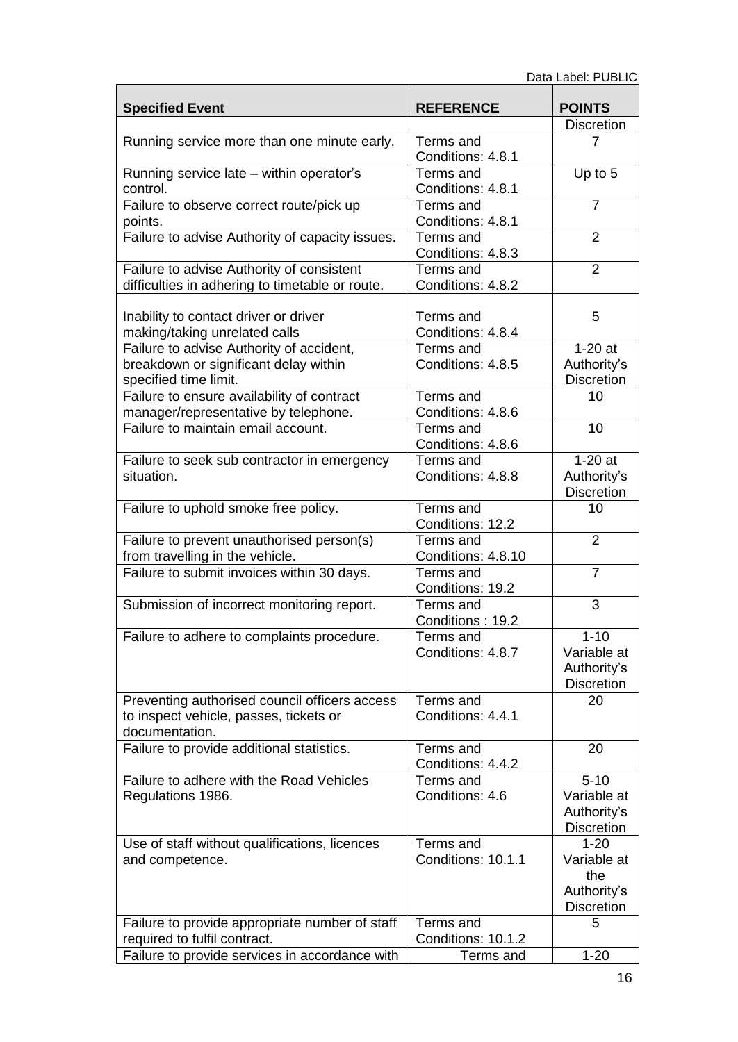Data Label: PUBLIC

| Specified Event | REFERENCE | POINTS |
|---|---|---|
| | | Discretion |
| Running service more than one minute early. | Terms and Conditions: 4.8.1 | 7 |
| Running service late – within operator's control. | Terms and Conditions: 4.8.1 | Up to 5 |
| Failure to observe correct route/pick up points. | Terms and Conditions: 4.8.1 | 7 |
| Failure to advise Authority of capacity issues. | Terms and Conditions: 4.8.3 | 2 |
| Failure to advise Authority of consistent difficulties in adhering to timetable or route. | Terms and Conditions: 4.8.2 | 2 |
| Inability to contact driver or driver making/taking unrelated calls | Terms and Conditions: 4.8.4 | 5 |
| Failure to advise Authority of accident, breakdown or significant delay within specified time limit. | Terms and Conditions: 4.8.5 | 1-20 at Authority's Discretion |
| Failure to ensure availability of contract manager/representative by telephone. | Terms and Conditions: 4.8.6 | 10 |
| Failure to maintain email account. | Terms and Conditions: 4.8.6 | 10 |
| Failure to seek sub contractor in emergency situation. | Terms and Conditions: 4.8.8 | 1-20 at Authority's Discretion |
| Failure to uphold smoke free policy. | Terms and Conditions: 12.2 | 10 |
| Failure to prevent unauthorised person(s) from travelling in the vehicle. | Terms and Conditions: 4.8.10 | 2 |
| Failure to submit invoices within 30 days. | Terms and Conditions: 19.2 | 7 |
| Submission of incorrect monitoring report. | Terms and Conditions : 19.2 | 3 |
| Failure to adhere to complaints procedure. | Terms and Conditions: 4.8.7 | 1-10 Variable at Authority's Discretion |
| Preventing authorised council officers access to inspect vehicle, passes, tickets or documentation. | Terms and Conditions: 4.4.1 | 20 |
| Failure to provide additional statistics. | Terms and Conditions: 4.4.2 | 20 |
| Failure to adhere with the Road Vehicles Regulations 1986. | Terms and Conditions: 4.6 | 5-10 Variable at Authority's Discretion |
| Use of staff without qualifications, licences and competence. | Terms and Conditions: 10.1.1 | 1-20 Variable at the Authority's Discretion |
| Failure to provide appropriate number of staff required to fulfil contract. | Terms and Conditions: 10.1.2 | 5 |
| Failure to provide services in accordance with | Terms and | 1-20 |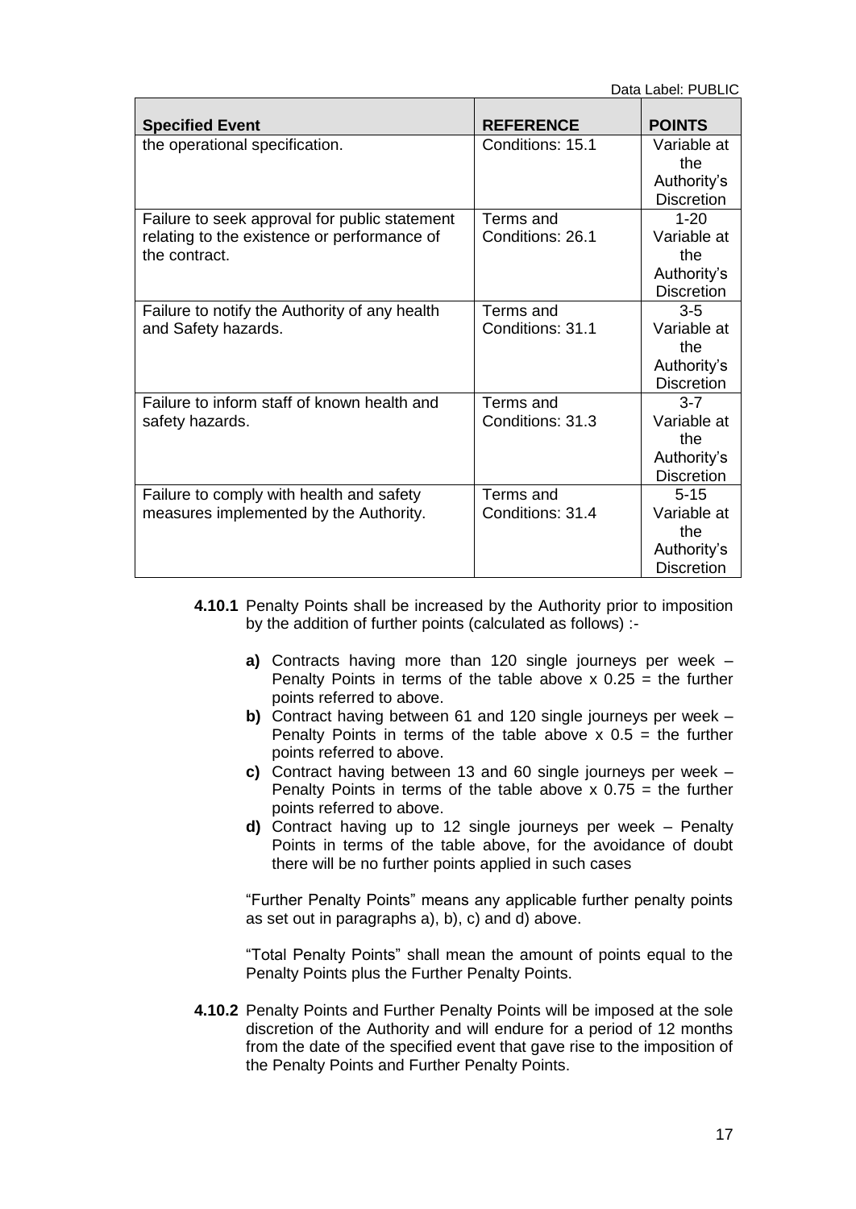| Specified Event | REFERENCE | POINTS |
| --- | --- | --- |
| the operational specification. | Conditions: 15.1 | Variable at the Authority's Discretion |
| Failure to seek approval for public statement relating to the existence or performance of the contract. | Terms and Conditions: 26.1 | 1-20 Variable at the Authority's Discretion |
| Failure to notify the Authority of any health and Safety hazards. | Terms and Conditions: 31.1 | 3-5 Variable at the Authority's Discretion |
| Failure to inform staff of known health and safety hazards. | Terms and Conditions: 31.3 | 3-7 Variable at the Authority's Discretion |
| Failure to comply with health and safety measures implemented by the Authority. | Terms and Conditions: 31.4 | 5-15 Variable at the Authority's Discretion |

**4.10.1** Penalty Points shall be increased by the Authority prior to imposition by the addition of further points (calculated as follows) :-

- **a)** Contracts having more than 120 single journeys per week – Penalty Points in terms of the table above x 0.25 = the further points referred to above.
- **b)** Contract having between 61 and 120 single journeys per week – Penalty Points in terms of the table above x 0.5 = the further points referred to above.
- **c)** Contract having between 13 and 60 single journeys per week – Penalty Points in terms of the table above x 0.75 = the further points referred to above.
- **d)** Contract having up to 12 single journeys per week – Penalty Points in terms of the table above, for the avoidance of doubt there will be no further points applied in such cases

"Further Penalty Points" means any applicable further penalty points as set out in paragraphs a), b), c) and d) above.

"Total Penalty Points" shall mean the amount of points equal to the Penalty Points plus the Further Penalty Points.

**4.10.2** Penalty Points and Further Penalty Points will be imposed at the sole discretion of the Authority and will endure for a period of 12 months from the date of the specified event that gave rise to the imposition of the Penalty Points and Further Penalty Points.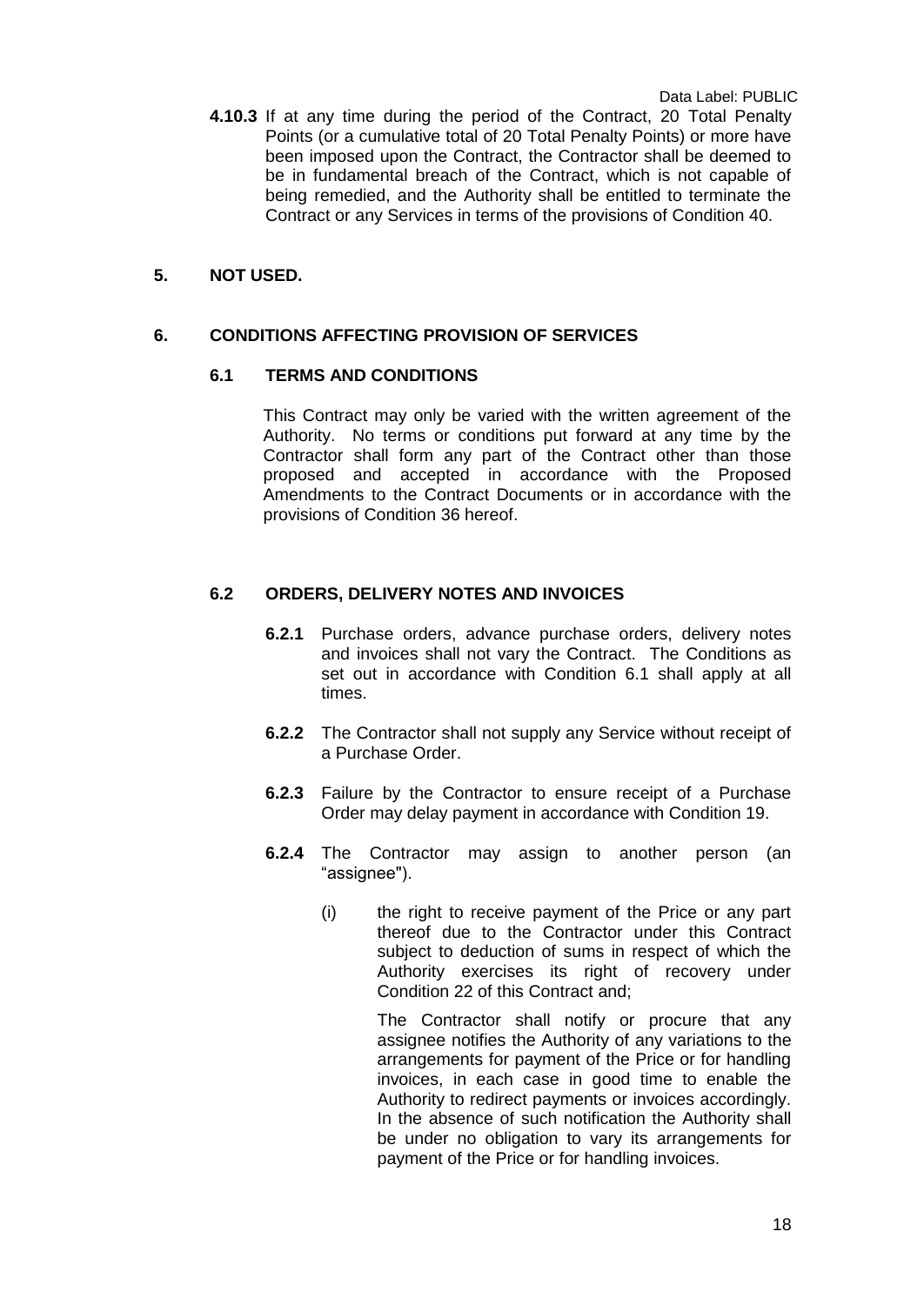**4.10.3** If at any time during the period of the Contract, 20 Total Penalty Points (or a cumulative total of 20 Total Penalty Points) or more have been imposed upon the Contract, the Contractor shall be deemed to be in fundamental breach of the Contract, which is not capable of being remedied, and the Authority shall be entitled to terminate the Contract or any Services in terms of the provisions of Condition 40.

## 5. NOT USED.

## 6. CONDITIONS AFFECTING PROVISION OF SERVICES

### 6.1 TERMS AND CONDITIONS

This Contract may only be varied with the written agreement of the Authority. No terms or conditions put forward at any time by the Contractor shall form any part of the Contract other than those proposed and accepted in accordance with the Proposed Amendments to the Contract Documents or in accordance with the provisions of Condition 36 hereof.

### 6.2 ORDERS, DELIVERY NOTES AND INVOICES

**6.2.1** Purchase orders, advance purchase orders, delivery notes and invoices shall not vary the Contract. The Conditions as set out in accordance with Condition 6.1 shall apply at all times.

**6.2.2** The Contractor shall not supply any Service without receipt of a Purchase Order.

**6.2.3** Failure by the Contractor to ensure receipt of a Purchase Order may delay payment in accordance with Condition 19.

**6.2.4** The Contractor may assign to another person (an "assignee").

(i) the right to receive payment of the Price or any part thereof due to the Contractor under this Contract subject to deduction of sums in respect of which the Authority exercises its right of recovery under Condition 22 of this Contract and;

The Contractor shall notify or procure that any assignee notifies the Authority of any variations to the arrangements for payment of the Price or for handling invoices, in each case in good time to enable the Authority to redirect payments or invoices accordingly. In the absence of such notification the Authority shall be under no obligation to vary its arrangements for payment of the Price or for handling invoices.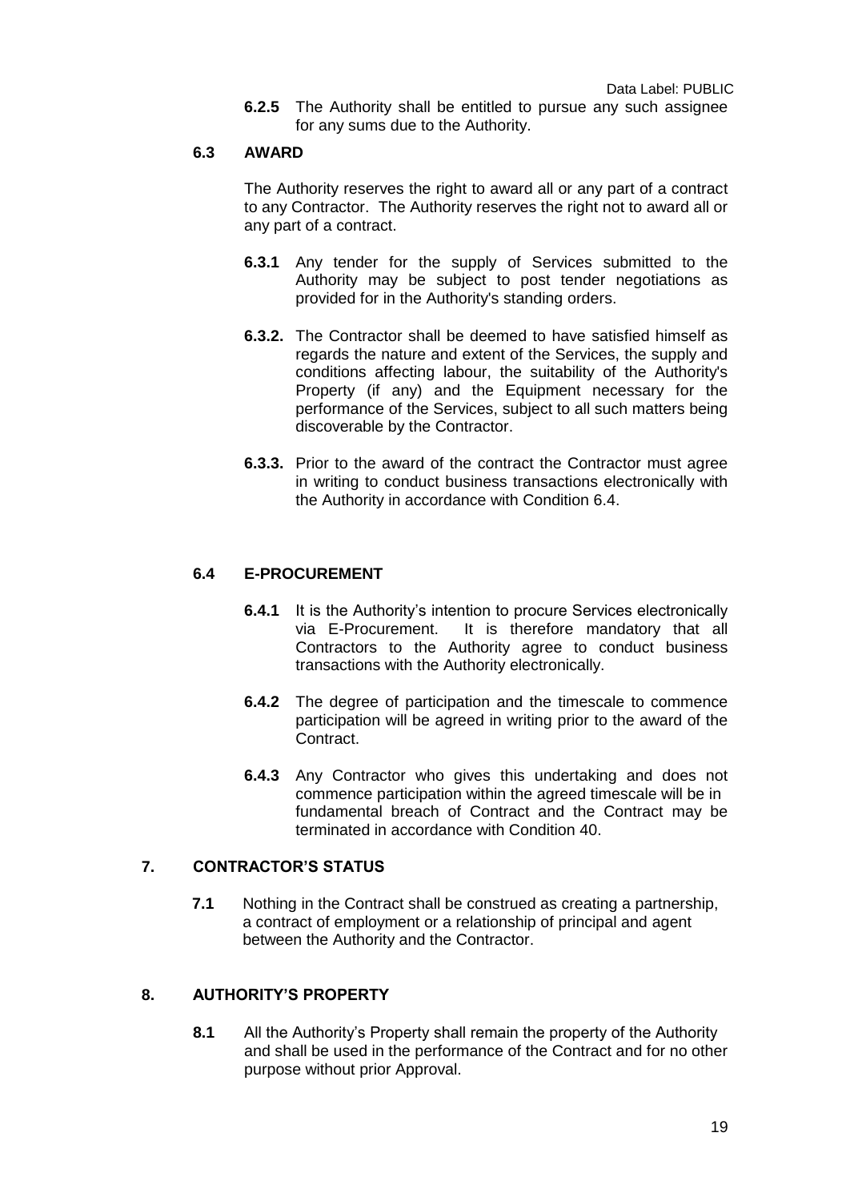**6.2.5** The Authority shall be entitled to pursue any such assignee for any sums due to the Authority.

### 6.3 AWARD

The Authority reserves the right to award all or any part of a contract to any Contractor. The Authority reserves the right not to award all or any part of a contract.

**6.3.1** Any tender for the supply of Services submitted to the Authority may be subject to post tender negotiations as provided for in the Authority's standing orders.

**6.3.2.** The Contractor shall be deemed to have satisfied himself as regards the nature and extent of the Services, the supply and conditions affecting labour, the suitability of the Authority's Property (if any) and the Equipment necessary for the performance of the Services, subject to all such matters being discoverable by the Contractor.

**6.3.3.** Prior to the award of the contract the Contractor must agree in writing to conduct business transactions electronically with the Authority in accordance with Condition 6.4.

### 6.4 E-PROCUREMENT

**6.4.1** It is the Authority's intention to procure Services electronically via E-Procurement. It is therefore mandatory that all Contractors to the Authority agree to conduct business transactions with the Authority electronically.

**6.4.2** The degree of participation and the timescale to commence participation will be agreed in writing prior to the award of the Contract.

**6.4.3** Any Contractor who gives this undertaking and does not commence participation within the agreed timescale will be in fundamental breach of Contract and the Contract may be terminated in accordance with Condition 40.

## 7. CONTRACTOR'S STATUS

**7.1** Nothing in the Contract shall be construed as creating a partnership, a contract of employment or a relationship of principal and agent between the Authority and the Contractor.

## 8. AUTHORITY'S PROPERTY

**8.1** All the Authority's Property shall remain the property of the Authority and shall be used in the performance of the Contract and for no other purpose without prior Approval.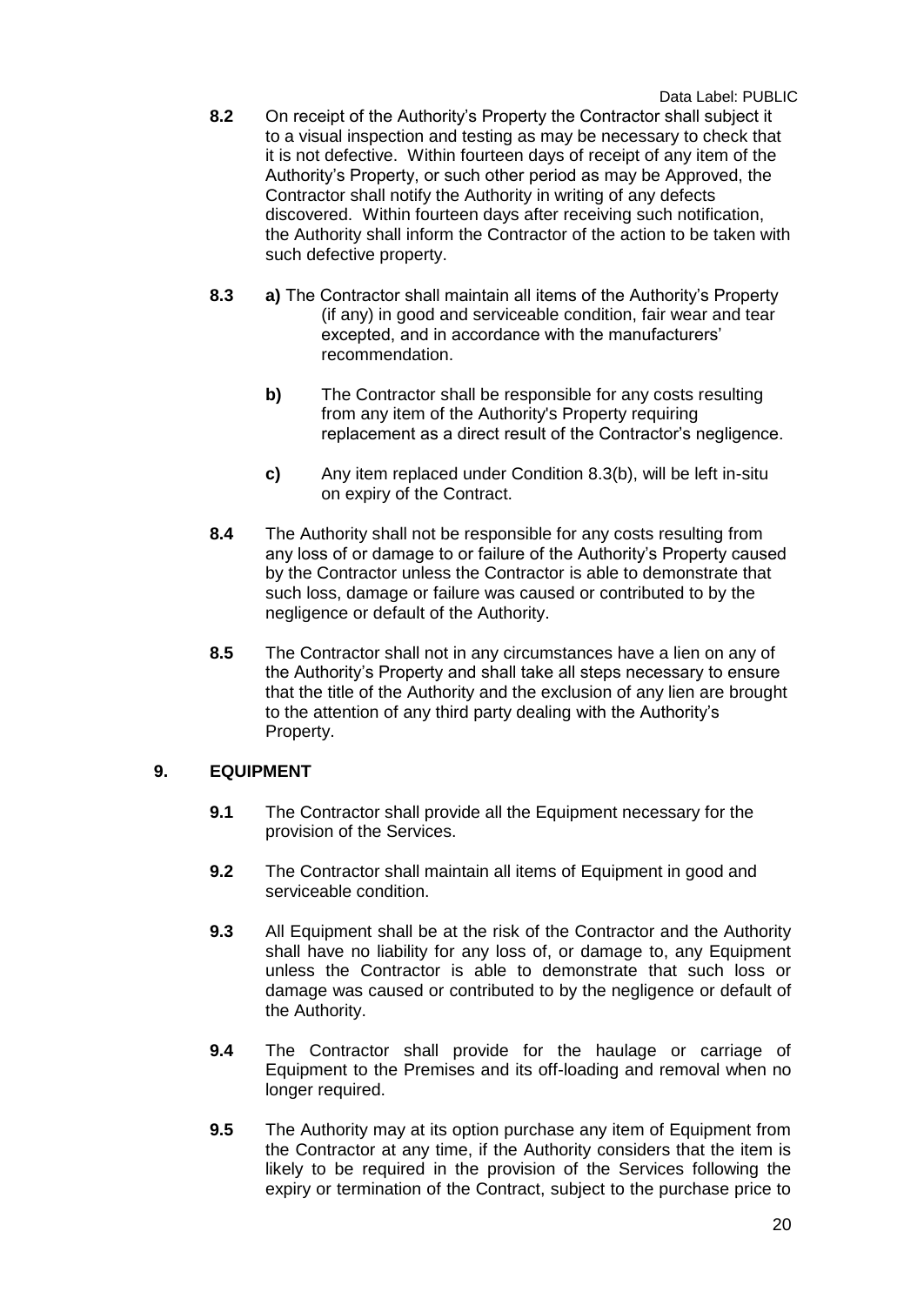**8.2** On receipt of the Authority's Property the Contractor shall subject it to a visual inspection and testing as may be necessary to check that it is not defective. Within fourteen days of receipt of any item of the Authority's Property, or such other period as may be Approved, the Contractor shall notify the Authority in writing of any defects discovered. Within fourteen days after receiving such notification, the Authority shall inform the Contractor of the action to be taken with such defective property.

**8.3** **a)** The Contractor shall maintain all items of the Authority's Property (if any) in good and serviceable condition, fair wear and tear excepted, and in accordance with the manufacturers' recommendation.

**b)** The Contractor shall be responsible for any costs resulting from any item of the Authority's Property requiring replacement as a direct result of the Contractor's negligence.

**c)** Any item replaced under Condition 8.3(b), will be left in-situ on expiry of the Contract.

**8.4** The Authority shall not be responsible for any costs resulting from any loss of or damage to or failure of the Authority's Property caused by the Contractor unless the Contractor is able to demonstrate that such loss, damage or failure was caused or contributed to by the negligence or default of the Authority.

**8.5** The Contractor shall not in any circumstances have a lien on any of the Authority's Property and shall take all steps necessary to ensure that the title of the Authority and the exclusion of any lien are brought to the attention of any third party dealing with the Authority's Property.

## 9. EQUIPMENT

**9.1** The Contractor shall provide all the Equipment necessary for the provision of the Services.

**9.2** The Contractor shall maintain all items of Equipment in good and serviceable condition.

**9.3** All Equipment shall be at the risk of the Contractor and the Authority shall have no liability for any loss of, or damage to, any Equipment unless the Contractor is able to demonstrate that such loss or damage was caused or contributed to by the negligence or default of the Authority.

**9.4** The Contractor shall provide for the haulage or carriage of Equipment to the Premises and its off-loading and removal when no longer required.

**9.5** The Authority may at its option purchase any item of Equipment from the Contractor at any time, if the Authority considers that the item is likely to be required in the provision of the Services following the expiry or termination of the Contract, subject to the purchase price to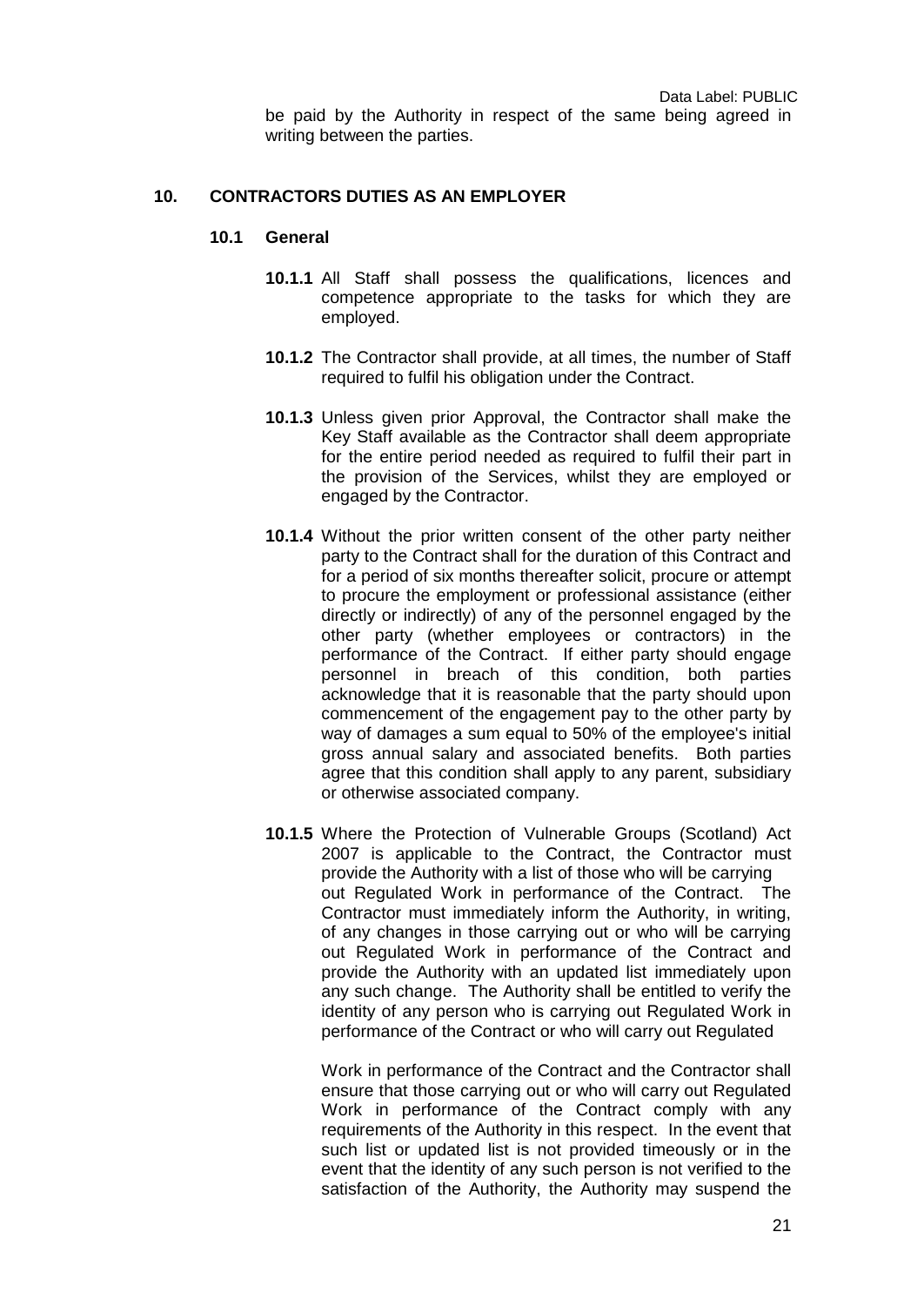be paid by the Authority in respect of the same being agreed in writing between the parties.

## 10. CONTRACTORS DUTIES AS AN EMPLOYER

### 10.1 General

**10.1.1** All Staff shall possess the qualifications, licences and competence appropriate to the tasks for which they are employed.

**10.1.2** The Contractor shall provide, at all times, the number of Staff required to fulfil his obligation under the Contract.

**10.1.3** Unless given prior Approval, the Contractor shall make the Key Staff available as the Contractor shall deem appropriate for the entire period needed as required to fulfil their part in the provision of the Services, whilst they are employed or engaged by the Contractor.

**10.1.4** Without the prior written consent of the other party neither party to the Contract shall for the duration of this Contract and for a period of six months thereafter solicit, procure or attempt to procure the employment or professional assistance (either directly or indirectly) of any of the personnel engaged by the other party (whether employees or contractors) in the performance of the Contract. If either party should engage personnel in breach of this condition, both parties acknowledge that it is reasonable that the party should upon commencement of the engagement pay to the other party by way of damages a sum equal to 50% of the employee's initial gross annual salary and associated benefits. Both parties agree that this condition shall apply to any parent, subsidiary or otherwise associated company.

**10.1.5** Where the Protection of Vulnerable Groups (Scotland) Act 2007 is applicable to the Contract, the Contractor must provide the Authority with a list of those who will be carrying out Regulated Work in performance of the Contract. The Contractor must immediately inform the Authority, in writing, of any changes in those carrying out or who will be carrying out Regulated Work in performance of the Contract and provide the Authority with an updated list immediately upon any such change. The Authority shall be entitled to verify the identity of any person who is carrying out Regulated Work in performance of the Contract or who will carry out Regulated Work in performance of the Contract and the Contractor shall ensure that those carrying out or who will carry out Regulated Work in performance of the Contract comply with any requirements of the Authority in this respect. In the event that such list or updated list is not provided timeously or in the event that the identity of any such person is not verified to the satisfaction of the Authority, the Authority may suspend the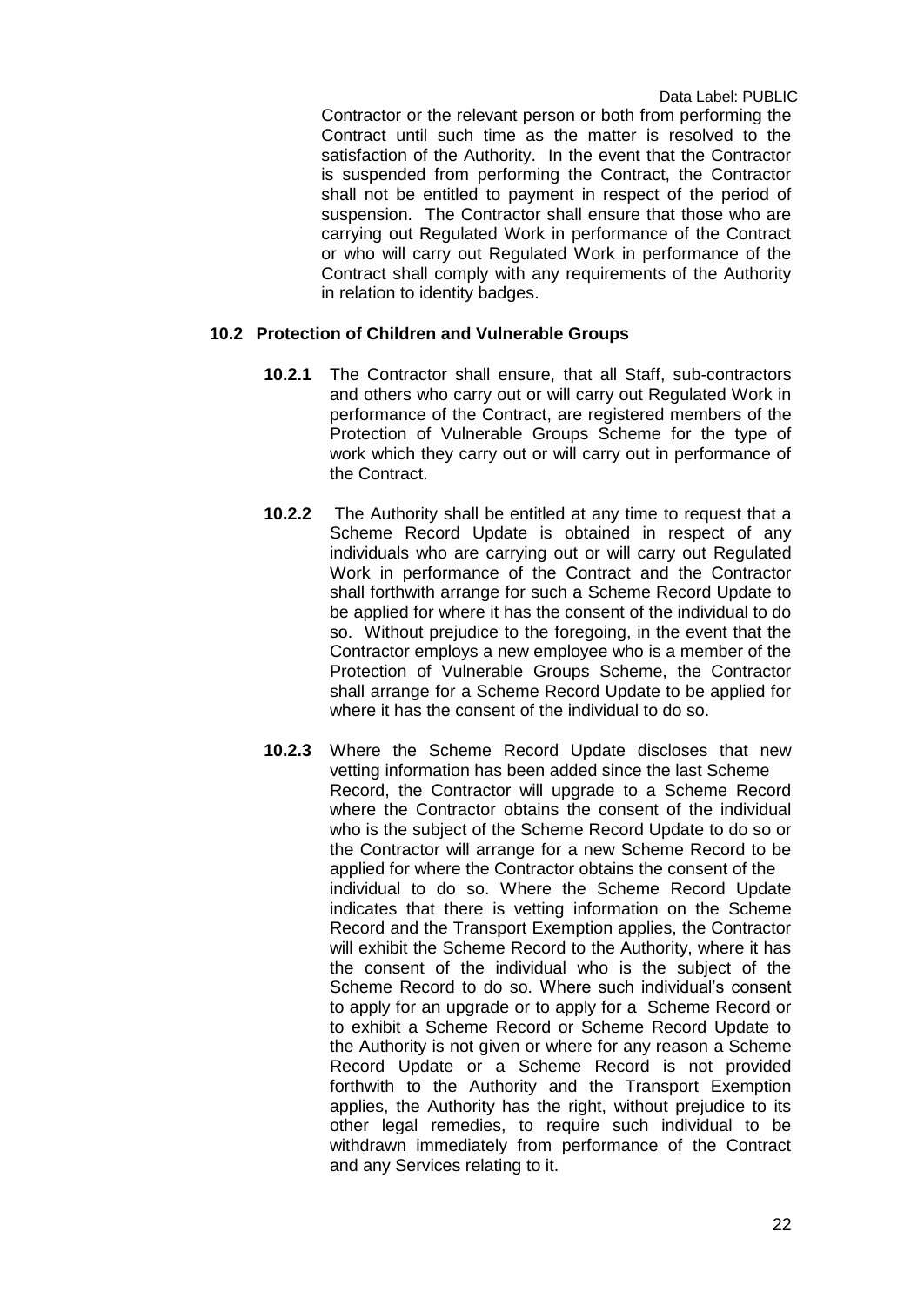Contractor or the relevant person or both from performing the Contract until such time as the matter is resolved to the satisfaction of the Authority. In the event that the Contractor is suspended from performing the Contract, the Contractor shall not be entitled to payment in respect of the period of suspension. The Contractor shall ensure that those who are carrying out Regulated Work in performance of the Contract or who will carry out Regulated Work in performance of the Contract shall comply with any requirements of the Authority in relation to identity badges.

**10.2 Protection of Children and Vulnerable Groups**

**10.2.1** The Contractor shall ensure, that all Staff, sub-contractors and others who carry out or will carry out Regulated Work in performance of the Contract, are registered members of the Protection of Vulnerable Groups Scheme for the type of work which they carry out or will carry out in performance of the Contract.

**10.2.2** The Authority shall be entitled at any time to request that a Scheme Record Update is obtained in respect of any individuals who are carrying out or will carry out Regulated Work in performance of the Contract and the Contractor shall forthwith arrange for such a Scheme Record Update to be applied for where it has the consent of the individual to do so. Without prejudice to the foregoing, in the event that the Contractor employs a new employee who is a member of the Protection of Vulnerable Groups Scheme, the Contractor shall arrange for a Scheme Record Update to be applied for where it has the consent of the individual to do so.

**10.2.3** Where the Scheme Record Update discloses that new vetting information has been added since the last Scheme Record, the Contractor will upgrade to a Scheme Record where the Contractor obtains the consent of the individual who is the subject of the Scheme Record Update to do so or the Contractor will arrange for a new Scheme Record to be applied for where the Contractor obtains the consent of the individual to do so. Where the Scheme Record Update indicates that there is vetting information on the Scheme Record and the Transport Exemption applies, the Contractor will exhibit the Scheme Record to the Authority, where it has the consent of the individual who is the subject of the Scheme Record to do so. Where such individual's consent to apply for an upgrade or to apply for a Scheme Record or to exhibit a Scheme Record or Scheme Record Update to the Authority is not given or where for any reason a Scheme Record Update or a Scheme Record is not provided forthwith to the Authority and the Transport Exemption applies, the Authority has the right, without prejudice to its other legal remedies, to require such individual to be withdrawn immediately from performance of the Contract and any Services relating to it.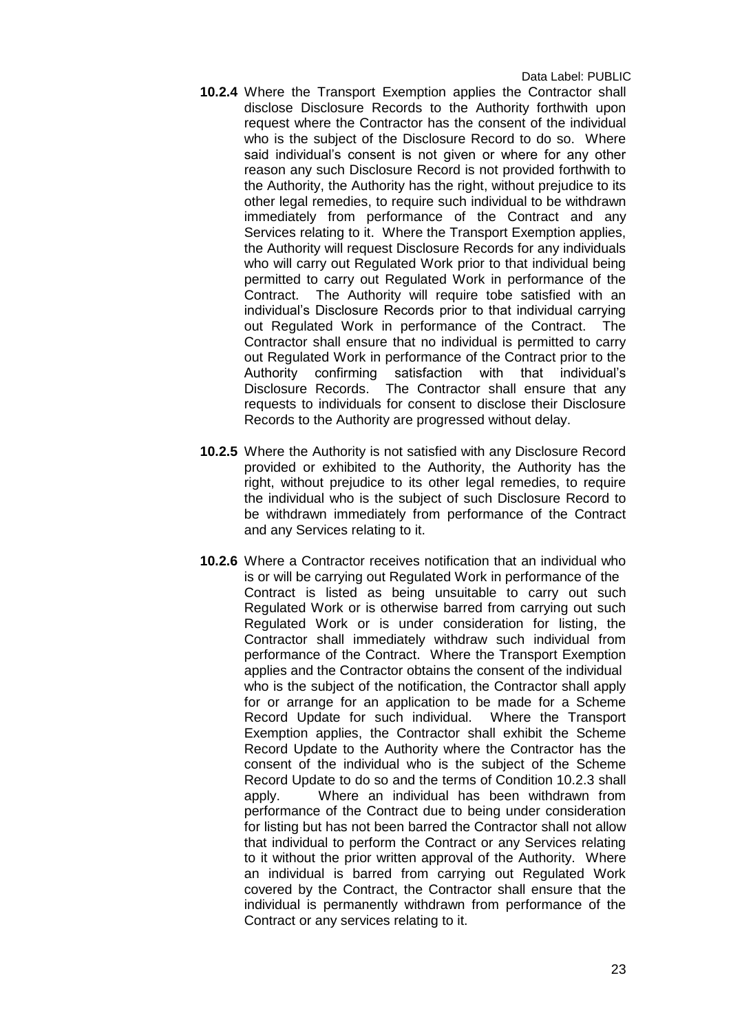**10.2.4** Where the Transport Exemption applies the Contractor shall disclose Disclosure Records to the Authority forthwith upon request where the Contractor has the consent of the individual who is the subject of the Disclosure Record to do so. Where said individual's consent is not given or where for any other reason any such Disclosure Record is not provided forthwith to the Authority, the Authority has the right, without prejudice to its other legal remedies, to require such individual to be withdrawn immediately from performance of the Contract and any Services relating to it. Where the Transport Exemption applies, the Authority will request Disclosure Records for any individuals who will carry out Regulated Work prior to that individual being permitted to carry out Regulated Work in performance of the Contract. The Authority will require tobe satisfied with an individual's Disclosure Records prior to that individual carrying out Regulated Work in performance of the Contract. The Contractor shall ensure that no individual is permitted to carry out Regulated Work in performance of the Contract prior to the Authority confirming satisfaction with that individual's Disclosure Records. The Contractor shall ensure that any requests to individuals for consent to disclose their Disclosure Records to the Authority are progressed without delay.

**10.2.5** Where the Authority is not satisfied with any Disclosure Record provided or exhibited to the Authority, the Authority has the right, without prejudice to its other legal remedies, to require the individual who is the subject of such Disclosure Record to be withdrawn immediately from performance of the Contract and any Services relating to it.

**10.2.6** Where a Contractor receives notification that an individual who is or will be carrying out Regulated Work in performance of the Contract is listed as being unsuitable to carry out such Regulated Work or is otherwise barred from carrying out such Regulated Work or is under consideration for listing, the Contractor shall immediately withdraw such individual from performance of the Contract. Where the Transport Exemption applies and the Contractor obtains the consent of the individual who is the subject of the notification, the Contractor shall apply for or arrange for an application to be made for a Scheme Record Update for such individual. Where the Transport Exemption applies, the Contractor shall exhibit the Scheme Record Update to the Authority where the Contractor has the consent of the individual who is the subject of the Scheme Record Update to do so and the terms of Condition 10.2.3 shall apply. Where an individual has been withdrawn from performance of the Contract due to being under consideration for listing but has not been barred the Contractor shall not allow that individual to perform the Contract or any Services relating to it without the prior written approval of the Authority. Where an individual is barred from carrying out Regulated Work covered by the Contract, the Contractor shall ensure that the individual is permanently withdrawn from performance of the Contract or any services relating to it.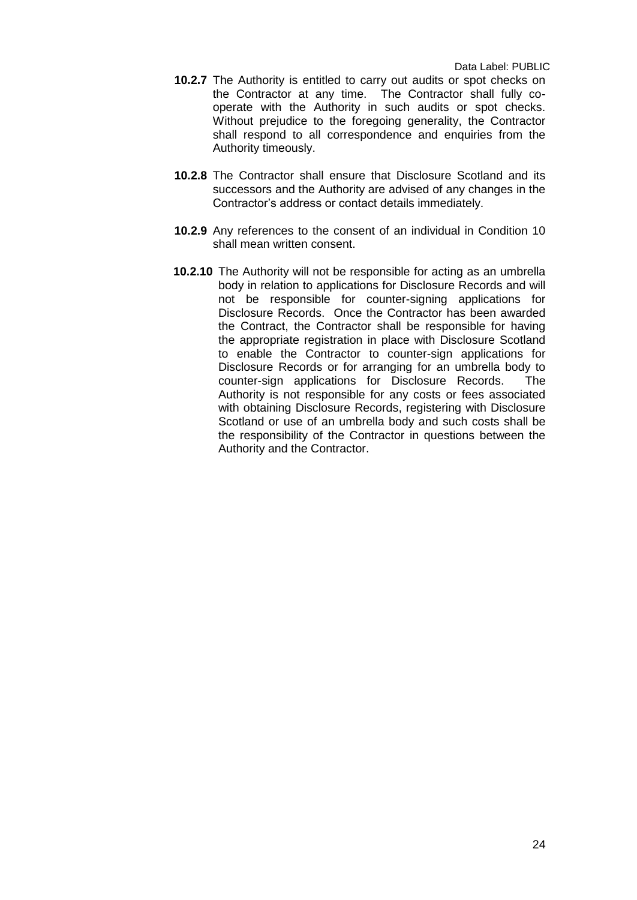**10.2.7** The Authority is entitled to carry out audits or spot checks on the Contractor at any time. The Contractor shall fully co-operate with the Authority in such audits or spot checks. Without prejudice to the foregoing generality, the Contractor shall respond to all correspondence and enquiries from the Authority timeously.

**10.2.8** The Contractor shall ensure that Disclosure Scotland and its successors and the Authority are advised of any changes in the Contractor's address or contact details immediately.

**10.2.9** Any references to the consent of an individual in Condition 10 shall mean written consent.

**10.2.10** The Authority will not be responsible for acting as an umbrella body in relation to applications for Disclosure Records and will not be responsible for counter-signing applications for Disclosure Records. Once the Contractor has been awarded the Contract, the Contractor shall be responsible for having the appropriate registration in place with Disclosure Scotland to enable the Contractor to counter-sign applications for Disclosure Records or for arranging for an umbrella body to counter-sign applications for Disclosure Records. The Authority is not responsible for any costs or fees associated with obtaining Disclosure Records, registering with Disclosure Scotland or use of an umbrella body and such costs shall be the responsibility of the Contractor in questions between the Authority and the Contractor.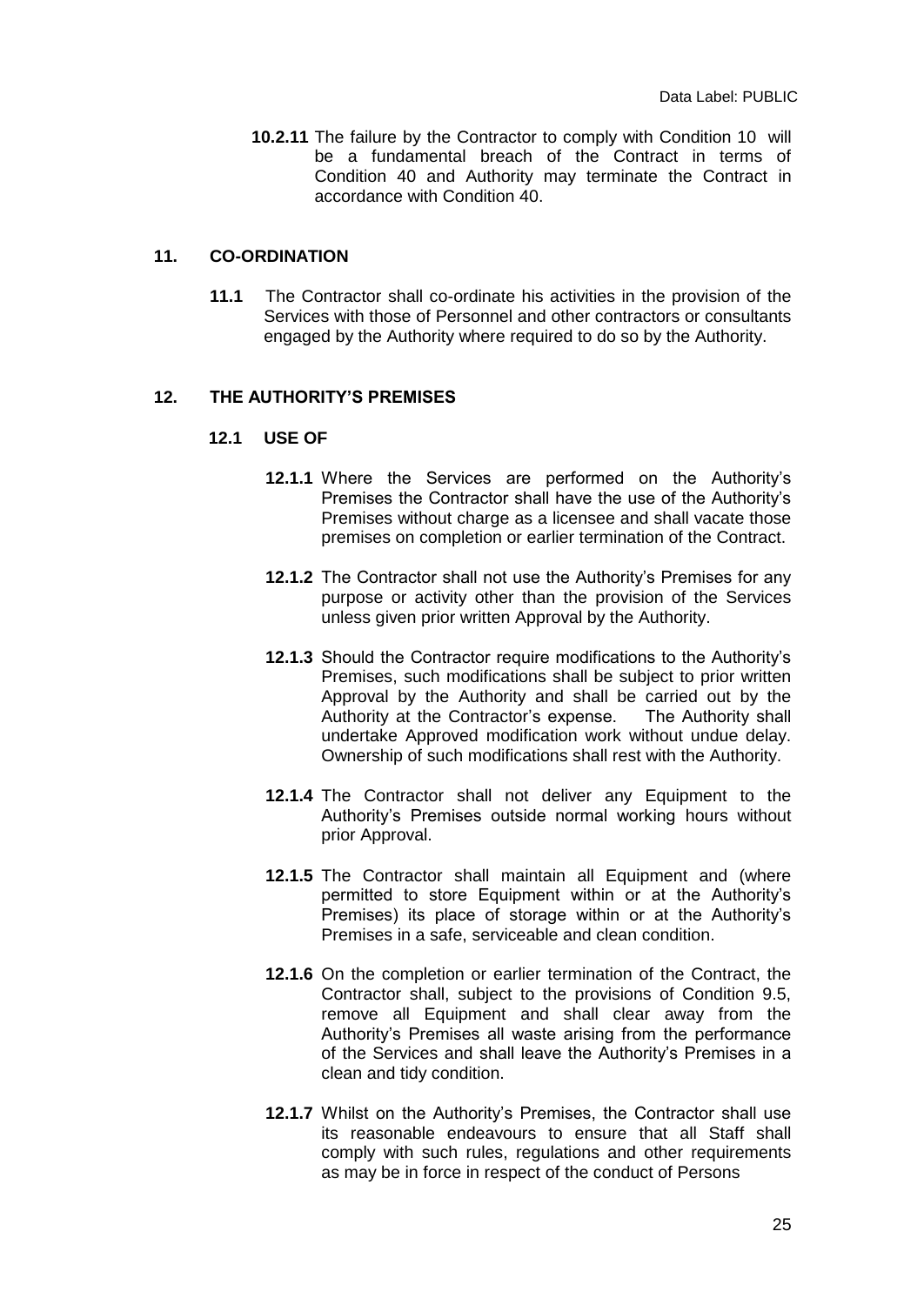**10.2.11** The failure by the Contractor to comply with Condition 10 will be a fundamental breach of the Contract in terms of Condition 40 and Authority may terminate the Contract in accordance with Condition 40.

## 11. CO-ORDINATION

**11.1** The Contractor shall co-ordinate his activities in the provision of the Services with those of Personnel and other contractors or consultants engaged by the Authority where required to do so by the Authority.

## 12. THE AUTHORITY'S PREMISES

### 12.1 USE OF

**12.1.1** Where the Services are performed on the Authority's Premises the Contractor shall have the use of the Authority's Premises without charge as a licensee and shall vacate those premises on completion or earlier termination of the Contract.

**12.1.2** The Contractor shall not use the Authority's Premises for any purpose or activity other than the provision of the Services unless given prior written Approval by the Authority.

**12.1.3** Should the Contractor require modifications to the Authority's Premises, such modifications shall be subject to prior written Approval by the Authority and shall be carried out by the Authority at the Contractor's expense. The Authority shall undertake Approved modification work without undue delay. Ownership of such modifications shall rest with the Authority.

**12.1.4** The Contractor shall not deliver any Equipment to the Authority's Premises outside normal working hours without prior Approval.

**12.1.5** The Contractor shall maintain all Equipment and (where permitted to store Equipment within or at the Authority's Premises) its place of storage within or at the Authority's Premises in a safe, serviceable and clean condition.

**12.1.6** On the completion or earlier termination of the Contract, the Contractor shall, subject to the provisions of Condition 9.5, remove all Equipment and shall clear away from the Authority's Premises all waste arising from the performance of the Services and shall leave the Authority's Premises in a clean and tidy condition.

**12.1.7** Whilst on the Authority's Premises, the Contractor shall use its reasonable endeavours to ensure that all Staff shall comply with such rules, regulations and other requirements as may be in force in respect of the conduct of Persons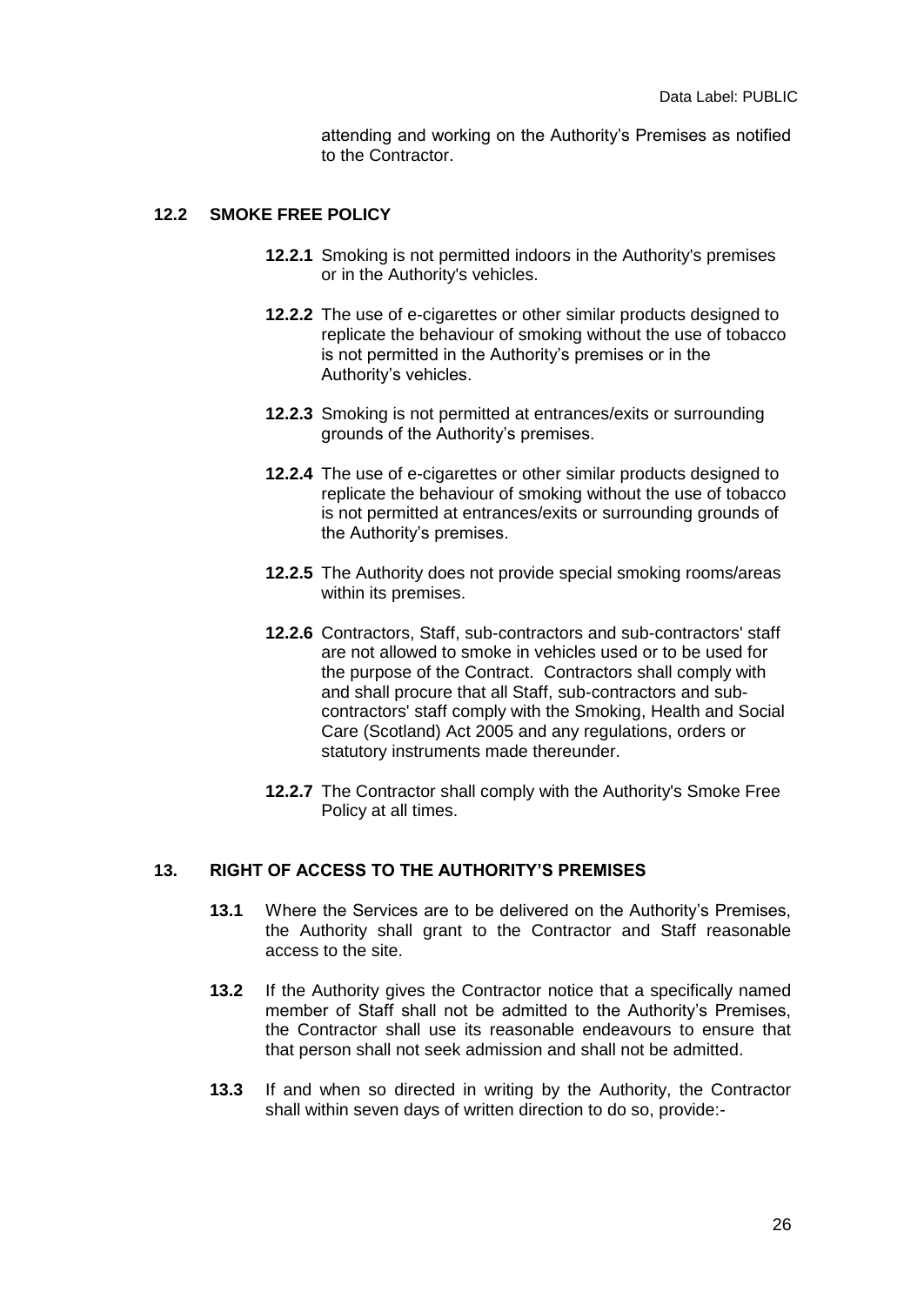attending and working on the Authority's Premises as notified to the Contractor.

### 12.2 SMOKE FREE POLICY

**12.2.1** Smoking is not permitted indoors in the Authority's premises or in the Authority's vehicles.

**12.2.2** The use of e-cigarettes or other similar products designed to replicate the behaviour of smoking without the use of tobacco is not permitted in the Authority's premises or in the Authority's vehicles.

**12.2.3** Smoking is not permitted at entrances/exits or surrounding grounds of the Authority's premises.

**12.2.4** The use of e-cigarettes or other similar products designed to replicate the behaviour of smoking without the use of tobacco is not permitted at entrances/exits or surrounding grounds of the Authority's premises.

**12.2.5** The Authority does not provide special smoking rooms/areas within its premises.

**12.2.6** Contractors, Staff, sub-contractors and sub-contractors' staff are not allowed to smoke in vehicles used or to be used for the purpose of the Contract. Contractors shall comply with and shall procure that all Staff, sub-contractors and sub-contractors' staff comply with the Smoking, Health and Social Care (Scotland) Act 2005 and any regulations, orders or statutory instruments made thereunder.

**12.2.7** The Contractor shall comply with the Authority's Smoke Free Policy at all times.

## 13. RIGHT OF ACCESS TO THE AUTHORITY'S PREMISES

**13.1** Where the Services are to be delivered on the Authority's Premises, the Authority shall grant to the Contractor and Staff reasonable access to the site.

**13.2** If the Authority gives the Contractor notice that a specifically named member of Staff shall not be admitted to the Authority's Premises, the Contractor shall use its reasonable endeavours to ensure that that person shall not seek admission and shall not be admitted.

**13.3** If and when so directed in writing by the Authority, the Contractor shall within seven days of written direction to do so, provide:-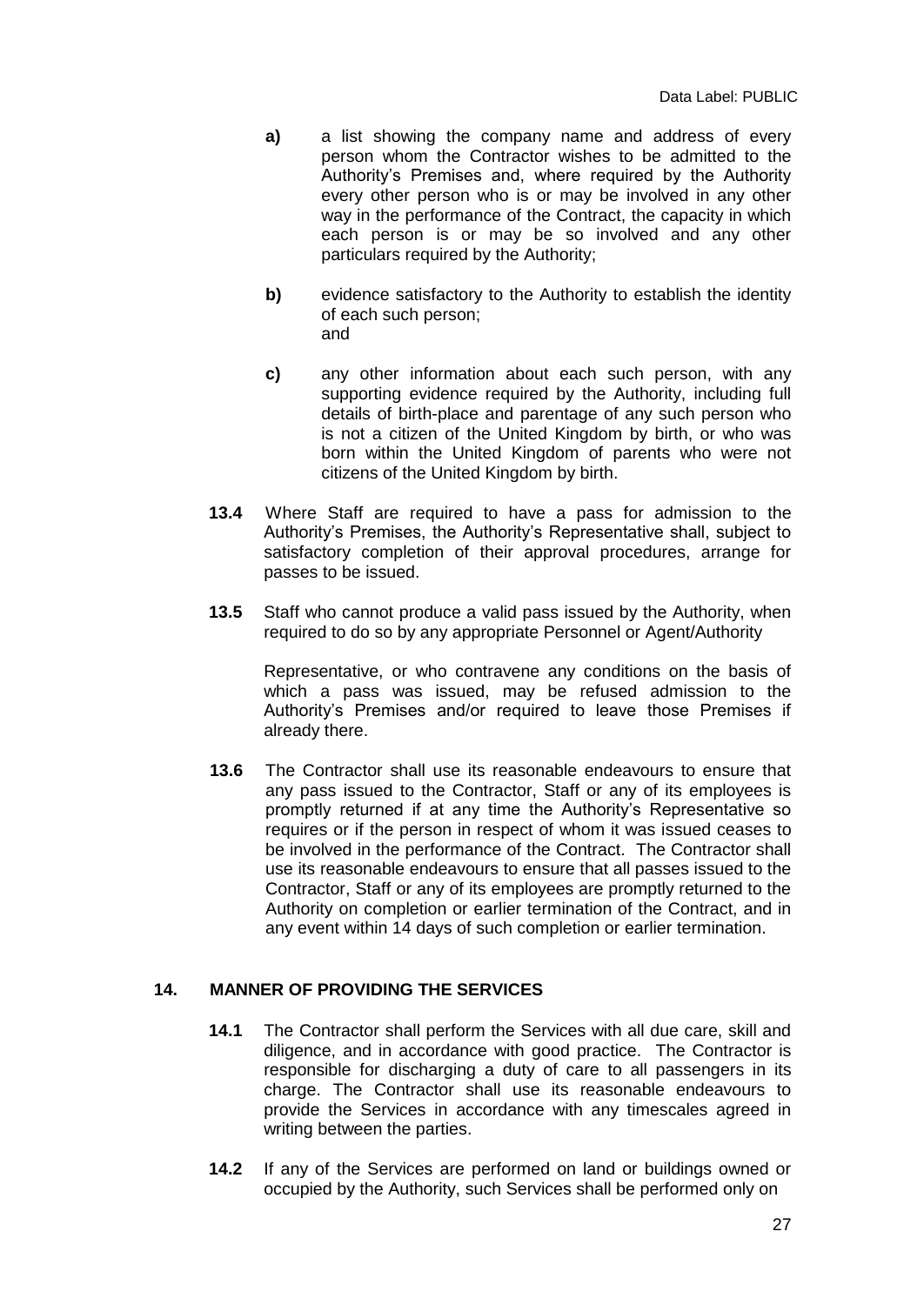**a)** a list showing the company name and address of every person whom the Contractor wishes to be admitted to the Authority's Premises and, where required by the Authority every other person who is or may be involved in any other way in the performance of the Contract, the capacity in which each person is or may be so involved and any other particulars required by the Authority;

**b)** evidence satisfactory to the Authority to establish the identity of each such person;
and

**c)** any other information about each such person, with any supporting evidence required by the Authority, including full details of birth-place and parentage of any such person who is not a citizen of the United Kingdom by birth, or who was born within the United Kingdom of parents who were not citizens of the United Kingdom by birth.

**13.4** Where Staff are required to have a pass for admission to the Authority's Premises, the Authority's Representative shall, subject to satisfactory completion of their approval procedures, arrange for passes to be issued.

**13.5** Staff who cannot produce a valid pass issued by the Authority, when required to do so by any appropriate Personnel or Agent/Authority

Representative, or who contravene any conditions on the basis of which a pass was issued, may be refused admission to the Authority's Premises and/or required to leave those Premises if already there.

**13.6** The Contractor shall use its reasonable endeavours to ensure that any pass issued to the Contractor, Staff or any of its employees is promptly returned if at any time the Authority's Representative so requires or if the person in respect of whom it was issued ceases to be involved in the performance of the Contract. The Contractor shall use its reasonable endeavours to ensure that all passes issued to the Contractor, Staff or any of its employees are promptly returned to the Authority on completion or earlier termination of the Contract, and in any event within 14 days of such completion or earlier termination.

## 14. MANNER OF PROVIDING THE SERVICES

**14.1** The Contractor shall perform the Services with all due care, skill and diligence, and in accordance with good practice. The Contractor is responsible for discharging a duty of care to all passengers in its charge. The Contractor shall use its reasonable endeavours to provide the Services in accordance with any timescales agreed in writing between the parties.

**14.2** If any of the Services are performed on land or buildings owned or occupied by the Authority, such Services shall be performed only on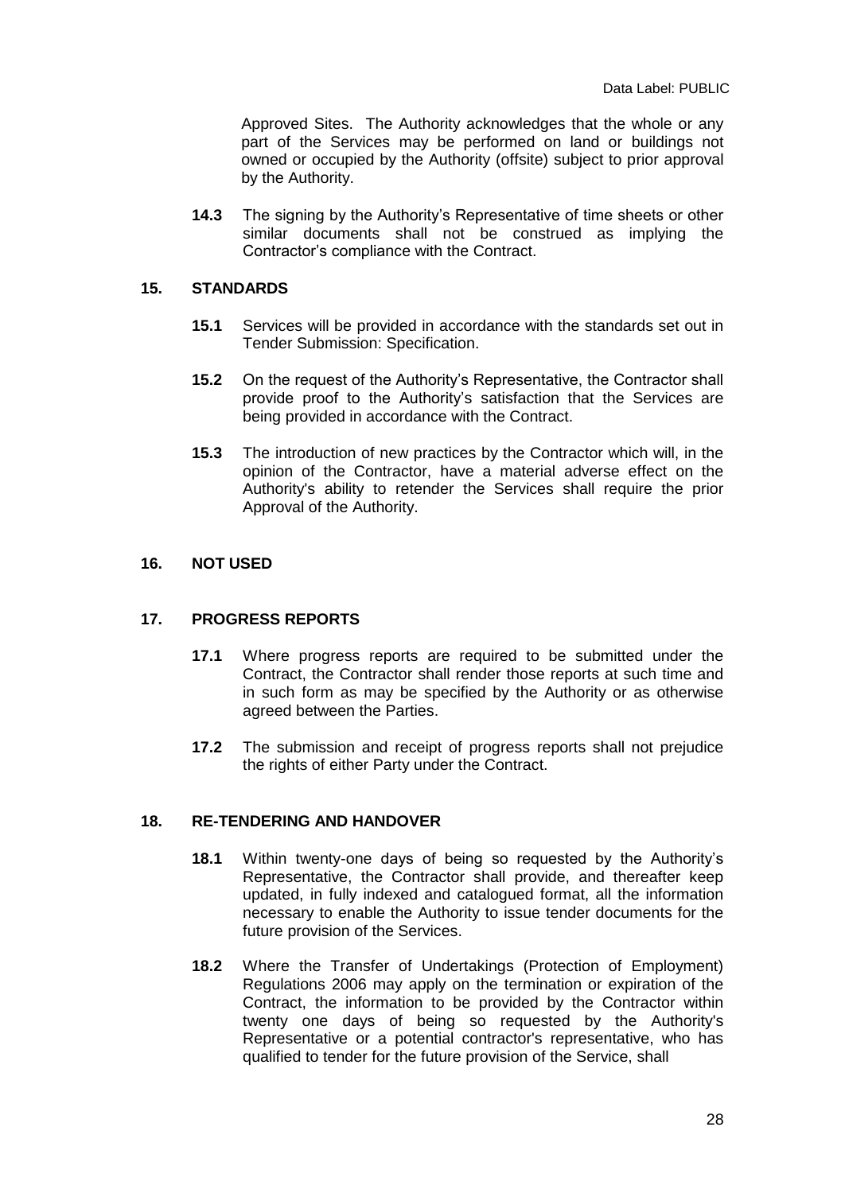Approved Sites. The Authority acknowledges that the whole or any part of the Services may be performed on land or buildings not owned or occupied by the Authority (offsite) subject to prior approval by the Authority.

**14.3** The signing by the Authority's Representative of time sheets or other similar documents shall not be construed as implying the Contractor's compliance with the Contract.

## 15. STANDARDS

**15.1** Services will be provided in accordance with the standards set out in Tender Submission: Specification.

**15.2** On the request of the Authority's Representative, the Contractor shall provide proof to the Authority's satisfaction that the Services are being provided in accordance with the Contract.

**15.3** The introduction of new practices by the Contractor which will, in the opinion of the Contractor, have a material adverse effect on the Authority's ability to retender the Services shall require the prior Approval of the Authority.

## 16. NOT USED

## 17. PROGRESS REPORTS

**17.1** Where progress reports are required to be submitted under the Contract, the Contractor shall render those reports at such time and in such form as may be specified by the Authority or as otherwise agreed between the Parties.

**17.2** The submission and receipt of progress reports shall not prejudice the rights of either Party under the Contract.

## 18. RE-TENDERING AND HANDOVER

**18.1** Within twenty-one days of being so requested by the Authority's Representative, the Contractor shall provide, and thereafter keep updated, in fully indexed and catalogued format, all the information necessary to enable the Authority to issue tender documents for the future provision of the Services.

**18.2** Where the Transfer of Undertakings (Protection of Employment) Regulations 2006 may apply on the termination or expiration of the Contract, the information to be provided by the Contractor within twenty one days of being so requested by the Authority's Representative or a potential contractor's representative, who has qualified to tender for the future provision of the Service, shall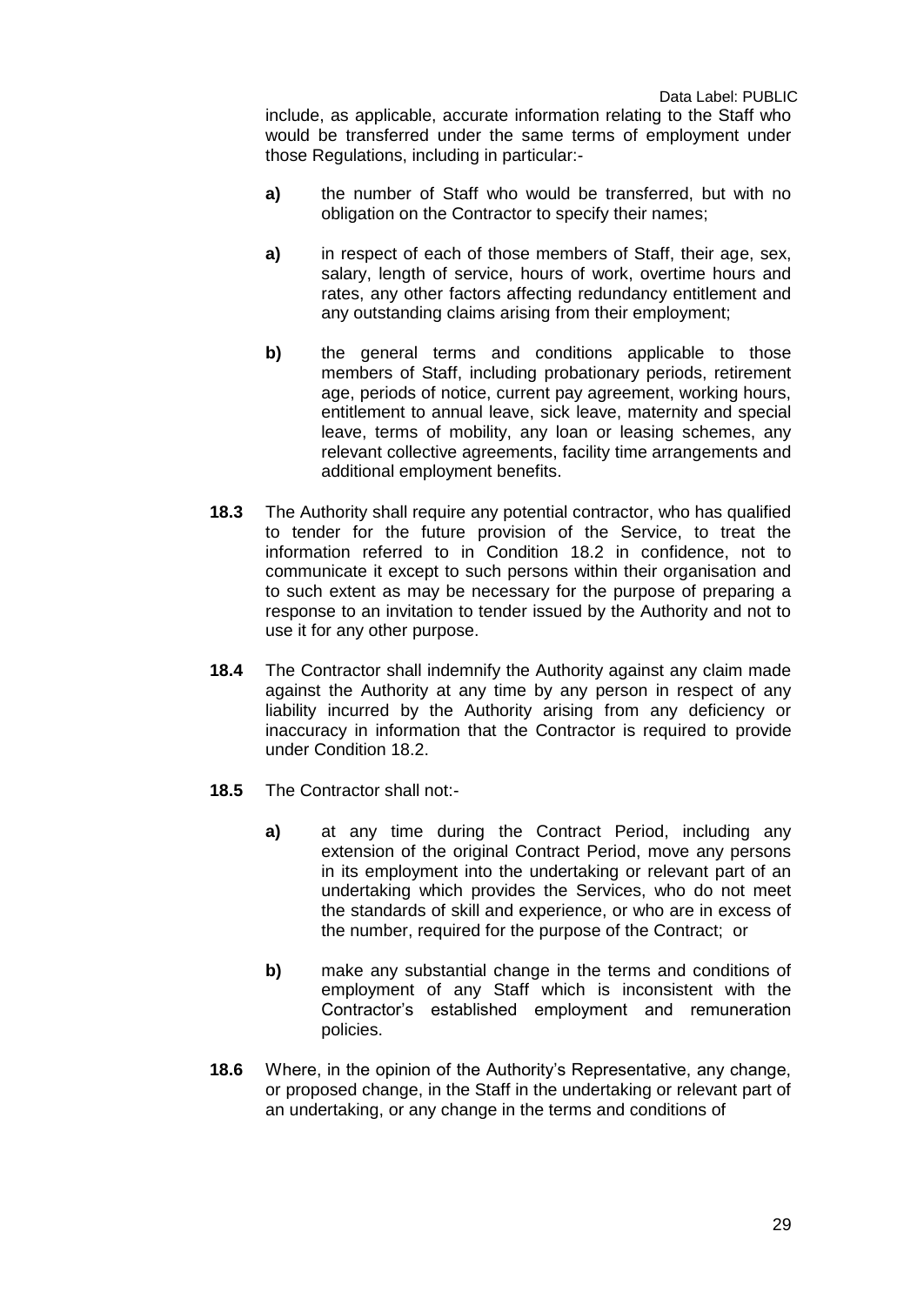include, as applicable, accurate information relating to the Staff who would be transferred under the same terms of employment under those Regulations, including in particular:-

**a)** the number of Staff who would be transferred, but with no obligation on the Contractor to specify their names;

**a)** in respect of each of those members of Staff, their age, sex, salary, length of service, hours of work, overtime hours and rates, any other factors affecting redundancy entitlement and any outstanding claims arising from their employment;

**b)** the general terms and conditions applicable to those members of Staff, including probationary periods, retirement age, periods of notice, current pay agreement, working hours, entitlement to annual leave, sick leave, maternity and special leave, terms of mobility, any loan or leasing schemes, any relevant collective agreements, facility time arrangements and additional employment benefits.

**18.3** The Authority shall require any potential contractor, who has qualified to tender for the future provision of the Service, to treat the information referred to in Condition 18.2 in confidence, not to communicate it except to such persons within their organisation and to such extent as may be necessary for the purpose of preparing a response to an invitation to tender issued by the Authority and not to use it for any other purpose.

**18.4** The Contractor shall indemnify the Authority against any claim made against the Authority at any time by any person in respect of any liability incurred by the Authority arising from any deficiency or inaccuracy in information that the Contractor is required to provide under Condition 18.2.

**18.5** The Contractor shall not:-

**a)** at any time during the Contract Period, including any extension of the original Contract Period, move any persons in its employment into the undertaking or relevant part of an undertaking which provides the Services, who do not meet the standards of skill and experience, or who are in excess of the number, required for the purpose of the Contract; or

**b)** make any substantial change in the terms and conditions of employment of any Staff which is inconsistent with the Contractor's established employment and remuneration policies.

**18.6** Where, in the opinion of the Authority's Representative, any change, or proposed change, in the Staff in the undertaking or relevant part of an undertaking, or any change in the terms and conditions of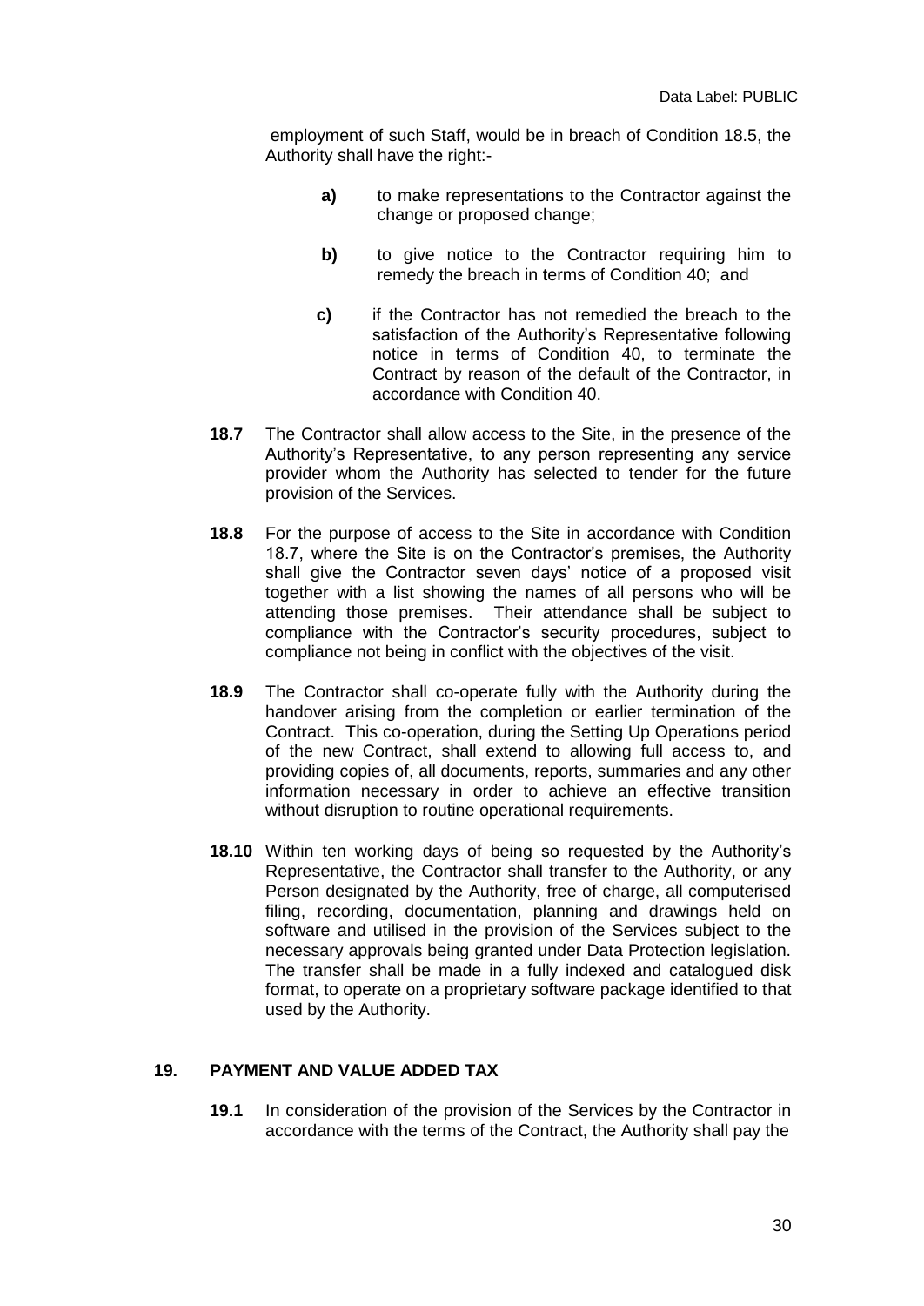employment of such Staff, would be in breach of Condition 18.5, the Authority shall have the right:-

- **a)** to make representations to the Contractor against the change or proposed change;
- **b)** to give notice to the Contractor requiring him to remedy the breach in terms of Condition 40; and
- **c)** if the Contractor has not remedied the breach to the satisfaction of the Authority's Representative following notice in terms of Condition 40, to terminate the Contract by reason of the default of the Contractor, in accordance with Condition 40.

**18.7** The Contractor shall allow access to the Site, in the presence of the Authority's Representative, to any person representing any service provider whom the Authority has selected to tender for the future provision of the Services.

**18.8** For the purpose of access to the Site in accordance with Condition 18.7, where the Site is on the Contractor's premises, the Authority shall give the Contractor seven days' notice of a proposed visit together with a list showing the names of all persons who will be attending those premises. Their attendance shall be subject to compliance with the Contractor's security procedures, subject to compliance not being in conflict with the objectives of the visit.

**18.9** The Contractor shall co-operate fully with the Authority during the handover arising from the completion or earlier termination of the Contract. This co-operation, during the Setting Up Operations period of the new Contract, shall extend to allowing full access to, and providing copies of, all documents, reports, summaries and any other information necessary in order to achieve an effective transition without disruption to routine operational requirements.

**18.10** Within ten working days of being so requested by the Authority's Representative, the Contractor shall transfer to the Authority, or any Person designated by the Authority, free of charge, all computerised filing, recording, documentation, planning and drawings held on software and utilised in the provision of the Services subject to the necessary approvals being granted under Data Protection legislation. The transfer shall be made in a fully indexed and catalogued disk format, to operate on a proprietary software package identified to that used by the Authority.

## 19. PAYMENT AND VALUE ADDED TAX

**19.1** In consideration of the provision of the Services by the Contractor in accordance with the terms of the Contract, the Authority shall pay the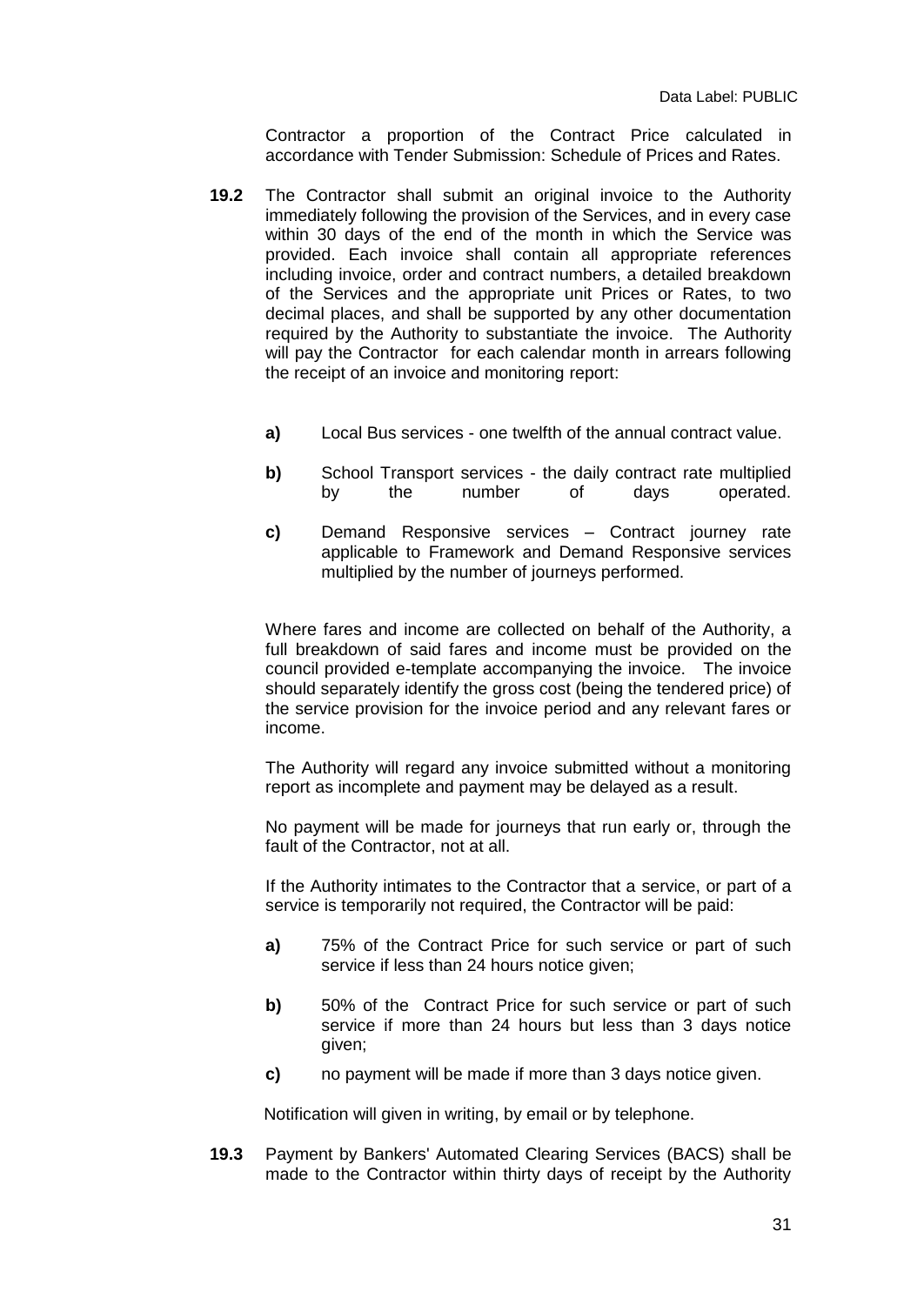Contractor a proportion of the Contract Price calculated in accordance with Tender Submission: Schedule of Prices and Rates.

**19.2** The Contractor shall submit an original invoice to the Authority immediately following the provision of the Services, and in every case within 30 days of the end of the month in which the Service was provided. Each invoice shall contain all appropriate references including invoice, order and contract numbers, a detailed breakdown of the Services and the appropriate unit Prices or Rates, to two decimal places, and shall be supported by any other documentation required by the Authority to substantiate the invoice. The Authority will pay the Contractor for each calendar month in arrears following the receipt of an invoice and monitoring report:

- **a)** Local Bus services - one twelfth of the annual contract value.
- **b)** School Transport services - the daily contract rate multiplied by the number of days operated.
- **c)** Demand Responsive services – Contract journey rate applicable to Framework and Demand Responsive services multiplied by the number of journeys performed.

Where fares and income are collected on behalf of the Authority, a full breakdown of said fares and income must be provided on the council provided e-template accompanying the invoice. The invoice should separately identify the gross cost (being the tendered price) of the service provision for the invoice period and any relevant fares or income.

The Authority will regard any invoice submitted without a monitoring report as incomplete and payment may be delayed as a result.

No payment will be made for journeys that run early or, through the fault of the Contractor, not at all.

If the Authority intimates to the Contractor that a service, or part of a service is temporarily not required, the Contractor will be paid:

- **a)** 75% of the Contract Price for such service or part of such service if less than 24 hours notice given;
- **b)** 50% of the Contract Price for such service or part of such service if more than 24 hours but less than 3 days notice given;
- **c)** no payment will be made if more than 3 days notice given.

Notification will given in writing, by email or by telephone.

**19.3** Payment by Bankers' Automated Clearing Services (BACS) shall be made to the Contractor within thirty days of receipt by the Authority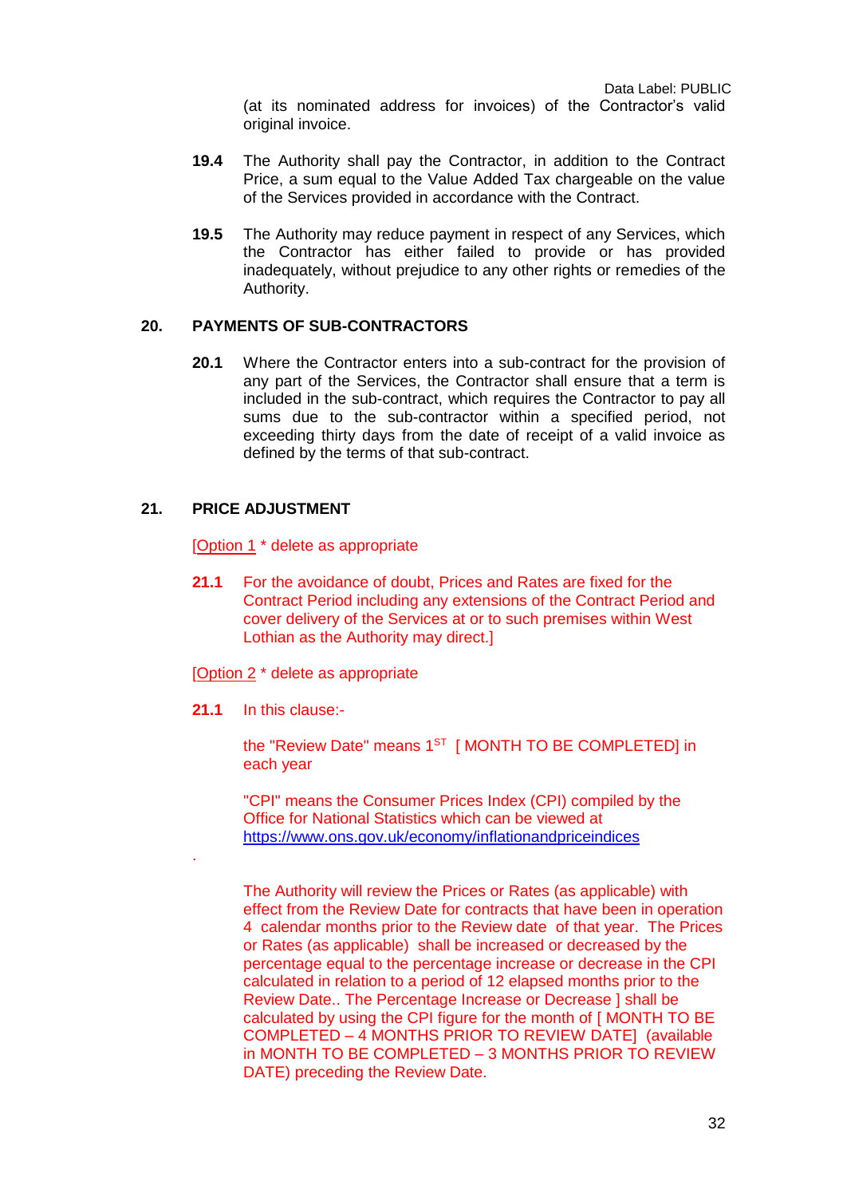(at its nominated address for invoices) of the Contractor's valid original invoice.

**19.4** The Authority shall pay the Contractor, in addition to the Contract Price, a sum equal to the Value Added Tax chargeable on the value of the Services provided in accordance with the Contract.

**19.5** The Authority may reduce payment in respect of any Services, which the Contractor has either failed to provide or has provided inadequately, without prejudice to any other rights or remedies of the Authority.

## 20. PAYMENTS OF SUB-CONTRACTORS

**20.1** Where the Contractor enters into a sub-contract for the provision of any part of the Services, the Contractor shall ensure that a term is included in the sub-contract, which requires the Contractor to pay all sums due to the sub-contractor within a specified period, not exceeding thirty days from the date of receipt of a valid invoice as defined by the terms of that sub-contract.

## 21. PRICE ADJUSTMENT

[Option 1 * delete as appropriate

**21.1** For the avoidance of doubt, Prices and Rates are fixed for the Contract Period including any extensions of the Contract Period and cover delivery of the Services at or to such premises within West Lothian as the Authority may direct.]

[Option 2 * delete as appropriate

**21.1** In this clause:-

the "Review Date" means 1ST [ MONTH TO BE COMPLETED] in each year

"CPI" means the Consumer Prices Index (CPI) compiled by the Office for National Statistics which can be viewed at https://www.ons.gov.uk/economy/inflationandpriceindices

.

The Authority will review the Prices or Rates (as applicable) with effect from the Review Date for contracts that have been in operation 4 calendar months prior to the Review date of that year. The Prices or Rates (as applicable) shall be increased or decreased by the percentage equal to the percentage increase or decrease in the CPI calculated in relation to a period of 12 elapsed months prior to the Review Date.. The Percentage Increase or Decrease ] shall be calculated by using the CPI figure for the month of [ MONTH TO BE COMPLETED – 4 MONTHS PRIOR TO REVIEW DATE] (available in MONTH TO BE COMPLETED – 3 MONTHS PRIOR TO REVIEW DATE) preceding the Review Date.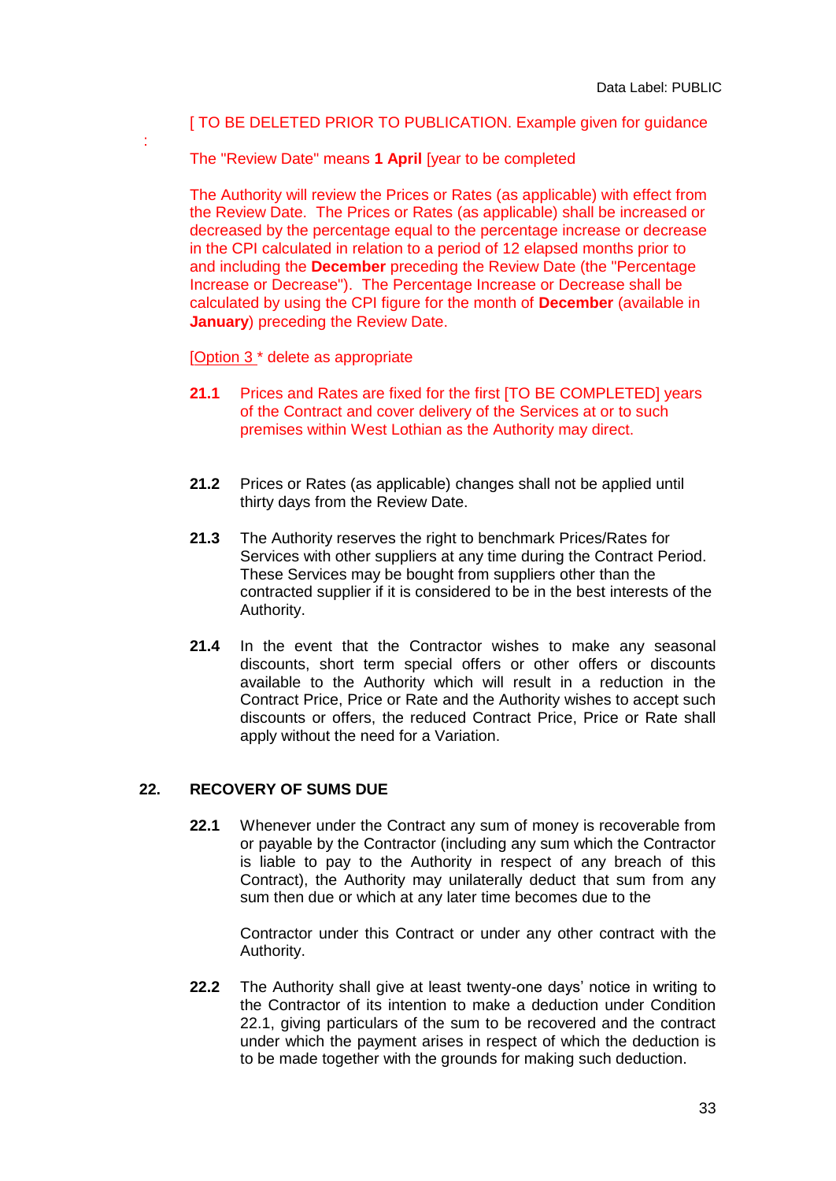[ TO BE DELETED PRIOR TO PUBLICATION. Example given for guidance

:

The "Review Date" means **1 April** [year to be completed

The Authority will review the Prices or Rates (as applicable) with effect from the Review Date. The Prices or Rates (as applicable) shall be increased or decreased by the percentage equal to the percentage increase or decrease in the CPI calculated in relation to a period of 12 elapsed months prior to and including the **December** preceding the Review Date (the "Percentage Increase or Decrease"). The Percentage Increase or Decrease shall be calculated by using the CPI figure for the month of **December** (available in **January**) preceding the Review Date.

[Option 3 * delete as appropriate

**21.1** Prices and Rates are fixed for the first [TO BE COMPLETED] years of the Contract and cover delivery of the Services at or to such premises within West Lothian as the Authority may direct.

**21.2** Prices or Rates (as applicable) changes shall not be applied until thirty days from the Review Date.

**21.3** The Authority reserves the right to benchmark Prices/Rates for Services with other suppliers at any time during the Contract Period. These Services may be bought from suppliers other than the contracted supplier if it is considered to be in the best interests of the Authority.

**21.4** In the event that the Contractor wishes to make any seasonal discounts, short term special offers or other offers or discounts available to the Authority which will result in a reduction in the Contract Price, Price or Rate and the Authority wishes to accept such discounts or offers, the reduced Contract Price, Price or Rate shall apply without the need for a Variation.

## 22. RECOVERY OF SUMS DUE

**22.1** Whenever under the Contract any sum of money is recoverable from or payable by the Contractor (including any sum which the Contractor is liable to pay to the Authority in respect of any breach of this Contract), the Authority may unilaterally deduct that sum from any sum then due or which at any later time becomes due to the

Contractor under this Contract or under any other contract with the Authority.

**22.2** The Authority shall give at least twenty-one days' notice in writing to the Contractor of its intention to make a deduction under Condition 22.1, giving particulars of the sum to be recovered and the contract under which the payment arises in respect of which the deduction is to be made together with the grounds for making such deduction.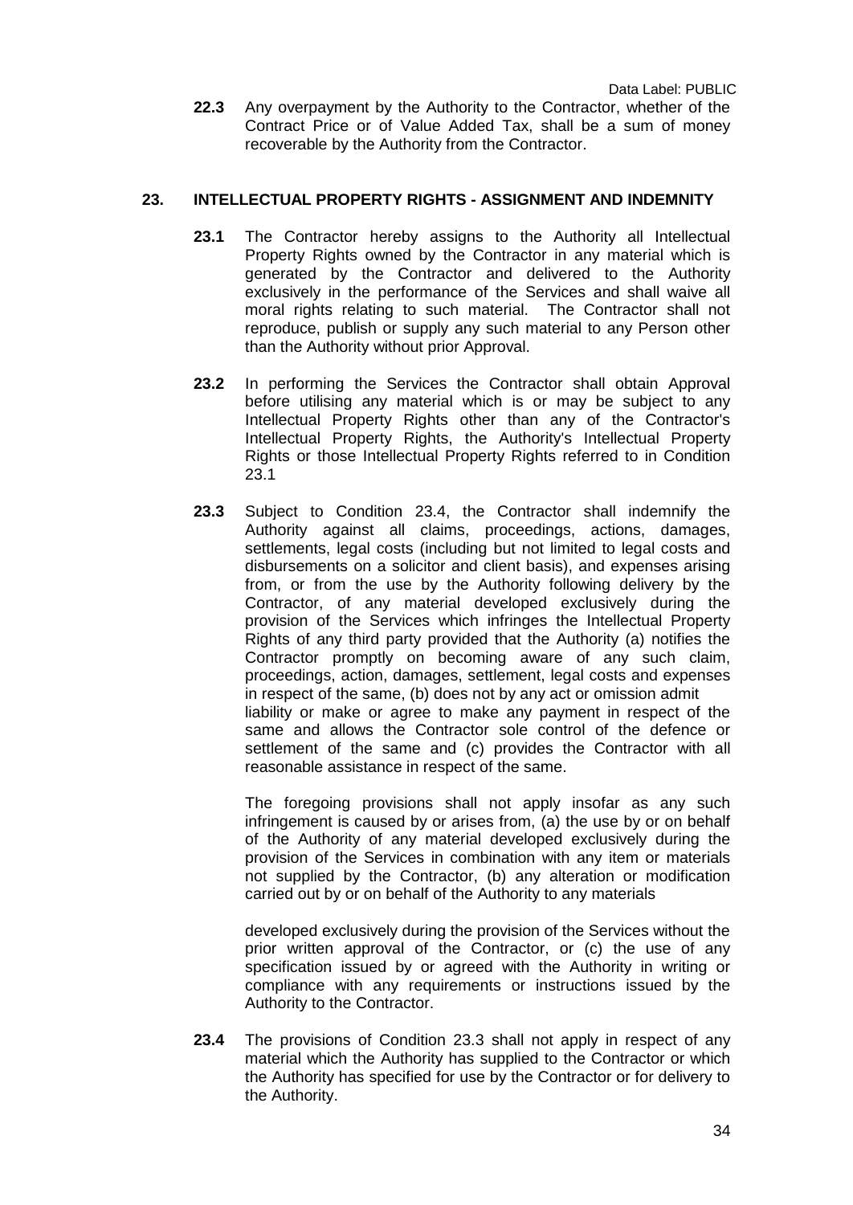**22.3** Any overpayment by the Authority to the Contractor, whether of the Contract Price or of Value Added Tax, shall be a sum of money recoverable by the Authority from the Contractor.

## 23. INTELLECTUAL PROPERTY RIGHTS - ASSIGNMENT AND INDEMNITY

**23.1** The Contractor hereby assigns to the Authority all Intellectual Property Rights owned by the Contractor in any material which is generated by the Contractor and delivered to the Authority exclusively in the performance of the Services and shall waive all moral rights relating to such material. The Contractor shall not reproduce, publish or supply any such material to any Person other than the Authority without prior Approval.

**23.2** In performing the Services the Contractor shall obtain Approval before utilising any material which is or may be subject to any Intellectual Property Rights other than any of the Contractor's Intellectual Property Rights, the Authority's Intellectual Property Rights or those Intellectual Property Rights referred to in Condition 23.1

**23.3** Subject to Condition 23.4, the Contractor shall indemnify the Authority against all claims, proceedings, actions, damages, settlements, legal costs (including but not limited to legal costs and disbursements on a solicitor and client basis), and expenses arising from, or from the use by the Authority following delivery by the Contractor, of any material developed exclusively during the provision of the Services which infringes the Intellectual Property Rights of any third party provided that the Authority (a) notifies the Contractor promptly on becoming aware of any such claim, proceedings, action, damages, settlement, legal costs and expenses in respect of the same, (b) does not by any act or omission admit liability or make or agree to make any payment in respect of the same and allows the Contractor sole control of the defence or settlement of the same and (c) provides the Contractor with all reasonable assistance in respect of the same.

The foregoing provisions shall not apply insofar as any such infringement is caused by or arises from, (a) the use by or on behalf of the Authority of any material developed exclusively during the provision of the Services in combination with any item or materials not supplied by the Contractor, (b) any alteration or modification carried out by or on behalf of the Authority to any materials developed exclusively during the provision of the Services without the prior written approval of the Contractor, or (c) the use of any specification issued by or agreed with the Authority in writing or compliance with any requirements or instructions issued by the Authority to the Contractor.

**23.4** The provisions of Condition 23.3 shall not apply in respect of any material which the Authority has supplied to the Contractor or which the Authority has specified for use by the Contractor or for delivery to the Authority.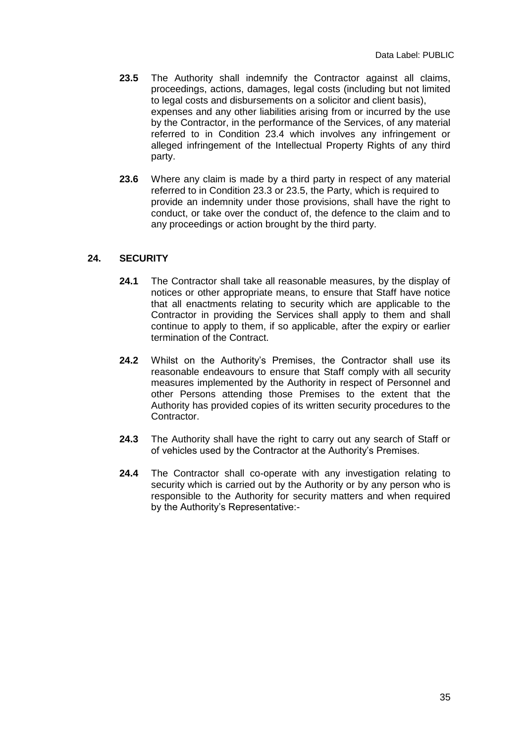**23.5** The Authority shall indemnify the Contractor against all claims, proceedings, actions, damages, legal costs (including but not limited to legal costs and disbursements on a solicitor and client basis), expenses and any other liabilities arising from or incurred by the use by the Contractor, in the performance of the Services, of any material referred to in Condition 23.4 which involves any infringement or alleged infringement of the Intellectual Property Rights of any third party.

**23.6** Where any claim is made by a third party in respect of any material referred to in Condition 23.3 or 23.5, the Party, which is required to provide an indemnity under those provisions, shall have the right to conduct, or take over the conduct of, the defence to the claim and to any proceedings or action brought by the third party.

## 24. SECURITY

**24.1** The Contractor shall take all reasonable measures, by the display of notices or other appropriate means, to ensure that Staff have notice that all enactments relating to security which are applicable to the Contractor in providing the Services shall apply to them and shall continue to apply to them, if so applicable, after the expiry or earlier termination of the Contract.

**24.2** Whilst on the Authority's Premises, the Contractor shall use its reasonable endeavours to ensure that Staff comply with all security measures implemented by the Authority in respect of Personnel and other Persons attending those Premises to the extent that the Authority has provided copies of its written security procedures to the Contractor.

**24.3** The Authority shall have the right to carry out any search of Staff or of vehicles used by the Contractor at the Authority's Premises.

**24.4** The Contractor shall co-operate with any investigation relating to security which is carried out by the Authority or by any person who is responsible to the Authority for security matters and when required by the Authority's Representative:-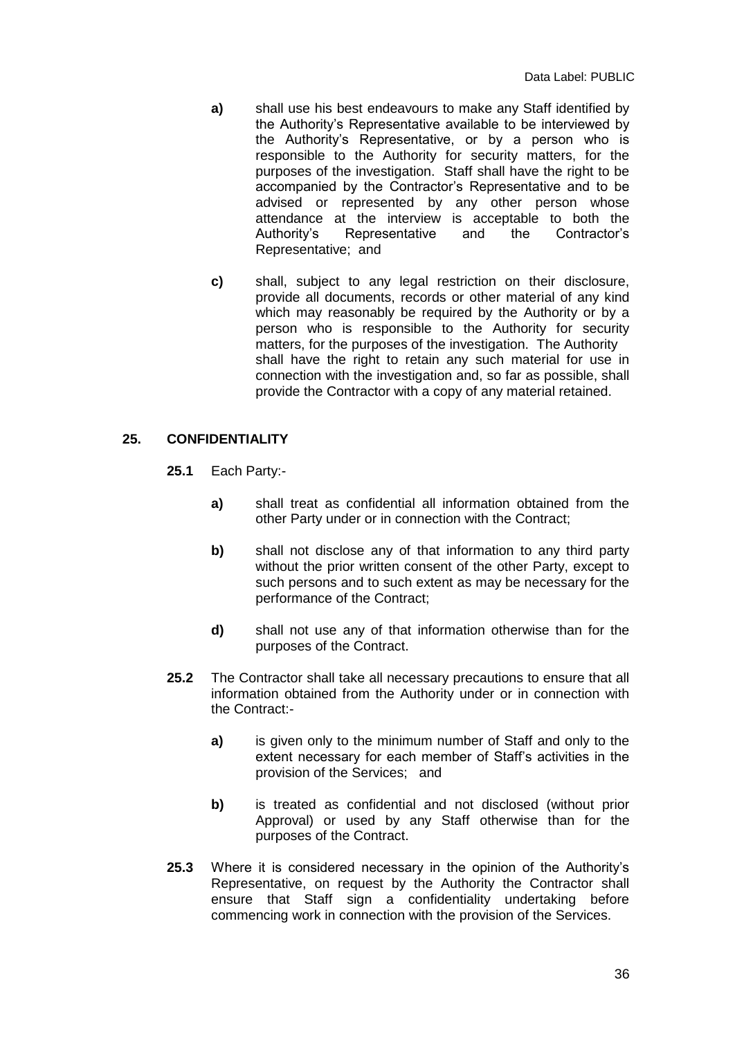**a)** shall use his best endeavours to make any Staff identified by the Authority's Representative available to be interviewed by the Authority's Representative, or by a person who is responsible to the Authority for security matters, for the purposes of the investigation. Staff shall have the right to be accompanied by the Contractor's Representative and to be advised or represented by any other person whose attendance at the interview is acceptable to both the Authority's Representative and the Contractor's Representative; and

**c)** shall, subject to any legal restriction on their disclosure, provide all documents, records or other material of any kind which may reasonably be required by the Authority or by a person who is responsible to the Authority for security matters, for the purposes of the investigation. The Authority shall have the right to retain any such material for use in connection with the investigation and, so far as possible, shall provide the Contractor with a copy of any material retained.

## 25. CONFIDENTIALITY

**25.1** Each Party:-

**a)** shall treat as confidential all information obtained from the other Party under or in connection with the Contract;

**b)** shall not disclose any of that information to any third party without the prior written consent of the other Party, except to such persons and to such extent as may be necessary for the performance of the Contract;

**d)** shall not use any of that information otherwise than for the purposes of the Contract.

**25.2** The Contractor shall take all necessary precautions to ensure that all information obtained from the Authority under or in connection with the Contract:-

**a)** is given only to the minimum number of Staff and only to the extent necessary for each member of Staff's activities in the provision of the Services; and

**b)** is treated as confidential and not disclosed (without prior Approval) or used by any Staff otherwise than for the purposes of the Contract.

**25.3** Where it is considered necessary in the opinion of the Authority's Representative, on request by the Authority the Contractor shall ensure that Staff sign a confidentiality undertaking before commencing work in connection with the provision of the Services.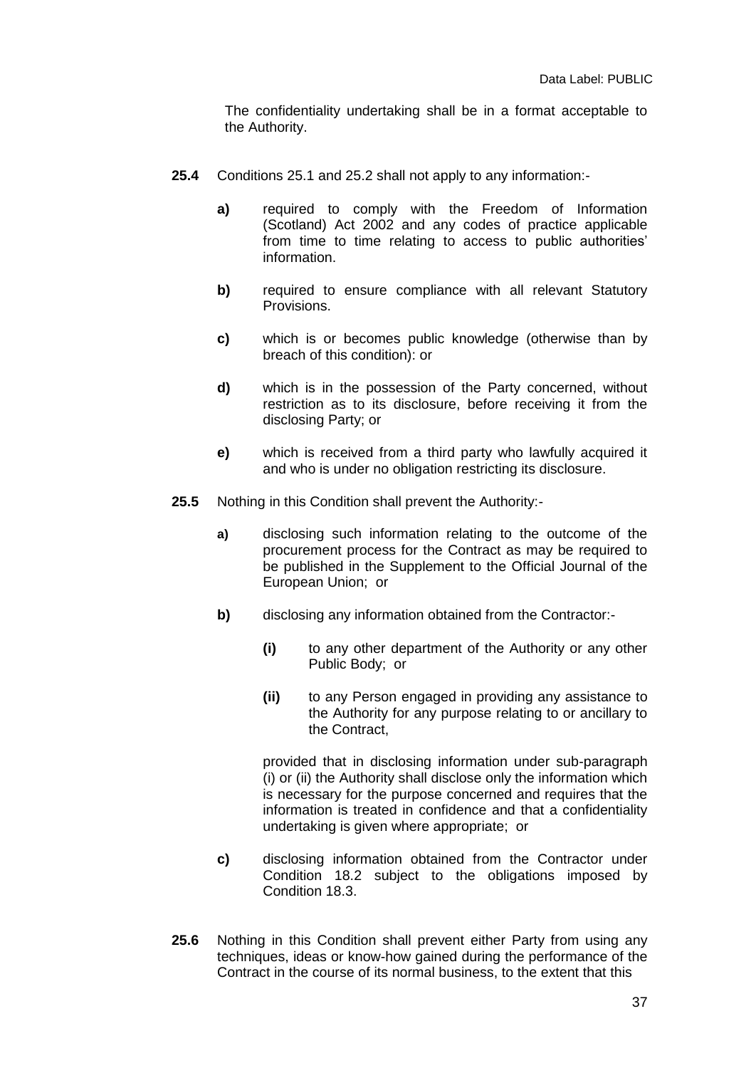The confidentiality undertaking shall be in a format acceptable to the Authority.

**25.4** Conditions 25.1 and 25.2 shall not apply to any information:-

**a)** required to comply with the Freedom of Information (Scotland) Act 2002 and any codes of practice applicable from time to time relating to access to public authorities' information.

**b)** required to ensure compliance with all relevant Statutory Provisions.

**c)** which is or becomes public knowledge (otherwise than by breach of this condition): or

**d)** which is in the possession of the Party concerned, without restriction as to its disclosure, before receiving it from the disclosing Party; or

**e)** which is received from a third party who lawfully acquired it and who is under no obligation restricting its disclosure.

**25.5** Nothing in this Condition shall prevent the Authority:-

**a)** disclosing such information relating to the outcome of the procurement process for the Contract as may be required to be published in the Supplement to the Official Journal of the European Union; or

**b)** disclosing any information obtained from the Contractor:-

**(i)** to any other department of the Authority or any other Public Body; or

**(ii)** to any Person engaged in providing any assistance to the Authority for any purpose relating to or ancillary to the Contract,

provided that in disclosing information under sub-paragraph (i) or (ii) the Authority shall disclose only the information which is necessary for the purpose concerned and requires that the information is treated in confidence and that a confidentiality undertaking is given where appropriate; or

**c)** disclosing information obtained from the Contractor under Condition 18.2 subject to the obligations imposed by Condition 18.3.

**25.6** Nothing in this Condition shall prevent either Party from using any techniques, ideas or know-how gained during the performance of the Contract in the course of its normal business, to the extent that this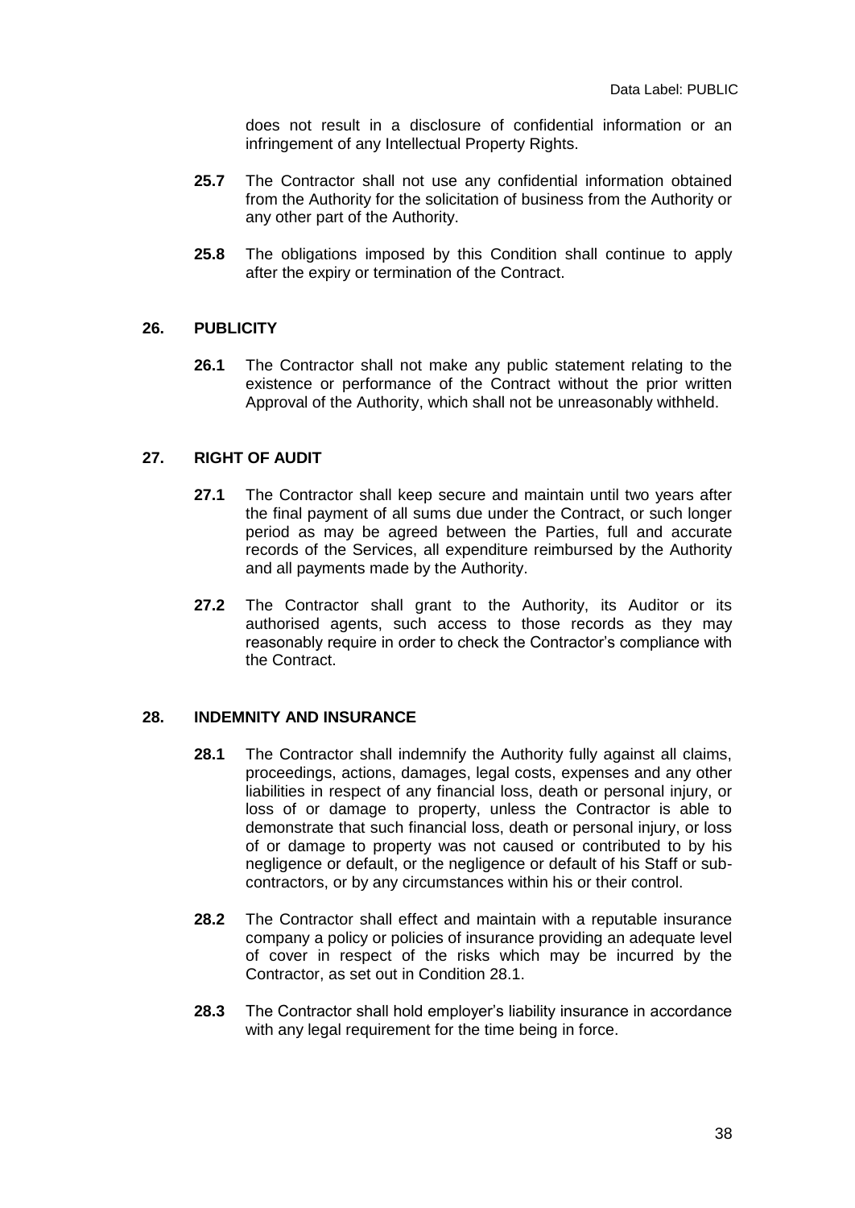does not result in a disclosure of confidential information or an infringement of any Intellectual Property Rights.

**25.7** The Contractor shall not use any confidential information obtained from the Authority for the solicitation of business from the Authority or any other part of the Authority.

**25.8** The obligations imposed by this Condition shall continue to apply after the expiry or termination of the Contract.

## 26. PUBLICITY

**26.1** The Contractor shall not make any public statement relating to the existence or performance of the Contract without the prior written Approval of the Authority, which shall not be unreasonably withheld.

## 27. RIGHT OF AUDIT

**27.1** The Contractor shall keep secure and maintain until two years after the final payment of all sums due under the Contract, or such longer period as may be agreed between the Parties, full and accurate records of the Services, all expenditure reimbursed by the Authority and all payments made by the Authority.

**27.2** The Contractor shall grant to the Authority, its Auditor or its authorised agents, such access to those records as they may reasonably require in order to check the Contractor's compliance with the Contract.

## 28. INDEMNITY AND INSURANCE

**28.1** The Contractor shall indemnify the Authority fully against all claims, proceedings, actions, damages, legal costs, expenses and any other liabilities in respect of any financial loss, death or personal injury, or loss of or damage to property, unless the Contractor is able to demonstrate that such financial loss, death or personal injury, or loss of or damage to property was not caused or contributed to by his negligence or default, or the negligence or default of his Staff or sub-contractors, or by any circumstances within his or their control.

**28.2** The Contractor shall effect and maintain with a reputable insurance company a policy or policies of insurance providing an adequate level of cover in respect of the risks which may be incurred by the Contractor, as set out in Condition 28.1.

**28.3** The Contractor shall hold employer's liability insurance in accordance with any legal requirement for the time being in force.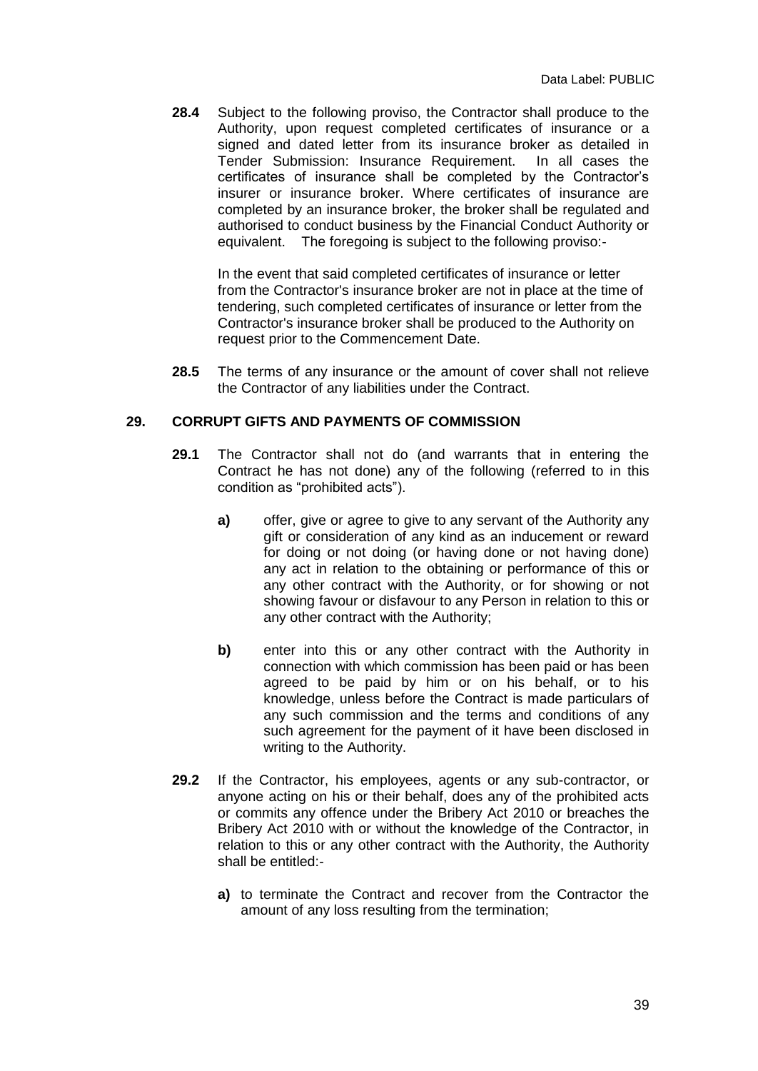**28.4** Subject to the following proviso, the Contractor shall produce to the Authority, upon request completed certificates of insurance or a signed and dated letter from its insurance broker as detailed in Tender Submission: Insurance Requirement. In all cases the certificates of insurance shall be completed by the Contractor's insurer or insurance broker. Where certificates of insurance are completed by an insurance broker, the broker shall be regulated and authorised to conduct business by the Financial Conduct Authority or equivalent. The foregoing is subject to the following proviso:-

In the event that said completed certificates of insurance or letter from the Contractor's insurance broker are not in place at the time of tendering, such completed certificates of insurance or letter from the Contractor's insurance broker shall be produced to the Authority on request prior to the Commencement Date.

**28.5** The terms of any insurance or the amount of cover shall not relieve the Contractor of any liabilities under the Contract.

## 29. CORRUPT GIFTS AND PAYMENTS OF COMMISSION

**29.1** The Contractor shall not do (and warrants that in entering the Contract he has not done) any of the following (referred to in this condition as "prohibited acts").

**a)** offer, give or agree to give to any servant of the Authority any gift or consideration of any kind as an inducement or reward for doing or not doing (or having done or not having done) any act in relation to the obtaining or performance of this or any other contract with the Authority, or for showing or not showing favour or disfavour to any Person in relation to this or any other contract with the Authority;

**b)** enter into this or any other contract with the Authority in connection with which commission has been paid or has been agreed to be paid by him or on his behalf, or to his knowledge, unless before the Contract is made particulars of any such commission and the terms and conditions of any such agreement for the payment of it have been disclosed in writing to the Authority.

**29.2** If the Contractor, his employees, agents or any sub-contractor, or anyone acting on his or their behalf, does any of the prohibited acts or commits any offence under the Bribery Act 2010 or breaches the Bribery Act 2010 with or without the knowledge of the Contractor, in relation to this or any other contract with the Authority, the Authority shall be entitled:-

**a)** to terminate the Contract and recover from the Contractor the amount of any loss resulting from the termination;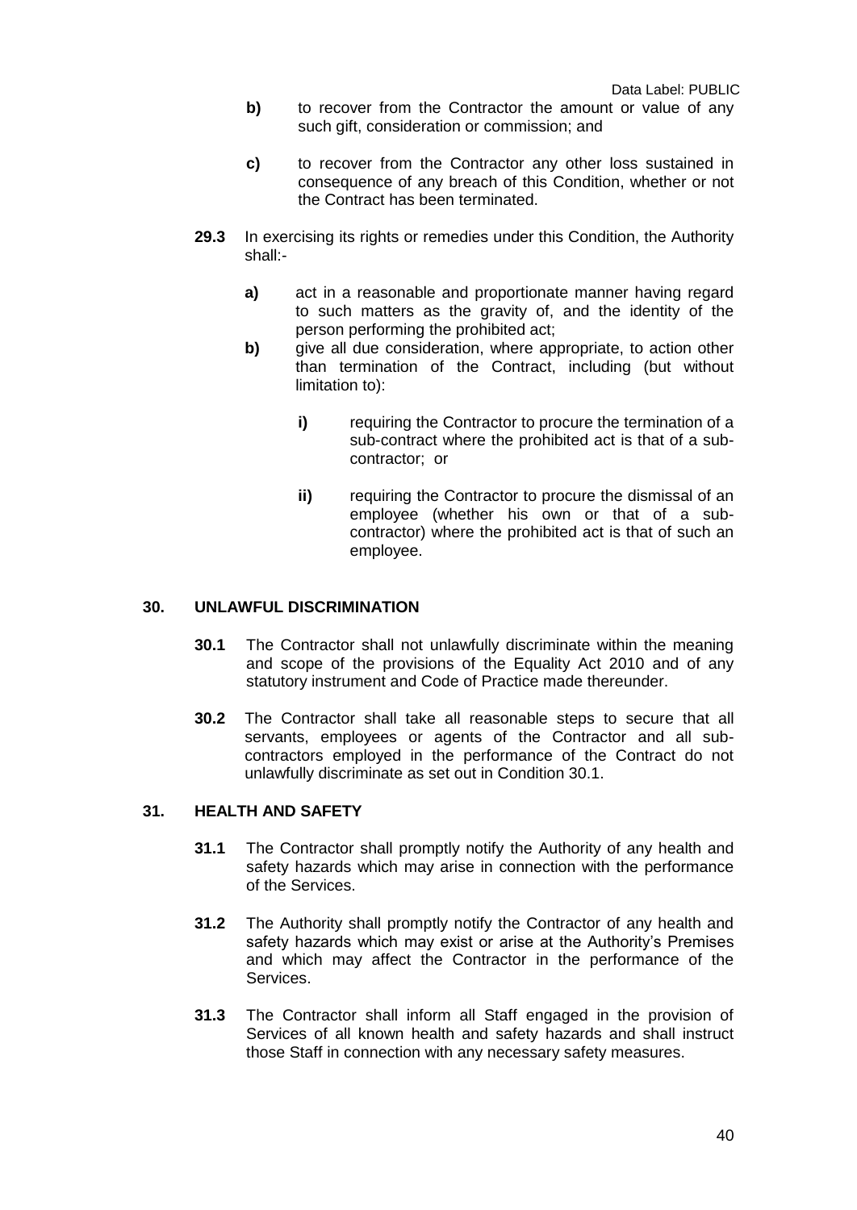**b)** to recover from the Contractor the amount or value of any such gift, consideration or commission; and

**c)** to recover from the Contractor any other loss sustained in consequence of any breach of this Condition, whether or not the Contract has been terminated.

**29.3** In exercising its rights or remedies under this Condition, the Authority shall:-

**a)** act in a reasonable and proportionate manner having regard to such matters as the gravity of, and the identity of the person performing the prohibited act;

**b)** give all due consideration, where appropriate, to action other than termination of the Contract, including (but without limitation to):

**i)** requiring the Contractor to procure the termination of a sub-contract where the prohibited act is that of a sub-contractor; or

**ii)** requiring the Contractor to procure the dismissal of an employee (whether his own or that of a sub-contractor) where the prohibited act is that of such an employee.

## 30. UNLAWFUL DISCRIMINATION

**30.1** The Contractor shall not unlawfully discriminate within the meaning and scope of the provisions of the Equality Act 2010 and of any statutory instrument and Code of Practice made thereunder.

**30.2** The Contractor shall take all reasonable steps to secure that all servants, employees or agents of the Contractor and all sub-contractors employed in the performance of the Contract do not unlawfully discriminate as set out in Condition 30.1.

## 31. HEALTH AND SAFETY

**31.1** The Contractor shall promptly notify the Authority of any health and safety hazards which may arise in connection with the performance of the Services.

**31.2** The Authority shall promptly notify the Contractor of any health and safety hazards which may exist or arise at the Authority's Premises and which may affect the Contractor in the performance of the Services.

**31.3** The Contractor shall inform all Staff engaged in the provision of Services of all known health and safety hazards and shall instruct those Staff in connection with any necessary safety measures.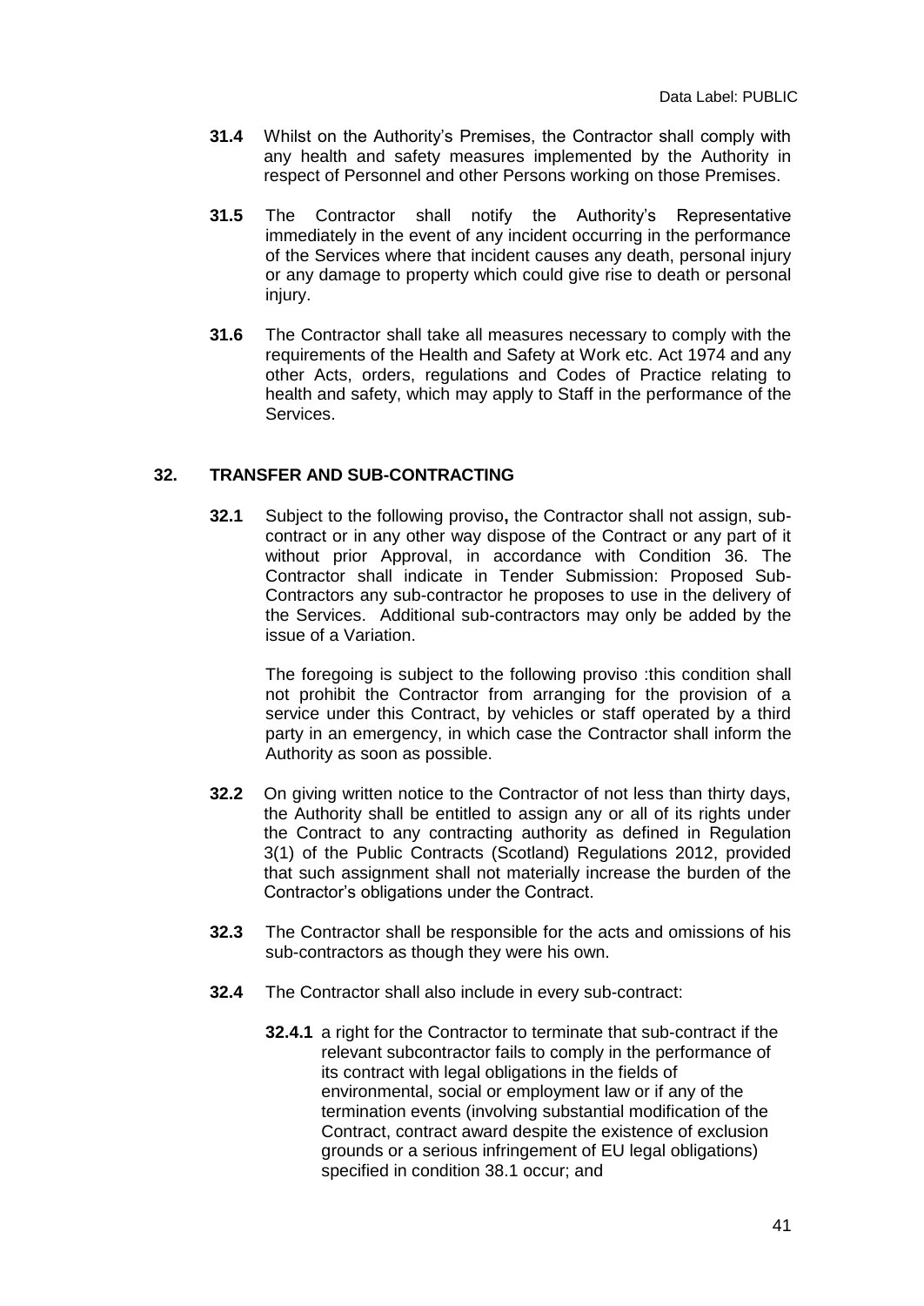**31.4** Whilst on the Authority's Premises, the Contractor shall comply with any health and safety measures implemented by the Authority in respect of Personnel and other Persons working on those Premises.

**31.5** The Contractor shall notify the Authority's Representative immediately in the event of any incident occurring in the performance of the Services where that incident causes any death, personal injury or any damage to property which could give rise to death or personal injury.

**31.6** The Contractor shall take all measures necessary to comply with the requirements of the Health and Safety at Work etc. Act 1974 and any other Acts, orders, regulations and Codes of Practice relating to health and safety, which may apply to Staff in the performance of the Services.

## 32. TRANSFER AND SUB-CONTRACTING

**32.1** Subject to the following proviso**,** the Contractor shall not assign, sub-contract or in any other way dispose of the Contract or any part of it without prior Approval, in accordance with Condition 36. The Contractor shall indicate in Tender Submission: Proposed Sub-Contractors any sub-contractor he proposes to use in the delivery of the Services. Additional sub-contractors may only be added by the issue of a Variation.

The foregoing is subject to the following proviso :this condition shall not prohibit the Contractor from arranging for the provision of a service under this Contract, by vehicles or staff operated by a third party in an emergency, in which case the Contractor shall inform the Authority as soon as possible.

**32.2** On giving written notice to the Contractor of not less than thirty days, the Authority shall be entitled to assign any or all of its rights under the Contract to any contracting authority as defined in Regulation 3(1) of the Public Contracts (Scotland) Regulations 2012, provided that such assignment shall not materially increase the burden of the Contractor's obligations under the Contract.

**32.3** The Contractor shall be responsible for the acts and omissions of his sub-contractors as though they were his own.

**32.4** The Contractor shall also include in every sub-contract:

**32.4.1** a right for the Contractor to terminate that sub-contract if the relevant subcontractor fails to comply in the performance of its contract with legal obligations in the fields of environmental, social or employment law or if any of the termination events (involving substantial modification of the Contract, contract award despite the existence of exclusion grounds or a serious infringement of EU legal obligations) specified in condition 38.1 occur; and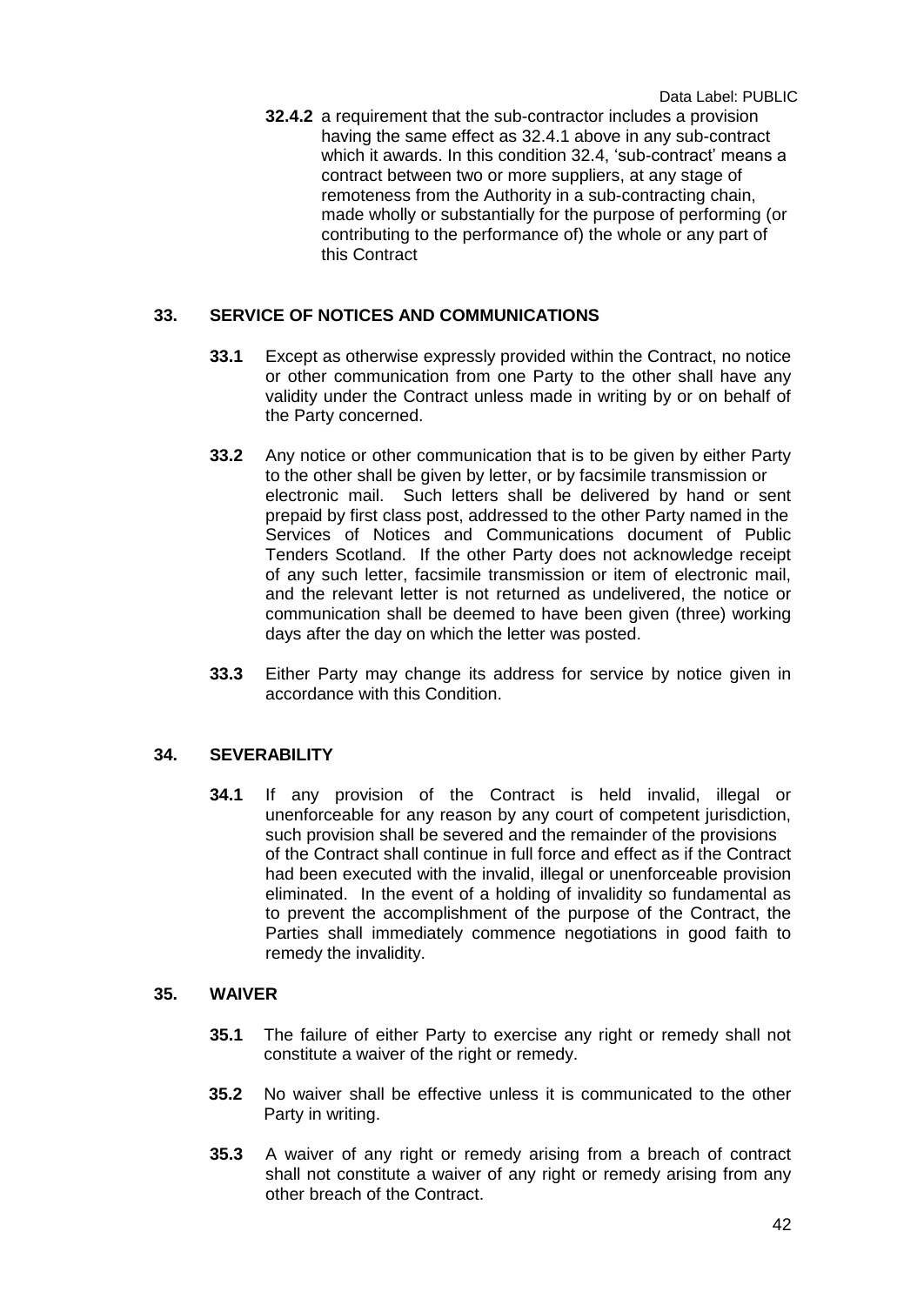**32.4.2** a requirement that the sub-contractor includes a provision having the same effect as 32.4.1 above in any sub-contract which it awards. In this condition 32.4, 'sub-contract' means a contract between two or more suppliers, at any stage of remoteness from the Authority in a sub-contracting chain, made wholly or substantially for the purpose of performing (or contributing to the performance of) the whole or any part of this Contract

## 33. SERVICE OF NOTICES AND COMMUNICATIONS

**33.1** Except as otherwise expressly provided within the Contract, no notice or other communication from one Party to the other shall have any validity under the Contract unless made in writing by or on behalf of the Party concerned.

**33.2** Any notice or other communication that is to be given by either Party to the other shall be given by letter, or by facsimile transmission or electronic mail. Such letters shall be delivered by hand or sent prepaid by first class post, addressed to the other Party named in the Services of Notices and Communications document of Public Tenders Scotland. If the other Party does not acknowledge receipt of any such letter, facsimile transmission or item of electronic mail, and the relevant letter is not returned as undelivered, the notice or communication shall be deemed to have been given (three) working days after the day on which the letter was posted.

**33.3** Either Party may change its address for service by notice given in accordance with this Condition.

## 34. SEVERABILITY

**34.1** If any provision of the Contract is held invalid, illegal or unenforceable for any reason by any court of competent jurisdiction, such provision shall be severed and the remainder of the provisions of the Contract shall continue in full force and effect as if the Contract had been executed with the invalid, illegal or unenforceable provision eliminated. In the event of a holding of invalidity so fundamental as to prevent the accomplishment of the purpose of the Contract, the Parties shall immediately commence negotiations in good faith to remedy the invalidity.

## 35. WAIVER

**35.1** The failure of either Party to exercise any right or remedy shall not constitute a waiver of the right or remedy.

**35.2** No waiver shall be effective unless it is communicated to the other Party in writing.

**35.3** A waiver of any right or remedy arising from a breach of contract shall not constitute a waiver of any right or remedy arising from any other breach of the Contract.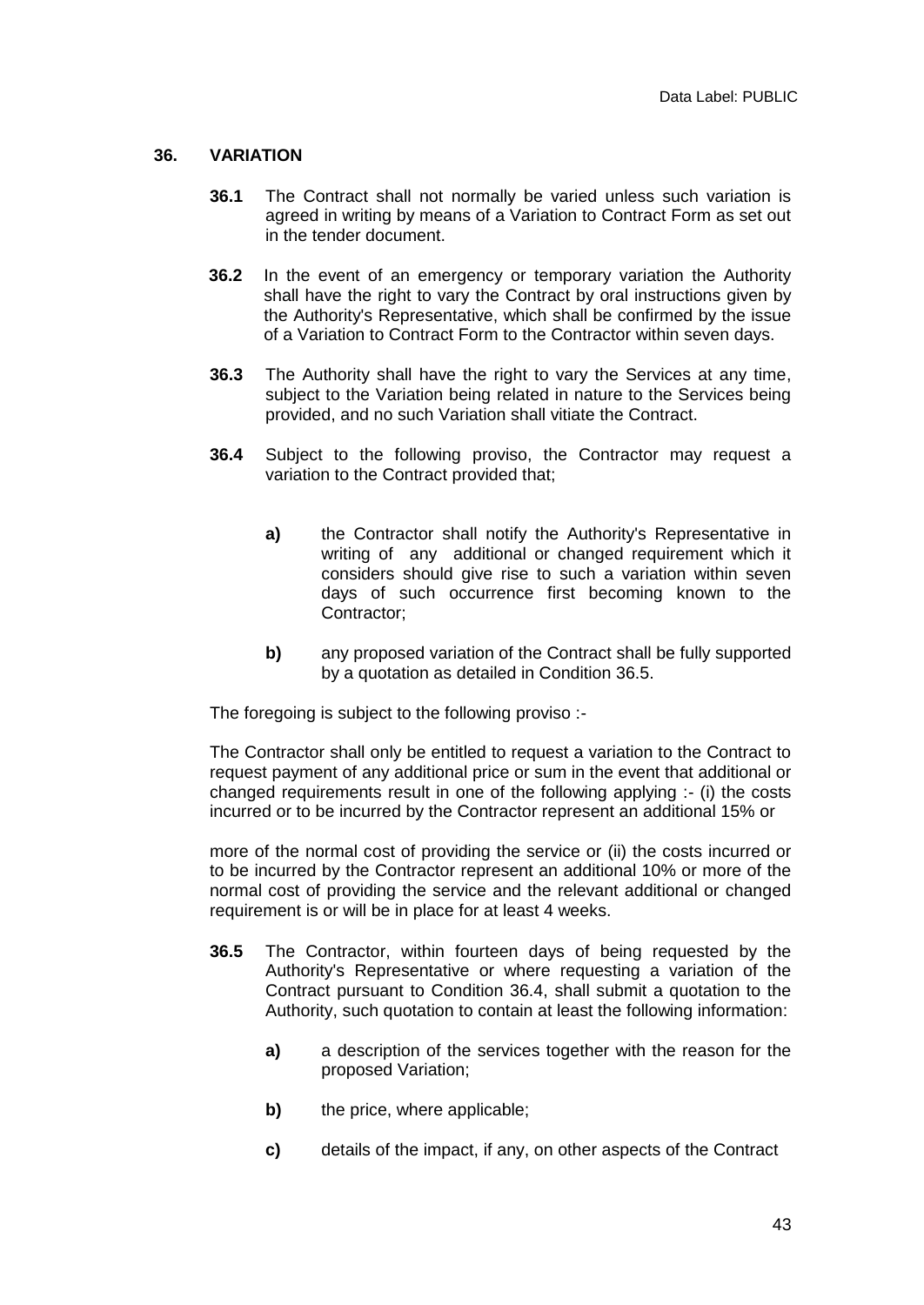## 36. VARIATION

**36.1** The Contract shall not normally be varied unless such variation is agreed in writing by means of a Variation to Contract Form as set out in the tender document.

**36.2** In the event of an emergency or temporary variation the Authority shall have the right to vary the Contract by oral instructions given by the Authority's Representative, which shall be confirmed by the issue of a Variation to Contract Form to the Contractor within seven days.

**36.3** The Authority shall have the right to vary the Services at any time, subject to the Variation being related in nature to the Services being provided, and no such Variation shall vitiate the Contract.

**36.4** Subject to the following proviso, the Contractor may request a variation to the Contract provided that;

- **a)** the Contractor shall notify the Authority's Representative in writing of any additional or changed requirement which it considers should give rise to such a variation within seven days of such occurrence first becoming known to the Contractor;
- **b)** any proposed variation of the Contract shall be fully supported by a quotation as detailed in Condition 36.5.

The foregoing is subject to the following proviso :-

The Contractor shall only be entitled to request a variation to the Contract to request payment of any additional price or sum in the event that additional or changed requirements result in one of the following applying :- (i) the costs incurred or to be incurred by the Contractor represent an additional 15% or

more of the normal cost of providing the service or (ii) the costs incurred or to be incurred by the Contractor represent an additional 10% or more of the normal cost of providing the service and the relevant additional or changed requirement is or will be in place for at least 4 weeks.

**36.5** The Contractor, within fourteen days of being requested by the Authority's Representative or where requesting a variation of the Contract pursuant to Condition 36.4, shall submit a quotation to the Authority, such quotation to contain at least the following information:

- **a)** a description of the services together with the reason for the proposed Variation;
- **b)** the price, where applicable;
- **c)** details of the impact, if any, on other aspects of the Contract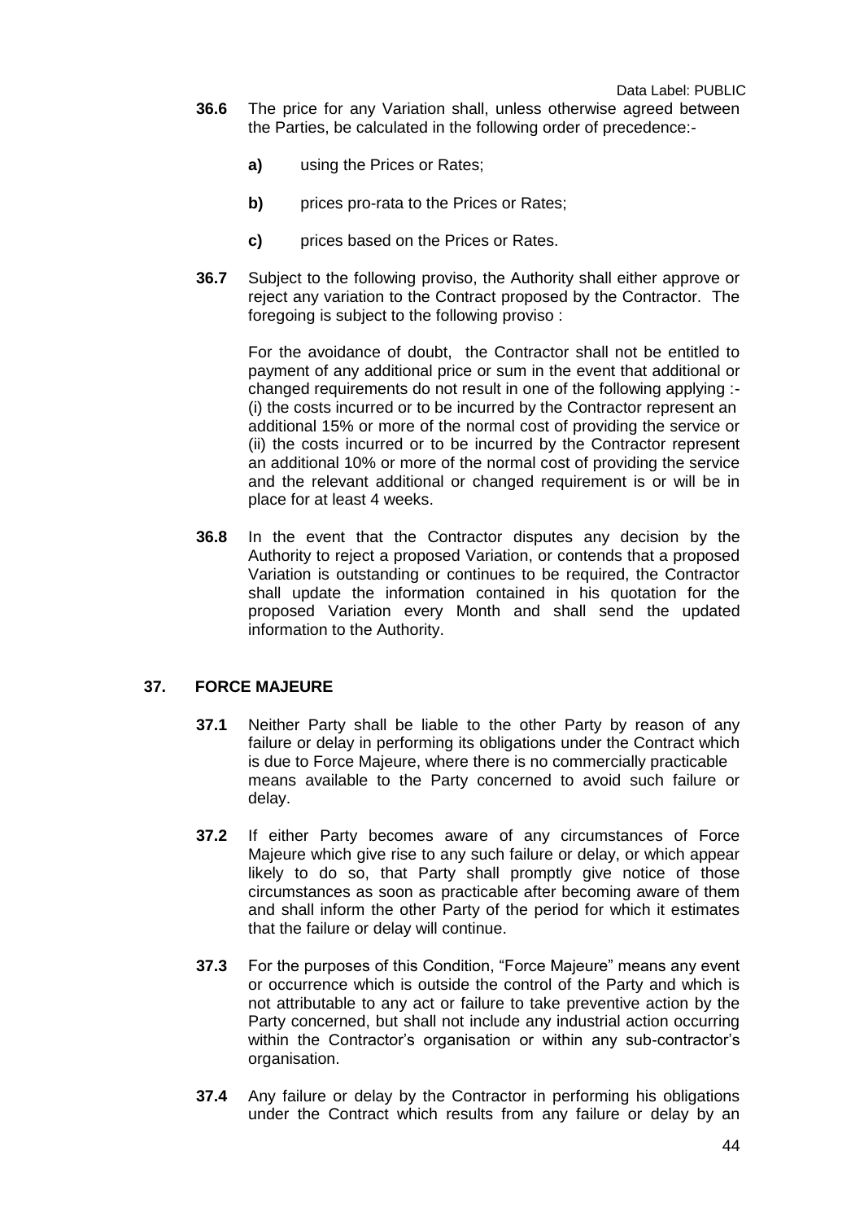**36.6** The price for any Variation shall, unless otherwise agreed between the Parties, be calculated in the following order of precedence:-

- **a)** using the Prices or Rates;
- **b)** prices pro-rata to the Prices or Rates;
- **c)** prices based on the Prices or Rates.

**36.7** Subject to the following proviso, the Authority shall either approve or reject any variation to the Contract proposed by the Contractor. The foregoing is subject to the following proviso :

For the avoidance of doubt, the Contractor shall not be entitled to payment of any additional price or sum in the event that additional or changed requirements do not result in one of the following applying :- (i) the costs incurred or to be incurred by the Contractor represent an additional 15% or more of the normal cost of providing the service or (ii) the costs incurred or to be incurred by the Contractor represent an additional 10% or more of the normal cost of providing the service and the relevant additional or changed requirement is or will be in place for at least 4 weeks.

**36.8** In the event that the Contractor disputes any decision by the Authority to reject a proposed Variation, or contends that a proposed Variation is outstanding or continues to be required, the Contractor shall update the information contained in his quotation for the proposed Variation every Month and shall send the updated information to the Authority.

## 37. FORCE MAJEURE

**37.1** Neither Party shall be liable to the other Party by reason of any failure or delay in performing its obligations under the Contract which is due to Force Majeure, where there is no commercially practicable means available to the Party concerned to avoid such failure or delay.

**37.2** If either Party becomes aware of any circumstances of Force Majeure which give rise to any such failure or delay, or which appear likely to do so, that Party shall promptly give notice of those circumstances as soon as practicable after becoming aware of them and shall inform the other Party of the period for which it estimates that the failure or delay will continue.

**37.3** For the purposes of this Condition, "Force Majeure" means any event or occurrence which is outside the control of the Party and which is not attributable to any act or failure to take preventive action by the Party concerned, but shall not include any industrial action occurring within the Contractor's organisation or within any sub-contractor's organisation.

**37.4** Any failure or delay by the Contractor in performing his obligations under the Contract which results from any failure or delay by an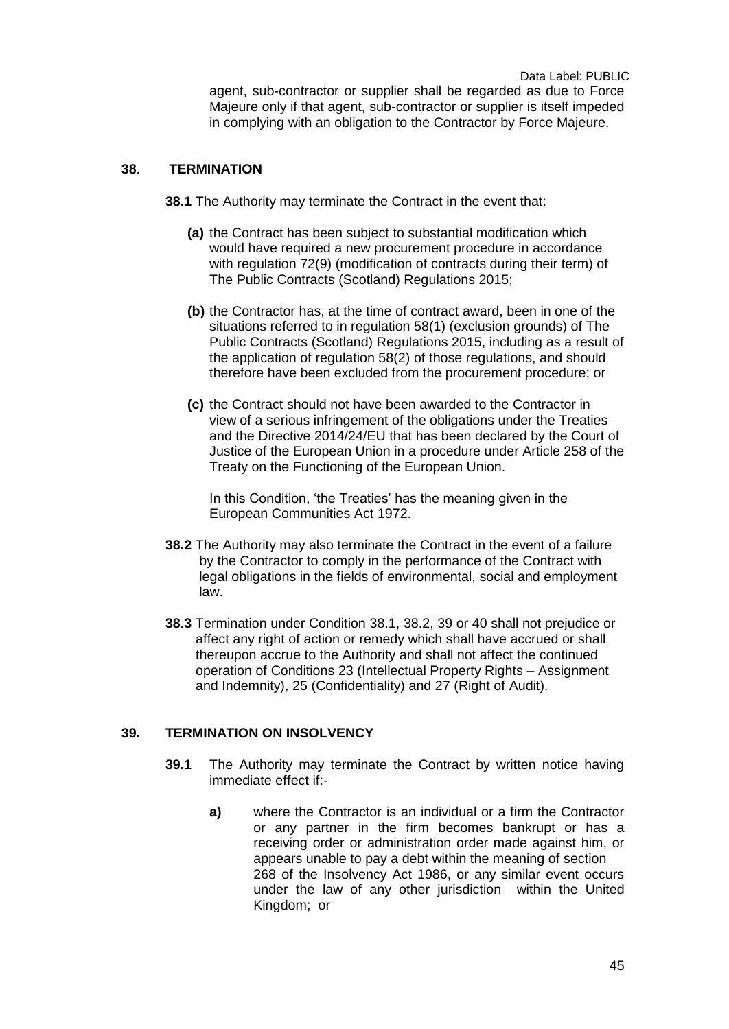agent, sub-contractor or supplier shall be regarded as due to Force Majeure only if that agent, sub-contractor or supplier is itself impeded in complying with an obligation to the Contractor by Force Majeure.

## 38. TERMINATION

**38.1** The Authority may terminate the Contract in the event that:

**(a)** the Contract has been subject to substantial modification which would have required a new procurement procedure in accordance with regulation 72(9) (modification of contracts during their term) of The Public Contracts (Scotland) Regulations 2015;

**(b)** the Contractor has, at the time of contract award, been in one of the situations referred to in regulation 58(1) (exclusion grounds) of The Public Contracts (Scotland) Regulations 2015, including as a result of the application of regulation 58(2) of those regulations, and should therefore have been excluded from the procurement procedure; or

**(c)** the Contract should not have been awarded to the Contractor in view of a serious infringement of the obligations under the Treaties and the Directive 2014/24/EU that has been declared by the Court of Justice of the European Union in a procedure under Article 258 of the Treaty on the Functioning of the European Union.

In this Condition, 'the Treaties' has the meaning given in the European Communities Act 1972.

**38.2** The Authority may also terminate the Contract in the event of a failure by the Contractor to comply in the performance of the Contract with legal obligations in the fields of environmental, social and employment law.

**38.3** Termination under Condition 38.1, 38.2, 39 or 40 shall not prejudice or affect any right of action or remedy which shall have accrued or shall thereupon accrue to the Authority and shall not affect the continued operation of Conditions 23 (Intellectual Property Rights – Assignment and Indemnity), 25 (Confidentiality) and 27 (Right of Audit).

## 39. TERMINATION ON INSOLVENCY

**39.1** The Authority may terminate the Contract by written notice having immediate effect if:-

**a)** where the Contractor is an individual or a firm the Contractor or any partner in the firm becomes bankrupt or has a receiving order or administration order made against him, or appears unable to pay a debt within the meaning of section 268 of the Insolvency Act 1986, or any similar event occurs under the law of any other jurisdiction within the United Kingdom; or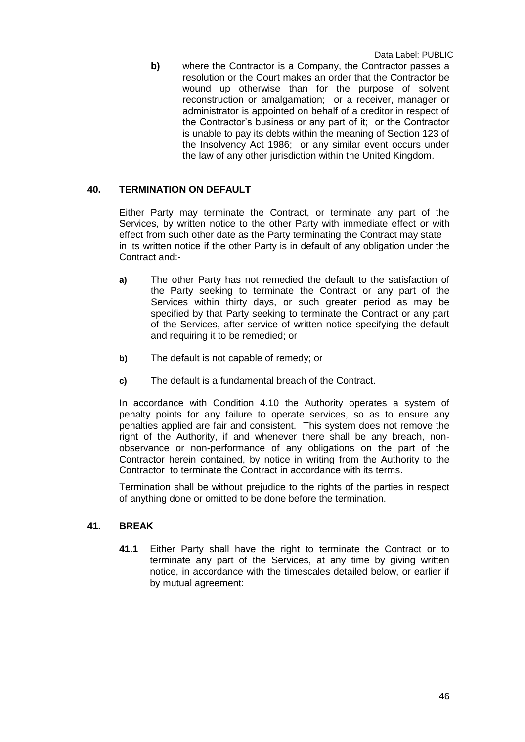**b)** where the Contractor is a Company, the Contractor passes a resolution or the Court makes an order that the Contractor be wound up otherwise than for the purpose of solvent reconstruction or amalgamation; or a receiver, manager or administrator is appointed on behalf of a creditor in respect of the Contractor's business or any part of it; or the Contractor is unable to pay its debts within the meaning of Section 123 of the Insolvency Act 1986; or any similar event occurs under the law of any other jurisdiction within the United Kingdom.

## 40. TERMINATION ON DEFAULT

Either Party may terminate the Contract, or terminate any part of the Services, by written notice to the other Party with immediate effect or with effect from such other date as the Party terminating the Contract may state in its written notice if the other Party is in default of any obligation under the Contract and:-

**a)** The other Party has not remedied the default to the satisfaction of the Party seeking to terminate the Contract or any part of the Services within thirty days, or such greater period as may be specified by that Party seeking to terminate the Contract or any part of the Services, after service of written notice specifying the default and requiring it to be remedied; or

**b)** The default is not capable of remedy; or

**c)** The default is a fundamental breach of the Contract.

In accordance with Condition 4.10 the Authority operates a system of penalty points for any failure to operate services, so as to ensure any penalties applied are fair and consistent. This system does not remove the right of the Authority, if and whenever there shall be any breach, non-observance or non-performance of any obligations on the part of the Contractor herein contained, by notice in writing from the Authority to the Contractor to terminate the Contract in accordance with its terms.

Termination shall be without prejudice to the rights of the parties in respect of anything done or omitted to be done before the termination.

## 41. BREAK

**41.1** Either Party shall have the right to terminate the Contract or to terminate any part of the Services, at any time by giving written notice, in accordance with the timescales detailed below, or earlier if by mutual agreement: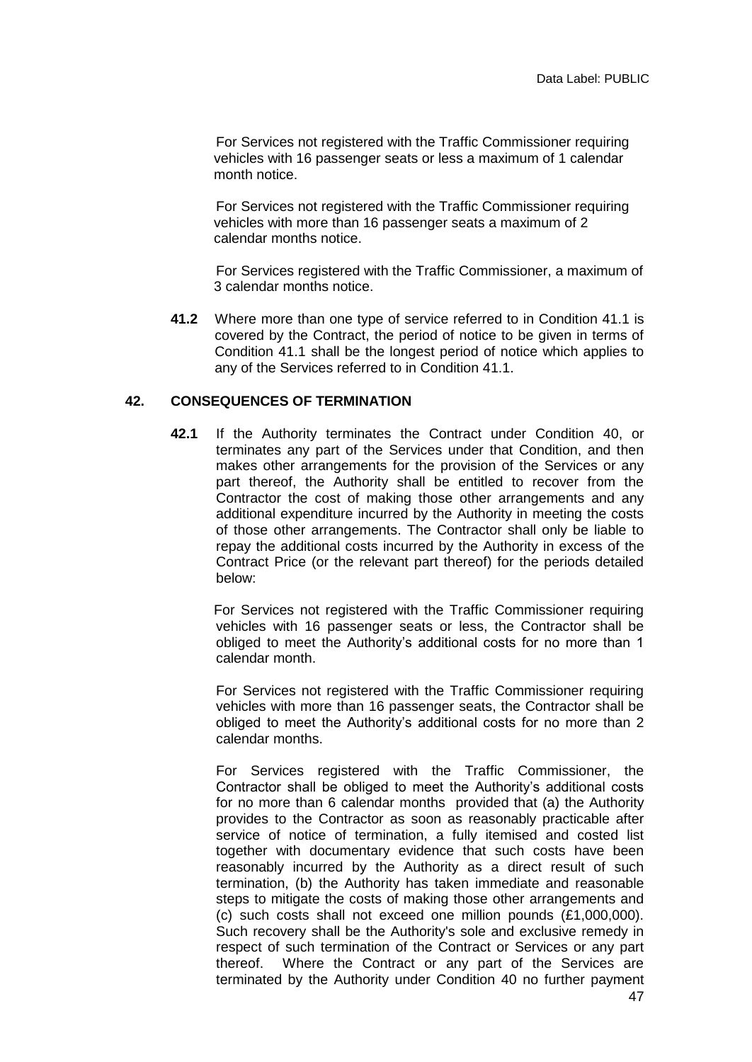For Services not registered with the Traffic Commissioner requiring vehicles with 16 passenger seats or less a maximum of 1 calendar month notice.

For Services not registered with the Traffic Commissioner requiring vehicles with more than 16 passenger seats a maximum of 2 calendar months notice.

For Services registered with the Traffic Commissioner, a maximum of 3 calendar months notice.

**41.2** Where more than one type of service referred to in Condition 41.1 is covered by the Contract, the period of notice to be given in terms of Condition 41.1 shall be the longest period of notice which applies to any of the Services referred to in Condition 41.1.

## 42. CONSEQUENCES OF TERMINATION

**42.1** If the Authority terminates the Contract under Condition 40, or terminates any part of the Services under that Condition, and then makes other arrangements for the provision of the Services or any part thereof, the Authority shall be entitled to recover from the Contractor the cost of making those other arrangements and any additional expenditure incurred by the Authority in meeting the costs of those other arrangements. The Contractor shall only be liable to repay the additional costs incurred by the Authority in excess of the Contract Price (or the relevant part thereof) for the periods detailed below:

For Services not registered with the Traffic Commissioner requiring vehicles with 16 passenger seats or less, the Contractor shall be obliged to meet the Authority's additional costs for no more than 1 calendar month.

For Services not registered with the Traffic Commissioner requiring vehicles with more than 16 passenger seats, the Contractor shall be obliged to meet the Authority's additional costs for no more than 2 calendar months.

For Services registered with the Traffic Commissioner, the Contractor shall be obliged to meet the Authority's additional costs for no more than 6 calendar months provided that (a) the Authority provides to the Contractor as soon as reasonably practicable after service of notice of termination, a fully itemised and costed list together with documentary evidence that such costs have been reasonably incurred by the Authority as a direct result of such termination, (b) the Authority has taken immediate and reasonable steps to mitigate the costs of making those other arrangements and (c) such costs shall not exceed one million pounds (£1,000,000). Such recovery shall be the Authority's sole and exclusive remedy in respect of such termination of the Contract or Services or any part thereof. Where the Contract or any part of the Services are terminated by the Authority under Condition 40 no further payment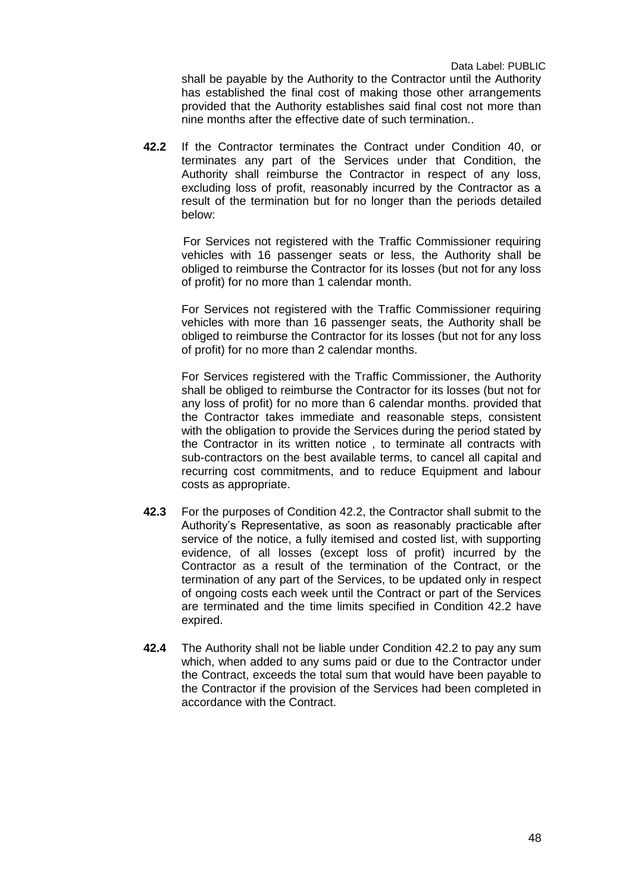shall be payable by the Authority to the Contractor until the Authority has established the final cost of making those other arrangements provided that the Authority establishes said final cost not more than nine months after the effective date of such termination..

**42.2** If the Contractor terminates the Contract under Condition 40, or terminates any part of the Services under that Condition, the Authority shall reimburse the Contractor in respect of any loss, excluding loss of profit, reasonably incurred by the Contractor as a result of the termination but for no longer than the periods detailed below:

For Services not registered with the Traffic Commissioner requiring vehicles with 16 passenger seats or less, the Authority shall be obliged to reimburse the Contractor for its losses (but not for any loss of profit) for no more than 1 calendar month.

For Services not registered with the Traffic Commissioner requiring vehicles with more than 16 passenger seats, the Authority shall be obliged to reimburse the Contractor for its losses (but not for any loss of profit) for no more than 2 calendar months.

For Services registered with the Traffic Commissioner, the Authority shall be obliged to reimburse the Contractor for its losses (but not for any loss of profit) for no more than 6 calendar months. provided that the Contractor takes immediate and reasonable steps, consistent with the obligation to provide the Services during the period stated by the Contractor in its written notice , to terminate all contracts with sub-contractors on the best available terms, to cancel all capital and recurring cost commitments, and to reduce Equipment and labour costs as appropriate.

**42.3** For the purposes of Condition 42.2, the Contractor shall submit to the Authority's Representative, as soon as reasonably practicable after service of the notice, a fully itemised and costed list, with supporting evidence, of all losses (except loss of profit) incurred by the Contractor as a result of the termination of the Contract, or the termination of any part of the Services, to be updated only in respect of ongoing costs each week until the Contract or part of the Services are terminated and the time limits specified in Condition 42.2 have expired.

**42.4** The Authority shall not be liable under Condition 42.2 to pay any sum which, when added to any sums paid or due to the Contractor under the Contract, exceeds the total sum that would have been payable to the Contractor if the provision of the Services had been completed in accordance with the Contract.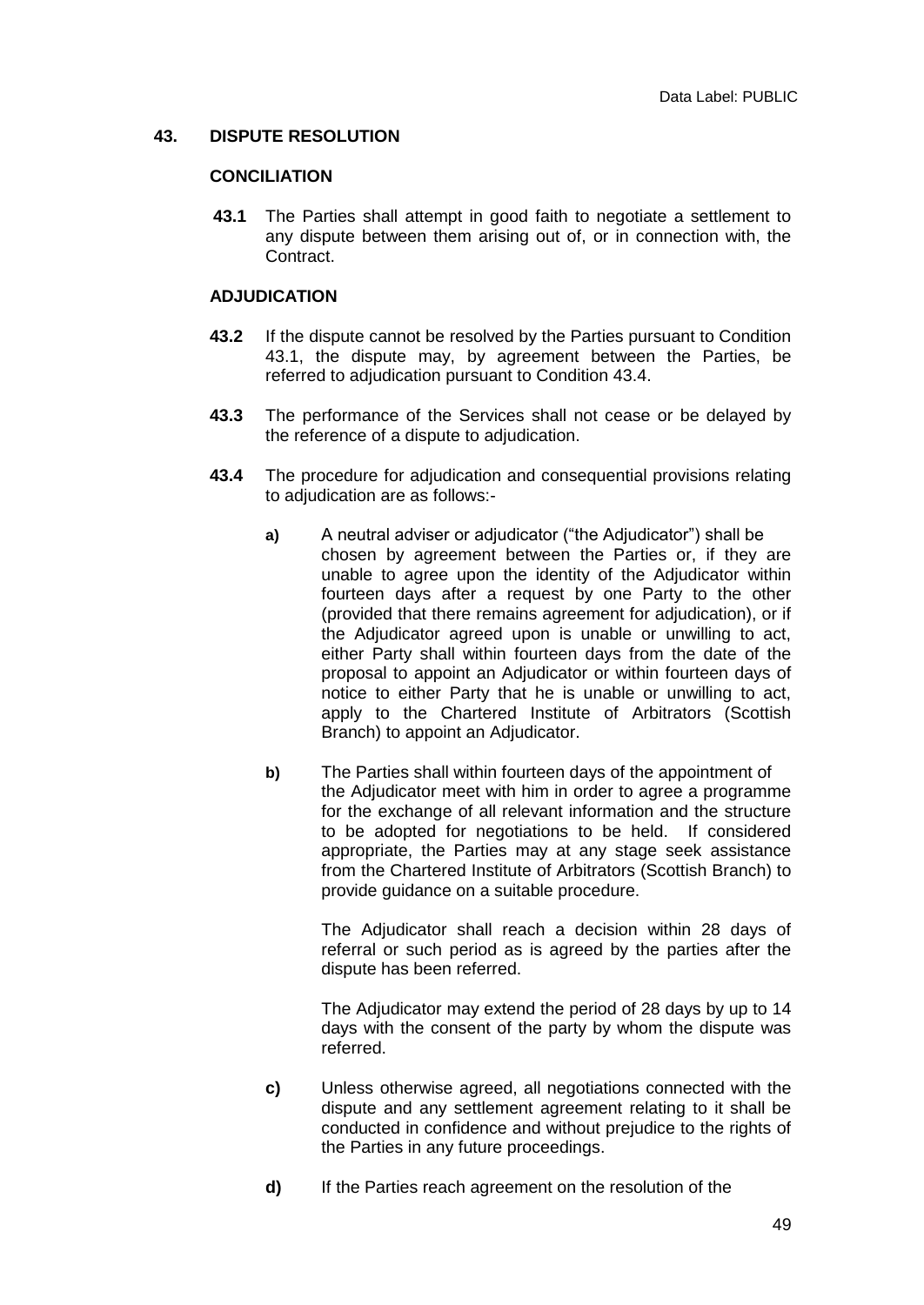## 43. DISPUTE RESOLUTION

### CONCILIATION

**43.1** The Parties shall attempt in good faith to negotiate a settlement to any dispute between them arising out of, or in connection with, the Contract.

### ADJUDICATION

**43.2** If the dispute cannot be resolved by the Parties pursuant to Condition 43.1, the dispute may, by agreement between the Parties, be referred to adjudication pursuant to Condition 43.4.

**43.3** The performance of the Services shall not cease or be delayed by the reference of a dispute to adjudication.

**43.4** The procedure for adjudication and consequential provisions relating to adjudication are as follows:-

**a)** A neutral adviser or adjudicator ("the Adjudicator") shall be chosen by agreement between the Parties or, if they are unable to agree upon the identity of the Adjudicator within fourteen days after a request by one Party to the other (provided that there remains agreement for adjudication), or if the Adjudicator agreed upon is unable or unwilling to act, either Party shall within fourteen days from the date of the proposal to appoint an Adjudicator or within fourteen days of notice to either Party that he is unable or unwilling to act, apply to the Chartered Institute of Arbitrators (Scottish Branch) to appoint an Adjudicator.

**b)** The Parties shall within fourteen days of the appointment of the Adjudicator meet with him in order to agree a programme for the exchange of all relevant information and the structure to be adopted for negotiations to be held. If considered appropriate, the Parties may at any stage seek assistance from the Chartered Institute of Arbitrators (Scottish Branch) to provide guidance on a suitable procedure.

The Adjudicator shall reach a decision within 28 days of referral or such period as is agreed by the parties after the dispute has been referred.

The Adjudicator may extend the period of 28 days by up to 14 days with the consent of the party by whom the dispute was referred.

**c)** Unless otherwise agreed, all negotiations connected with the dispute and any settlement agreement relating to it shall be conducted in confidence and without prejudice to the rights of the Parties in any future proceedings.

**d)** If the Parties reach agreement on the resolution of the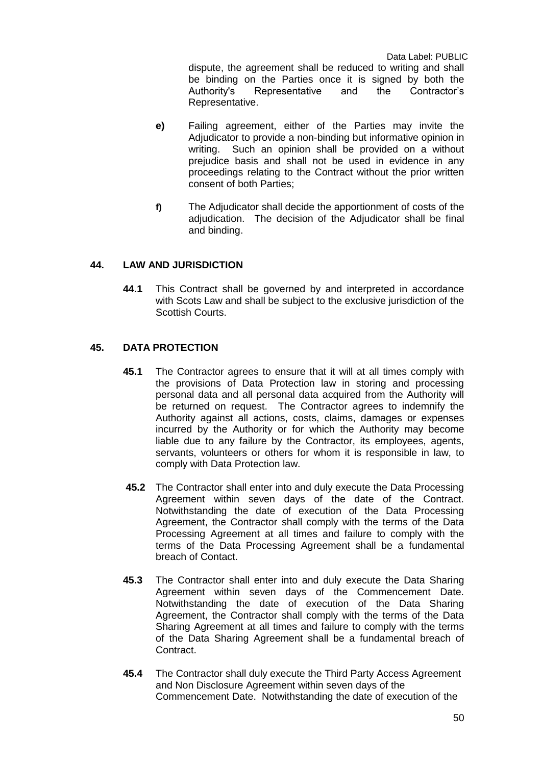dispute, the agreement shall be reduced to writing and shall be binding on the Parties once it is signed by both the Authority's Representative and the Contractor's Representative.

**e)** Failing agreement, either of the Parties may invite the Adjudicator to provide a non-binding but informative opinion in writing. Such an opinion shall be provided on a without prejudice basis and shall not be used in evidence in any proceedings relating to the Contract without the prior written consent of both Parties;

**f)** The Adjudicator shall decide the apportionment of costs of the adjudication. The decision of the Adjudicator shall be final and binding.

## 44. LAW AND JURISDICTION

**44.1** This Contract shall be governed by and interpreted in accordance with Scots Law and shall be subject to the exclusive jurisdiction of the Scottish Courts.

## 45. DATA PROTECTION

**45.1** The Contractor agrees to ensure that it will at all times comply with the provisions of Data Protection law in storing and processing personal data and all personal data acquired from the Authority will be returned on request. The Contractor agrees to indemnify the Authority against all actions, costs, claims, damages or expenses incurred by the Authority or for which the Authority may become liable due to any failure by the Contractor, its employees, agents, servants, volunteers or others for whom it is responsible in law, to comply with Data Protection law.

**45.2** The Contractor shall enter into and duly execute the Data Processing Agreement within seven days of the date of the Contract. Notwithstanding the date of execution of the Data Processing Agreement, the Contractor shall comply with the terms of the Data Processing Agreement at all times and failure to comply with the terms of the Data Processing Agreement shall be a fundamental breach of Contact.

**45.3** The Contractor shall enter into and duly execute the Data Sharing Agreement within seven days of the Commencement Date. Notwithstanding the date of execution of the Data Sharing Agreement, the Contractor shall comply with the terms of the Data Sharing Agreement at all times and failure to comply with the terms of the Data Sharing Agreement shall be a fundamental breach of Contract.

**45.4** The Contractor shall duly execute the Third Party Access Agreement and Non Disclosure Agreement within seven days of the Commencement Date. Notwithstanding the date of execution of the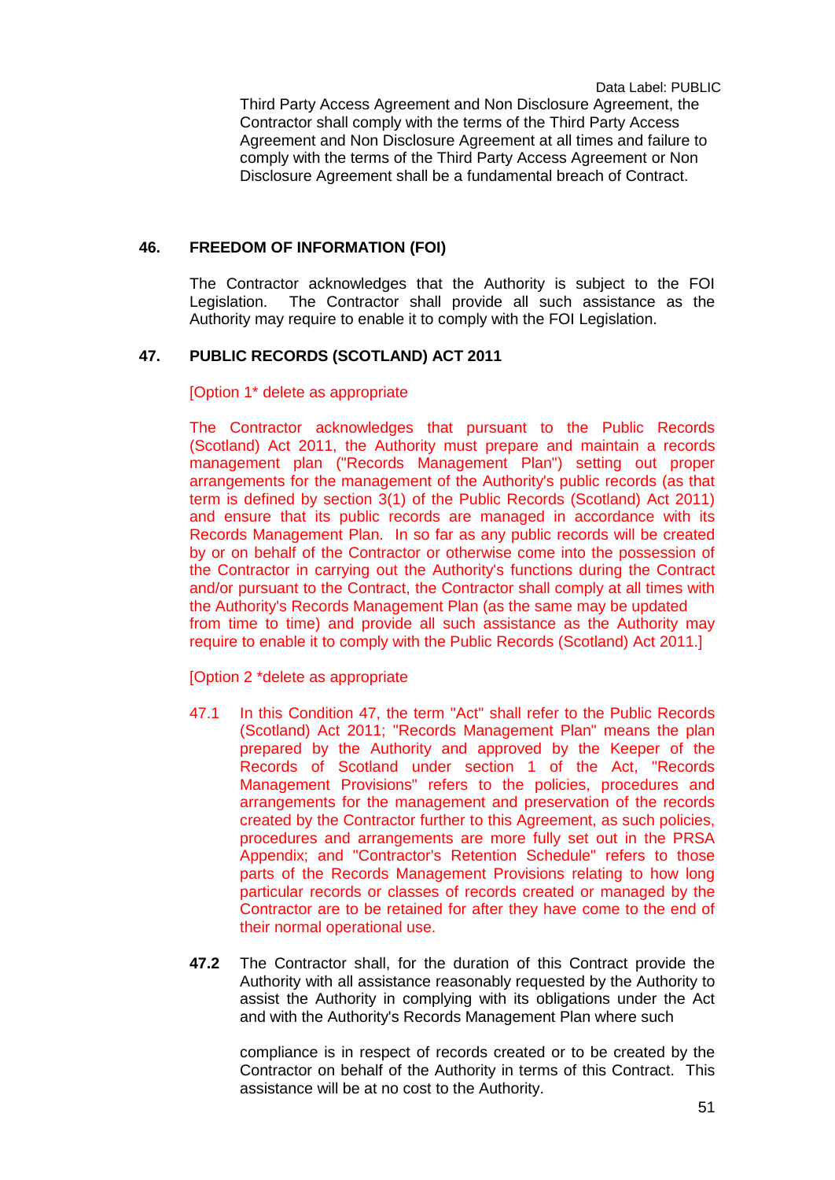Third Party Access Agreement and Non Disclosure Agreement, the Contractor shall comply with the terms of the Third Party Access Agreement and Non Disclosure Agreement at all times and failure to comply with the terms of the Third Party Access Agreement or Non Disclosure Agreement shall be a fundamental breach of Contract.

## 46. FREEDOM OF INFORMATION (FOI)

The Contractor acknowledges that the Authority is subject to the FOI Legislation. The Contractor shall provide all such assistance as the Authority may require to enable it to comply with the FOI Legislation.

## 47. PUBLIC RECORDS (SCOTLAND) ACT 2011

[Option 1* delete as appropriate

The Contractor acknowledges that pursuant to the Public Records (Scotland) Act 2011, the Authority must prepare and maintain a records management plan ("Records Management Plan") setting out proper arrangements for the management of the Authority's public records (as that term is defined by section 3(1) of the Public Records (Scotland) Act 2011) and ensure that its public records are managed in accordance with its Records Management Plan. In so far as any public records will be created by or on behalf of the Contractor or otherwise come into the possession of the Contractor in carrying out the Authority's functions during the Contract and/or pursuant to the Contract, the Contractor shall comply at all times with the Authority's Records Management Plan (as the same may be updated from time to time) and provide all such assistance as the Authority may require to enable it to comply with the Public Records (Scotland) Act 2011.]

[Option 2 *delete as appropriate

47.1 In this Condition 47, the term "Act" shall refer to the Public Records (Scotland) Act 2011; "Records Management Plan" means the plan prepared by the Authority and approved by the Keeper of the Records of Scotland under section 1 of the Act, "Records Management Provisions" refers to the policies, procedures and arrangements for the management and preservation of the records created by the Contractor further to this Agreement, as such policies, procedures and arrangements are more fully set out in the PRSA Appendix; and "Contractor's Retention Schedule" refers to those parts of the Records Management Provisions relating to how long particular records or classes of records created or managed by the Contractor are to be retained for after they have come to the end of their normal operational use.

**47.2** The Contractor shall, for the duration of this Contract provide the Authority with all assistance reasonably requested by the Authority to assist the Authority in complying with its obligations under the Act and with the Authority's Records Management Plan where such compliance is in respect of records created or to be created by the Contractor on behalf of the Authority in terms of this Contract. This assistance will be at no cost to the Authority.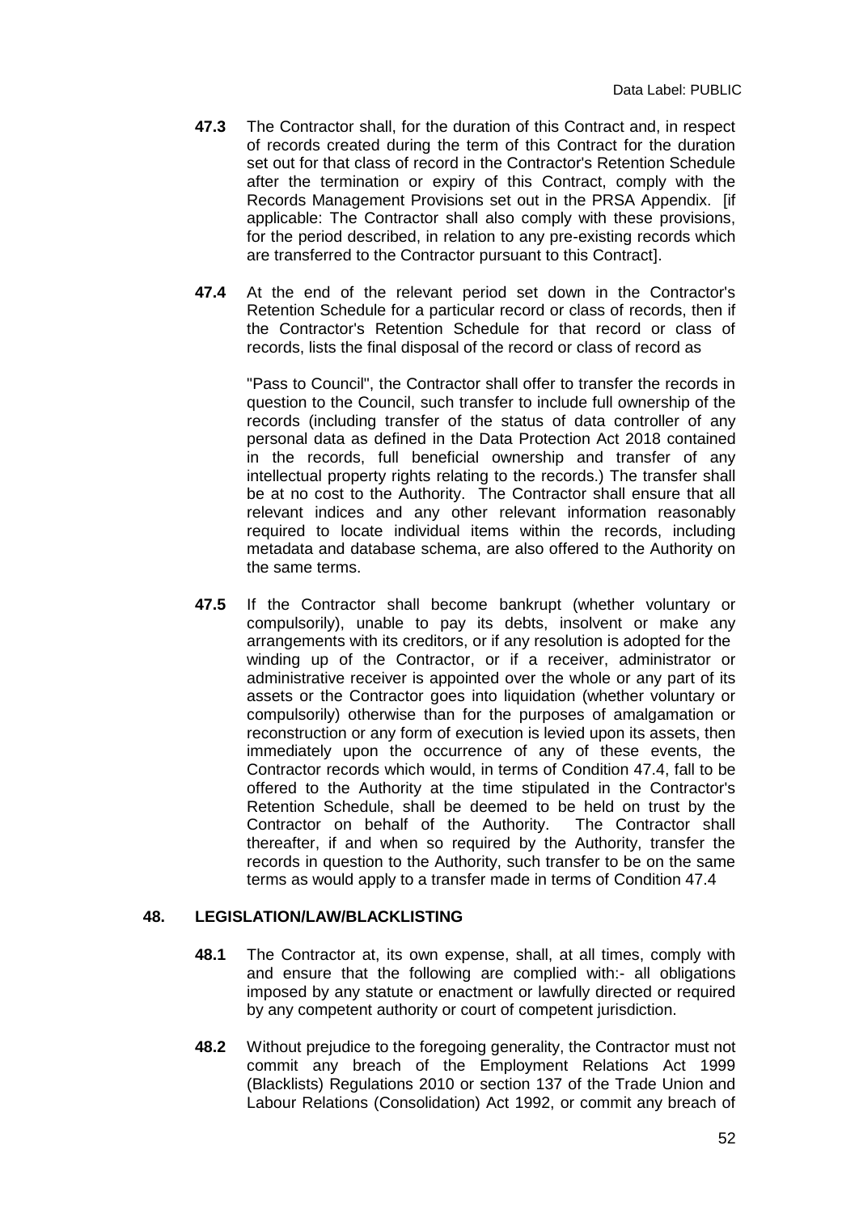**47.3** The Contractor shall, for the duration of this Contract and, in respect of records created during the term of this Contract for the duration set out for that class of record in the Contractor's Retention Schedule after the termination or expiry of this Contract, comply with the Records Management Provisions set out in the PRSA Appendix. [if applicable: The Contractor shall also comply with these provisions, for the period described, in relation to any pre-existing records which are transferred to the Contractor pursuant to this Contract].

**47.4** At the end of the relevant period set down in the Contractor's Retention Schedule for a particular record or class of records, then if the Contractor's Retention Schedule for that record or class of records, lists the final disposal of the record or class of record as

"Pass to Council", the Contractor shall offer to transfer the records in question to the Council, such transfer to include full ownership of the records (including transfer of the status of data controller of any personal data as defined in the Data Protection Act 2018 contained in the records, full beneficial ownership and transfer of any intellectual property rights relating to the records.) The transfer shall be at no cost to the Authority. The Contractor shall ensure that all relevant indices and any other relevant information reasonably required to locate individual items within the records, including metadata and database schema, are also offered to the Authority on the same terms.

**47.5** If the Contractor shall become bankrupt (whether voluntary or compulsorily), unable to pay its debts, insolvent or make any arrangements with its creditors, or if any resolution is adopted for the winding up of the Contractor, or if a receiver, administrator or administrative receiver is appointed over the whole or any part of its assets or the Contractor goes into liquidation (whether voluntary or compulsorily) otherwise than for the purposes of amalgamation or reconstruction or any form of execution is levied upon its assets, then immediately upon the occurrence of any of these events, the Contractor records which would, in terms of Condition 47.4, fall to be offered to the Authority at the time stipulated in the Contractor's Retention Schedule, shall be deemed to be held on trust by the Contractor on behalf of the Authority. The Contractor shall thereafter, if and when so required by the Authority, transfer the records in question to the Authority, such transfer to be on the same terms as would apply to a transfer made in terms of Condition 47.4

## 48. LEGISLATION/LAW/BLACKLISTING

**48.1** The Contractor at, its own expense, shall, at all times, comply with and ensure that the following are complied with:- all obligations imposed by any statute or enactment or lawfully directed or required by any competent authority or court of competent jurisdiction.

**48.2** Without prejudice to the foregoing generality, the Contractor must not commit any breach of the Employment Relations Act 1999 (Blacklists) Regulations 2010 or section 137 of the Trade Union and Labour Relations (Consolidation) Act 1992, or commit any breach of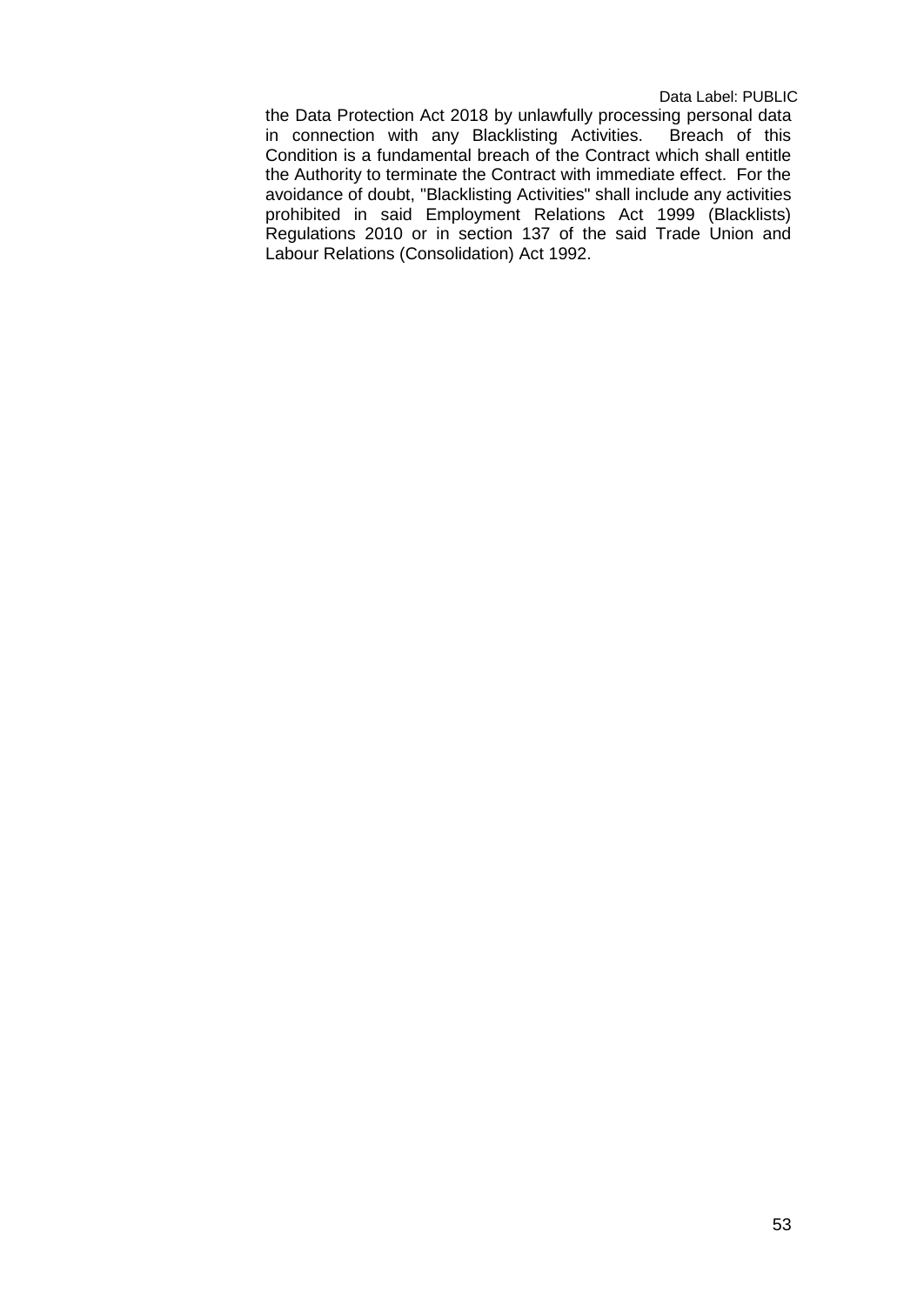the Data Protection Act 2018 by unlawfully processing personal data in connection with any Blacklisting Activities. Breach of this Condition is a fundamental breach of the Contract which shall entitle the Authority to terminate the Contract with immediate effect. For the avoidance of doubt, "Blacklisting Activities" shall include any activities prohibited in said Employment Relations Act 1999 (Blacklists) Regulations 2010 or in section 137 of the said Trade Union and Labour Relations (Consolidation) Act 1992.